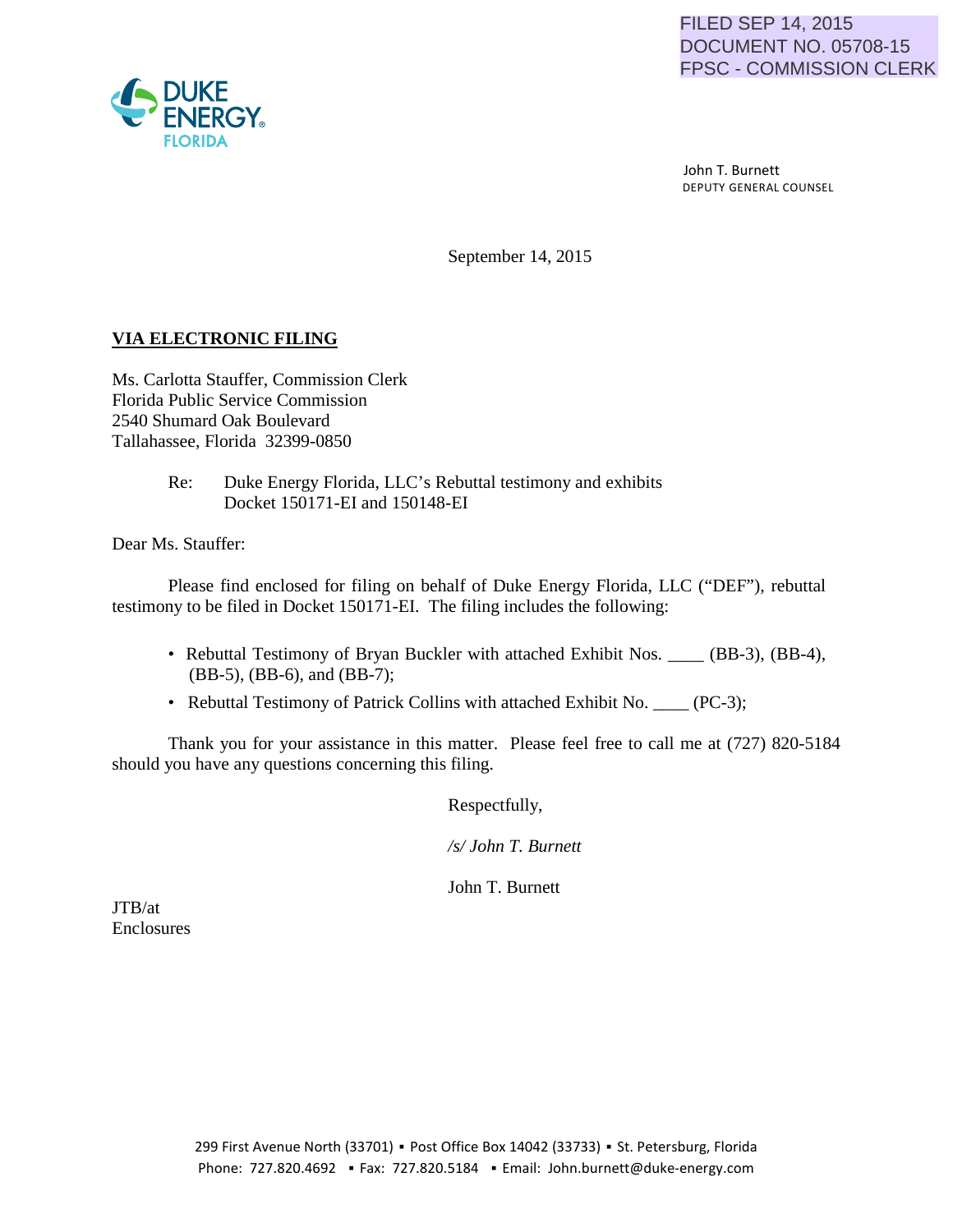FILED SEP 14, 2015
DOCUMENT NO. 05708-15
FPSC - COMMISSION CLERK

DUKE ENERGY FLORIDA

John T. Burnett
DEPUTY GENERAL COUNSEL

September 14, 2015

**VIA ELECTRONIC FILING**

Ms. Carlotta Stauffer, Commission Clerk
Florida Public Service Commission
2540 Shumard Oak Boulevard
Tallahassee, Florida 32399-0850

Re: Duke Energy Florida, LLC's Rebuttal testimony and exhibits
Docket 150171-EI and 150148-EI

Dear Ms. Stauffer:

Please find enclosed for filing on behalf of Duke Energy Florida, LLC ("DEF"), rebuttal testimony to be filed in Docket 150171-EI. The filing includes the following:

- Rebuttal Testimony of Bryan Buckler with attached Exhibit Nos. ____ (BB-3), (BB-4), (BB-5), (BB-6), and (BB-7);
- Rebuttal Testimony of Patrick Collins with attached Exhibit No. ____ (PC-3);

Thank you for your assistance in this matter. Please feel free to call me at (727) 820-5184 should you have any questions concerning this filing.

Respectfully,

*/s/ John T. Burnett*

John T. Burnett

JTB/at
Enclosures

299 First Avenue North (33701) ▪ Post Office Box 14042 (33733) ▪ St. Petersburg, Florida
Phone: 727.820.4692 ▪ Fax: 727.820.5184 ▪ Email: John.burnett@duke-energy.com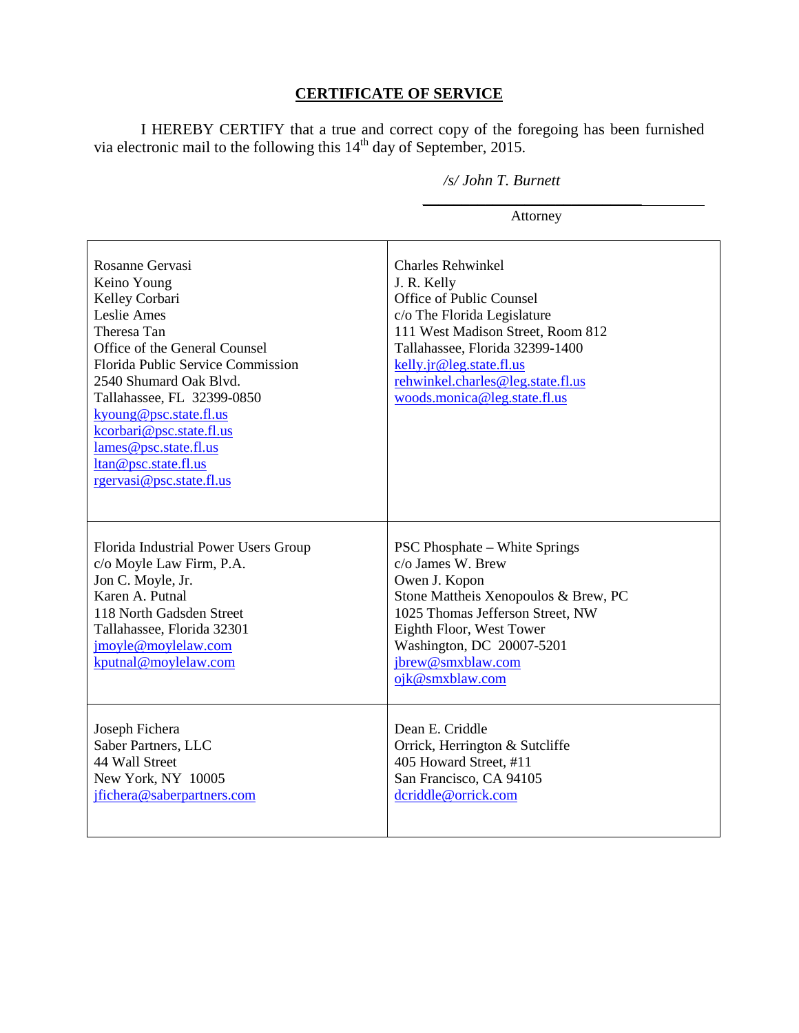## CERTIFICATE OF SERVICE

I HEREBY CERTIFY that a true and correct copy of the foregoing has been furnished via electronic mail to the following this 14th day of September, 2015.

*/s/ John T. Burnett*

______________________________
Attorney

| | |
|---|---|
| Rosanne Gervasi<br>Keino Young<br>Kelley Corbari<br>Leslie Ames<br>Theresa Tan<br>Office of the General Counsel<br>Florida Public Service Commission<br>2540 Shumard Oak Blvd.<br>Tallahassee, FL 32399-0850<br>kyoung@psc.state.fl.us<br>kcorbari@psc.state.fl.us<br>lames@psc.state.fl.us<br>ltan@psc.state.fl.us<br>rgervasi@psc.state.fl.us | Charles Rehwinkel<br>J. R. Kelly<br>Office of Public Counsel<br>c/o The Florida Legislature<br>111 West Madison Street, Room 812<br>Tallahassee, Florida 32399-1400<br>kelly.jr@leg.state.fl.us<br>rehwinkel.charles@leg.state.fl.us<br>woods.monica@leg.state.fl.us |
| Florida Industrial Power Users Group<br>c/o Moyle Law Firm, P.A.<br>Jon C. Moyle, Jr.<br>Karen A. Putnal<br>118 North Gadsden Street<br>Tallahassee, Florida 32301<br>jmoyle@moylelaw.com<br>kputnal@moylelaw.com | PSC Phosphate – White Springs<br>c/o James W. Brew<br>Owen J. Kopon<br>Stone Mattheis Xenopoulos & Brew, PC<br>1025 Thomas Jefferson Street, NW<br>Eighth Floor, West Tower<br>Washington, DC 20007-5201<br>jbrew@smxblaw.com<br>ojk@smxblaw.com |
| Joseph Fichera<br>Saber Partners, LLC<br>44 Wall Street<br>New York, NY 10005<br>jfichera@saberpartners.com | Dean E. Criddle<br>Orrick, Herrington & Sutcliffe<br>405 Howard Street, #11<br>San Francisco, CA 94105<br>dcriddle@orrick.com |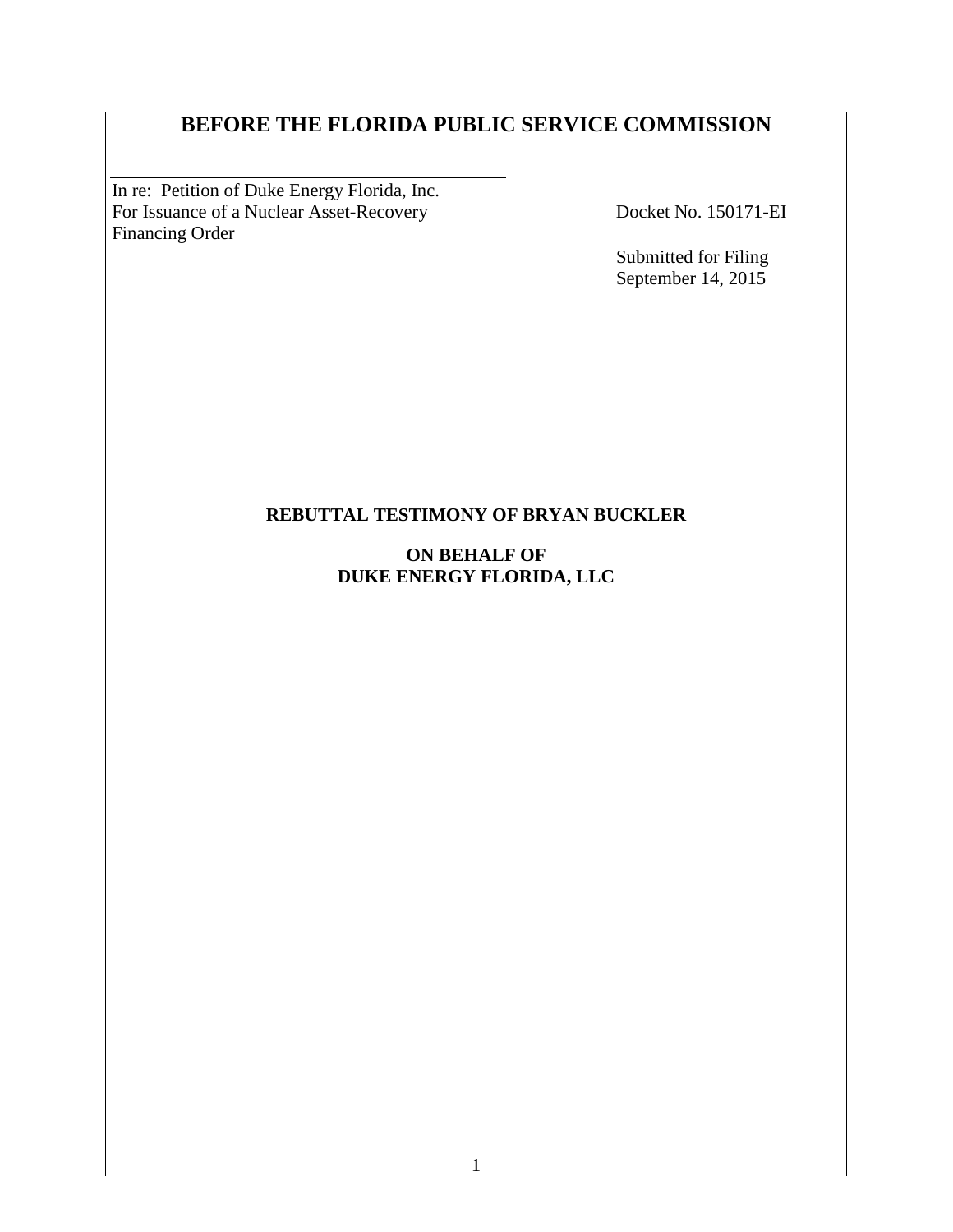# BEFORE THE FLORIDA PUBLIC SERVICE COMMISSION

| In re: Petition of Duke Energy Florida, Inc. For Issuance of a Nuclear Asset-Recovery Financing Order | Docket No. 150171-EI |
|---|---|
| | Submitted for Filing September 14, 2015 |

**REBUTTAL TESTIMONY OF BRYAN BUCKLER**

**ON BEHALF OF**
**DUKE ENERGY FLORIDA, LLC**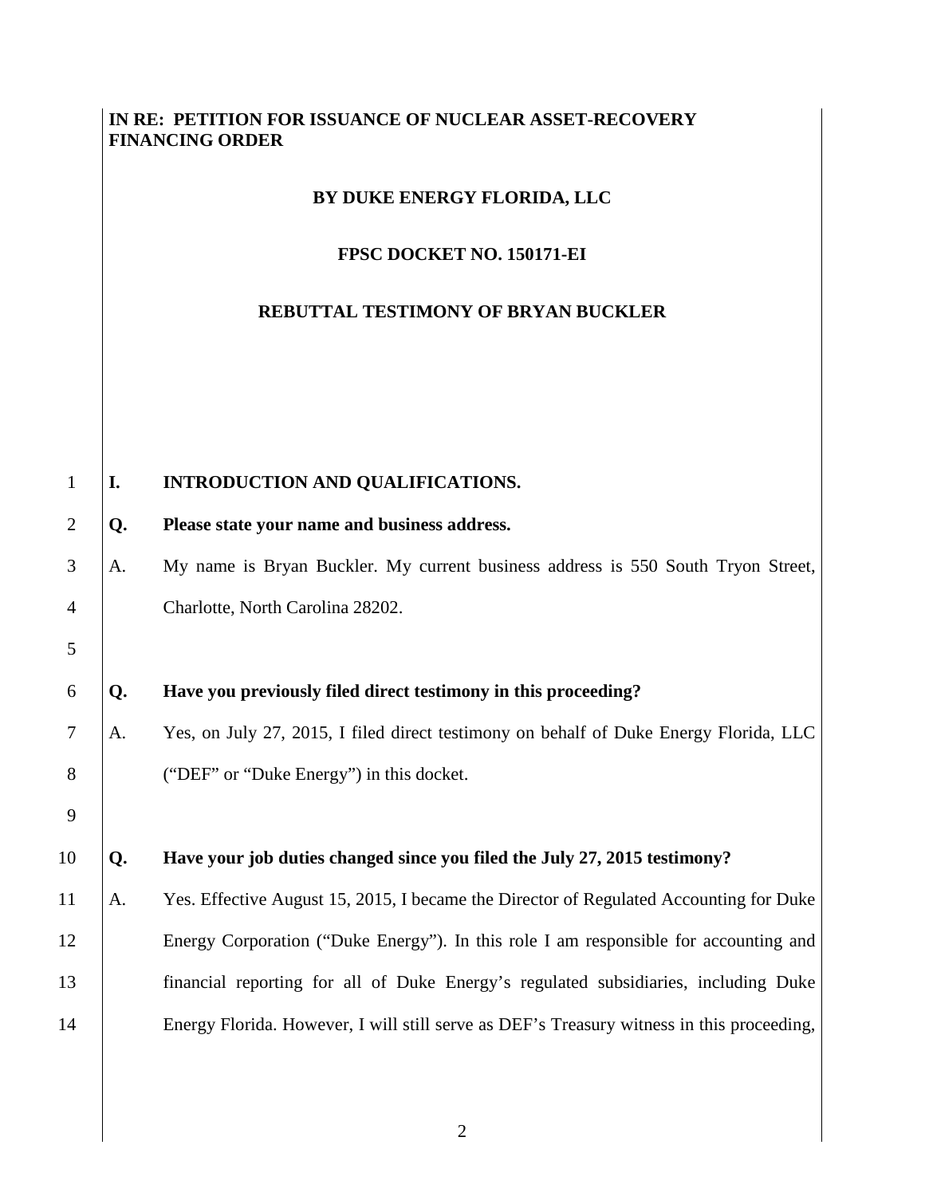**IN RE: PETITION FOR ISSUANCE OF NUCLEAR ASSET-RECOVERY FINANCING ORDER**

**BY DUKE ENERGY FLORIDA, LLC**

**FPSC DOCKET NO. 150171-EI**

**REBUTTAL TESTIMONY OF BRYAN BUCKLER**

## I. INTRODUCTION AND QUALIFICATIONS.

**Q. Please state your name and business address.**

A. My name is Bryan Buckler. My current business address is 550 South Tryon Street, Charlotte, North Carolina 28202.

**Q. Have you previously filed direct testimony in this proceeding?**

A. Yes, on July 27, 2015, I filed direct testimony on behalf of Duke Energy Florida, LLC ("DEF" or "Duke Energy") in this docket.

**Q. Have your job duties changed since you filed the July 27, 2015 testimony?**

A. Yes. Effective August 15, 2015, I became the Director of Regulated Accounting for Duke Energy Corporation ("Duke Energy"). In this role I am responsible for accounting and financial reporting for all of Duke Energy's regulated subsidiaries, including Duke Energy Florida. However, I will still serve as DEF's Treasury witness in this proceeding,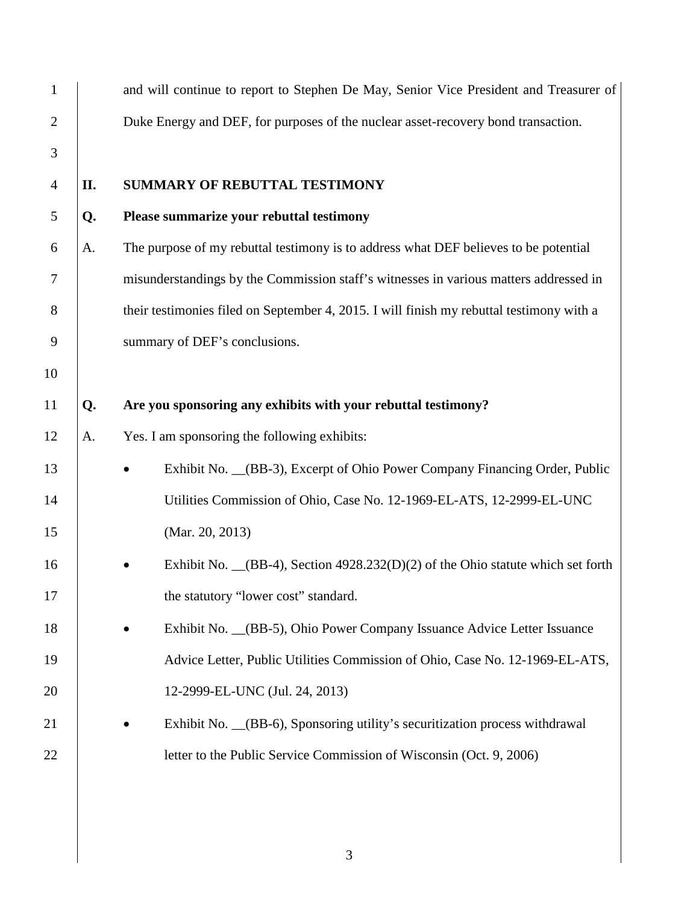and will continue to report to Stephen De May, Senior Vice President and Treasurer of Duke Energy and DEF, for purposes of the nuclear asset-recovery bond transaction.

## II. SUMMARY OF REBUTTAL TESTIMONY

**Q. Please summarize your rebuttal testimony**

A. The purpose of my rebuttal testimony is to address what DEF believes to be potential misunderstandings by the Commission staff's witnesses in various matters addressed in their testimonies filed on September 4, 2015. I will finish my rebuttal testimony with a summary of DEF's conclusions.

**Q. Are you sponsoring any exhibits with your rebuttal testimony?**

A. Yes. I am sponsoring the following exhibits:

- Exhibit No. __(BB-3), Excerpt of Ohio Power Company Financing Order, Public Utilities Commission of Ohio, Case No. 12-1969-EL-ATS, 12-2999-EL-UNC (Mar. 20, 2013)
- Exhibit No. __(BB-4), Section 4928.232(D)(2) of the Ohio statute which set forth the statutory "lower cost" standard.
- Exhibit No. __(BB-5), Ohio Power Company Issuance Advice Letter Issuance Advice Letter, Public Utilities Commission of Ohio, Case No. 12-1969-EL-ATS, 12-2999-EL-UNC (Jul. 24, 2013)
- Exhibit No. __(BB-6), Sponsoring utility's securitization process withdrawal letter to the Public Service Commission of Wisconsin (Oct. 9, 2006)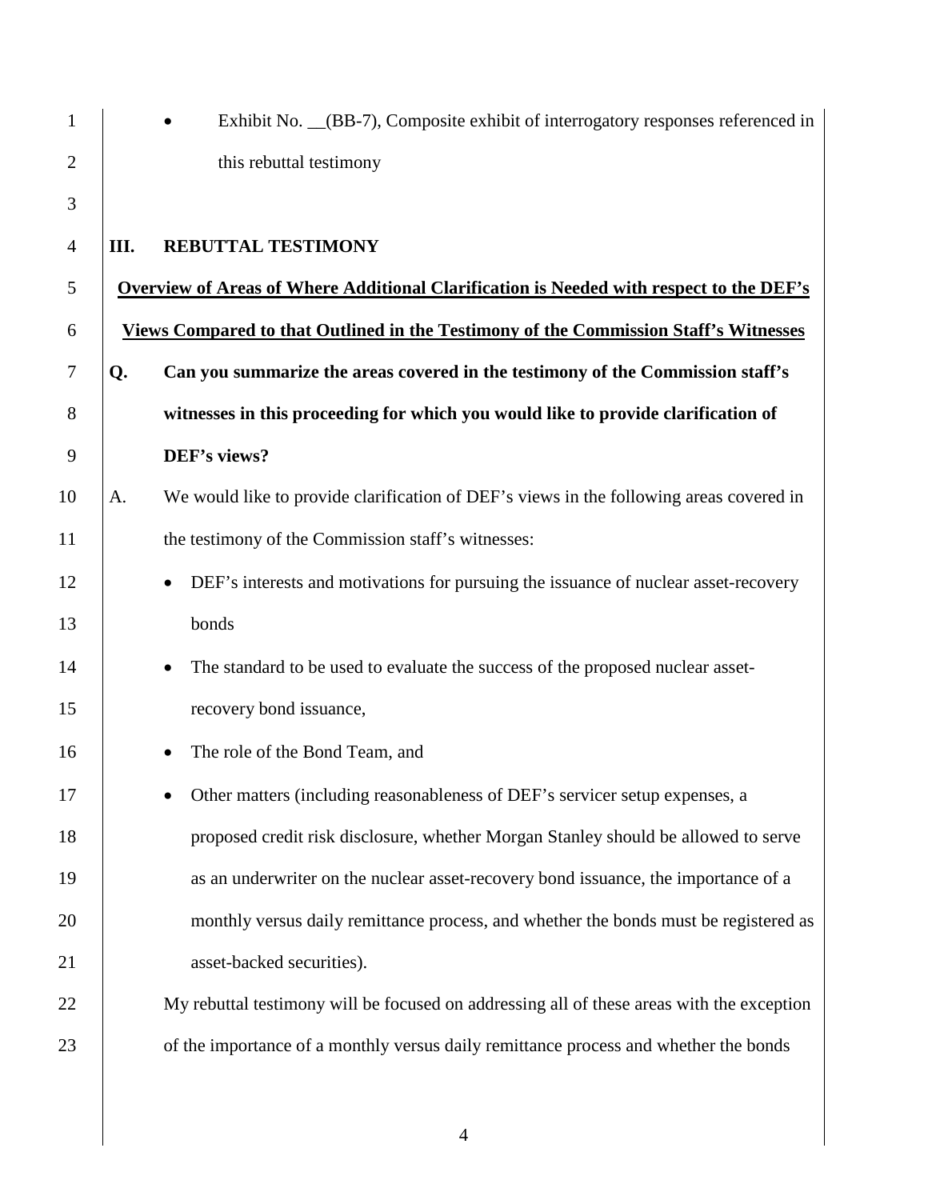- Exhibit No. __(BB-7), Composite exhibit of interrogatory responses referenced in this rebuttal testimony

## III. REBUTTAL TESTIMONY

**Overview of Areas of Where Additional Clarification is Needed with respect to the DEF's Views Compared to that Outlined in the Testimony of the Commission Staff's Witnesses**

**Q. Can you summarize the areas covered in the testimony of the Commission staff's witnesses in this proceeding for which you would like to provide clarification of DEF's views?**

A. We would like to provide clarification of DEF's views in the following areas covered in the testimony of the Commission staff's witnesses:

- DEF's interests and motivations for pursuing the issuance of nuclear asset-recovery bonds
- The standard to be used to evaluate the success of the proposed nuclear asset-recovery bond issuance,
- The role of the Bond Team, and
- Other matters (including reasonableness of DEF's servicer setup expenses, a proposed credit risk disclosure, whether Morgan Stanley should be allowed to serve as an underwriter on the nuclear asset-recovery bond issuance, the importance of a monthly versus daily remittance process, and whether the bonds must be registered as asset-backed securities).

My rebuttal testimony will be focused on addressing all of these areas with the exception of the importance of a monthly versus daily remittance process and whether the bonds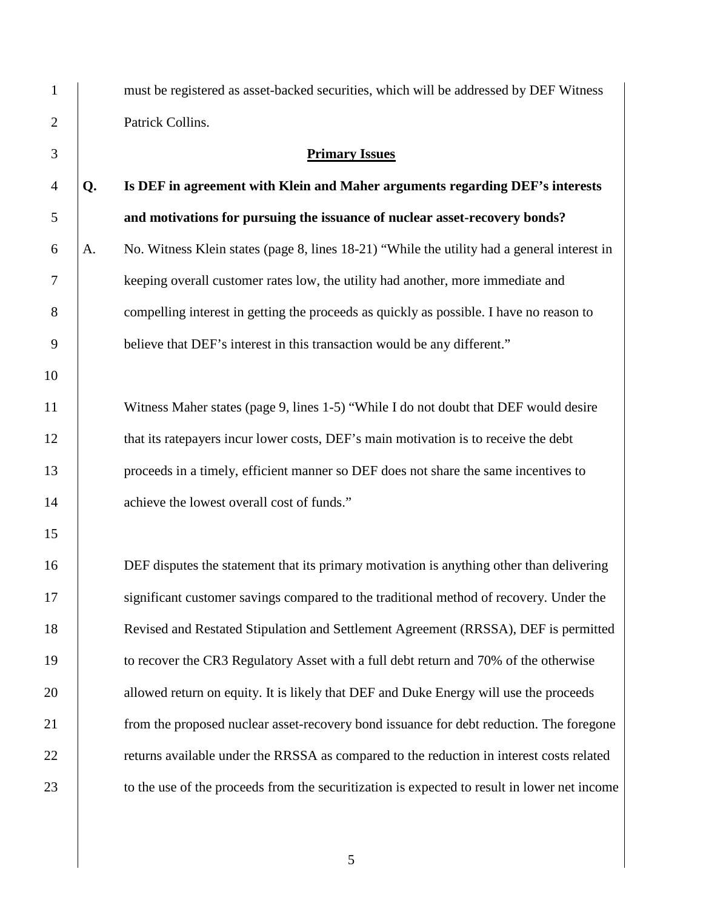must be registered as asset-backed securities, which will be addressed by DEF Witness Patrick Collins.

## Primary Issues

**Q. Is DEF in agreement with Klein and Maher arguments regarding DEF's interests and motivations for pursuing the issuance of nuclear asset-recovery bonds?**

A. No. Witness Klein states (page 8, lines 18-21) "While the utility had a general interest in keeping overall customer rates low, the utility had another, more immediate and compelling interest in getting the proceeds as quickly as possible. I have no reason to believe that DEF's interest in this transaction would be any different."

Witness Maher states (page 9, lines 1-5) "While I do not doubt that DEF would desire that its ratepayers incur lower costs, DEF's main motivation is to receive the debt proceeds in a timely, efficient manner so DEF does not share the same incentives to achieve the lowest overall cost of funds."

DEF disputes the statement that its primary motivation is anything other than delivering significant customer savings compared to the traditional method of recovery. Under the Revised and Restated Stipulation and Settlement Agreement (RRSSA), DEF is permitted to recover the CR3 Regulatory Asset with a full debt return and 70% of the otherwise allowed return on equity. It is likely that DEF and Duke Energy will use the proceeds from the proposed nuclear asset-recovery bond issuance for debt reduction. The foregone returns available under the RRSSA as compared to the reduction in interest costs related to the use of the proceeds from the securitization is expected to result in lower net income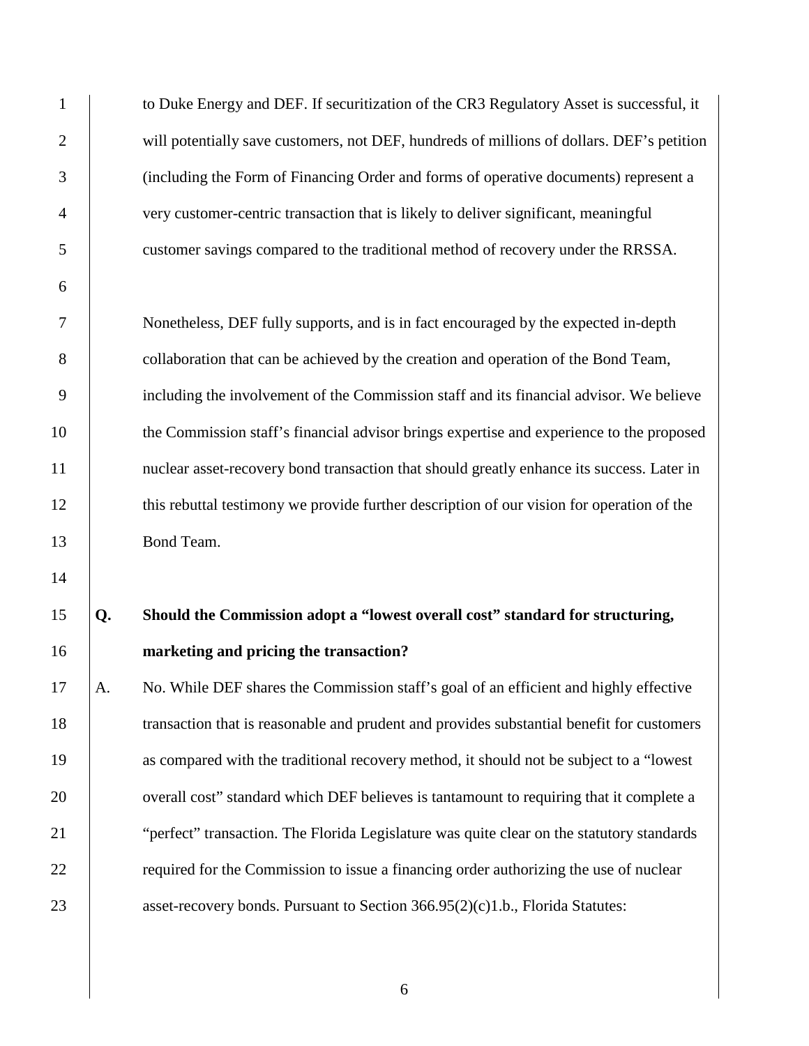to Duke Energy and DEF. If securitization of the CR3 Regulatory Asset is successful, it will potentially save customers, not DEF, hundreds of millions of dollars. DEF's petition (including the Form of Financing Order and forms of operative documents) represent a very customer-centric transaction that is likely to deliver significant, meaningful customer savings compared to the traditional method of recovery under the RRSSA.

Nonetheless, DEF fully supports, and is in fact encouraged by the expected in-depth collaboration that can be achieved by the creation and operation of the Bond Team, including the involvement of the Commission staff and its financial advisor. We believe the Commission staff's financial advisor brings expertise and experience to the proposed nuclear asset-recovery bond transaction that should greatly enhance its success. Later in this rebuttal testimony we provide further description of our vision for operation of the Bond Team.

**Q. Should the Commission adopt a "lowest overall cost" standard for structuring, marketing and pricing the transaction?**

A. No. While DEF shares the Commission staff's goal of an efficient and highly effective transaction that is reasonable and prudent and provides substantial benefit for customers as compared with the traditional recovery method, it should not be subject to a "lowest overall cost" standard which DEF believes is tantamount to requiring that it complete a "perfect" transaction. The Florida Legislature was quite clear on the statutory standards required for the Commission to issue a financing order authorizing the use of nuclear asset-recovery bonds. Pursuant to Section 366.95(2)(c)1.b., Florida Statutes: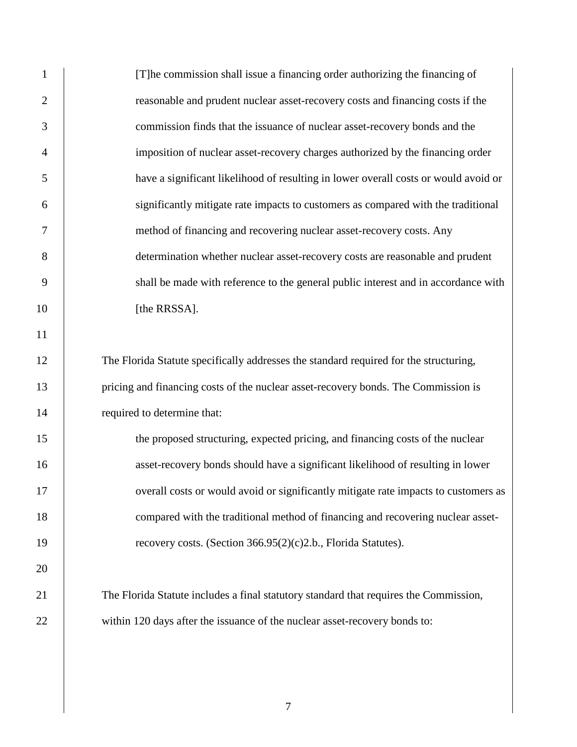> [T]he commission shall issue a financing order authorizing the financing of reasonable and prudent nuclear asset-recovery costs and financing costs if the commission finds that the issuance of nuclear asset-recovery bonds and the imposition of nuclear asset-recovery charges authorized by the financing order have a significant likelihood of resulting in lower overall costs or would avoid or significantly mitigate rate impacts to customers as compared with the traditional method of financing and recovering nuclear asset-recovery costs. Any determination whether nuclear asset-recovery costs are reasonable and prudent shall be made with reference to the general public interest and in accordance with [the RRSSA].

The Florida Statute specifically addresses the standard required for the structuring, pricing and financing costs of the nuclear asset-recovery bonds. The Commission is required to determine that:

> the proposed structuring, expected pricing, and financing costs of the nuclear asset-recovery bonds should have a significant likelihood of resulting in lower overall costs or would avoid or significantly mitigate rate impacts to customers as compared with the traditional method of financing and recovering nuclear asset-recovery costs. (Section 366.95(2)(c)2.b., Florida Statutes).

The Florida Statute includes a final statutory standard that requires the Commission, within 120 days after the issuance of the nuclear asset-recovery bonds to: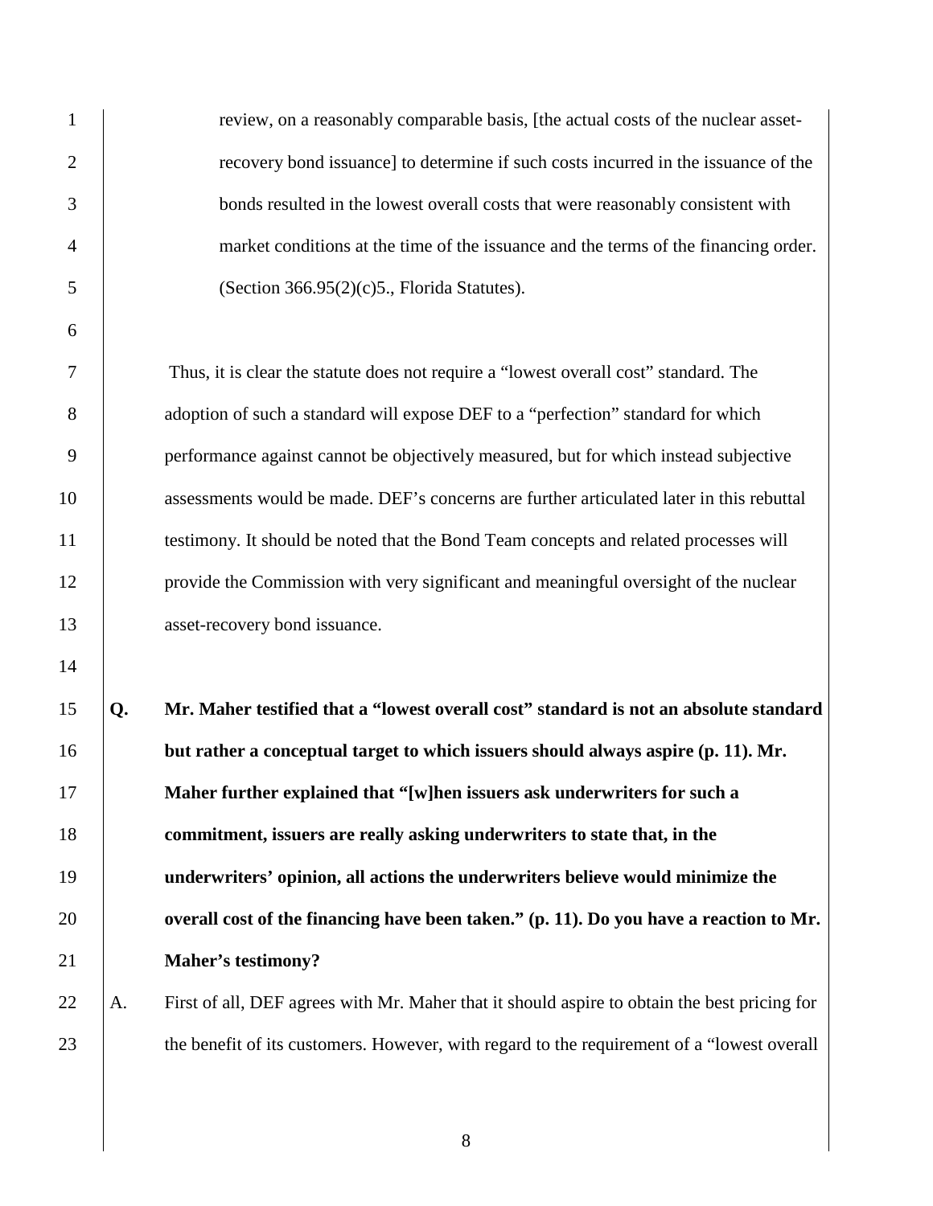review, on a reasonably comparable basis, [the actual costs of the nuclear asset-recovery bond issuance] to determine if such costs incurred in the issuance of the bonds resulted in the lowest overall costs that were reasonably consistent with market conditions at the time of the issuance and the terms of the financing order. (Section 366.95(2)(c)5., Florida Statutes).

Thus, it is clear the statute does not require a "lowest overall cost" standard. The adoption of such a standard will expose DEF to a "perfection" standard for which performance against cannot be objectively measured, but for which instead subjective assessments would be made. DEF's concerns are further articulated later in this rebuttal testimony. It should be noted that the Bond Team concepts and related processes will provide the Commission with very significant and meaningful oversight of the nuclear asset-recovery bond issuance.

**Q. Mr. Maher testified that a "lowest overall cost" standard is not an absolute standard but rather a conceptual target to which issuers should always aspire (p. 11). Mr. Maher further explained that "[w]hen issuers ask underwriters for such a commitment, issuers are really asking underwriters to state that, in the underwriters' opinion, all actions the underwriters believe would minimize the overall cost of the financing have been taken." (p. 11). Do you have a reaction to Mr. Maher's testimony?**

A. First of all, DEF agrees with Mr. Maher that it should aspire to obtain the best pricing for the benefit of its customers. However, with regard to the requirement of a "lowest overall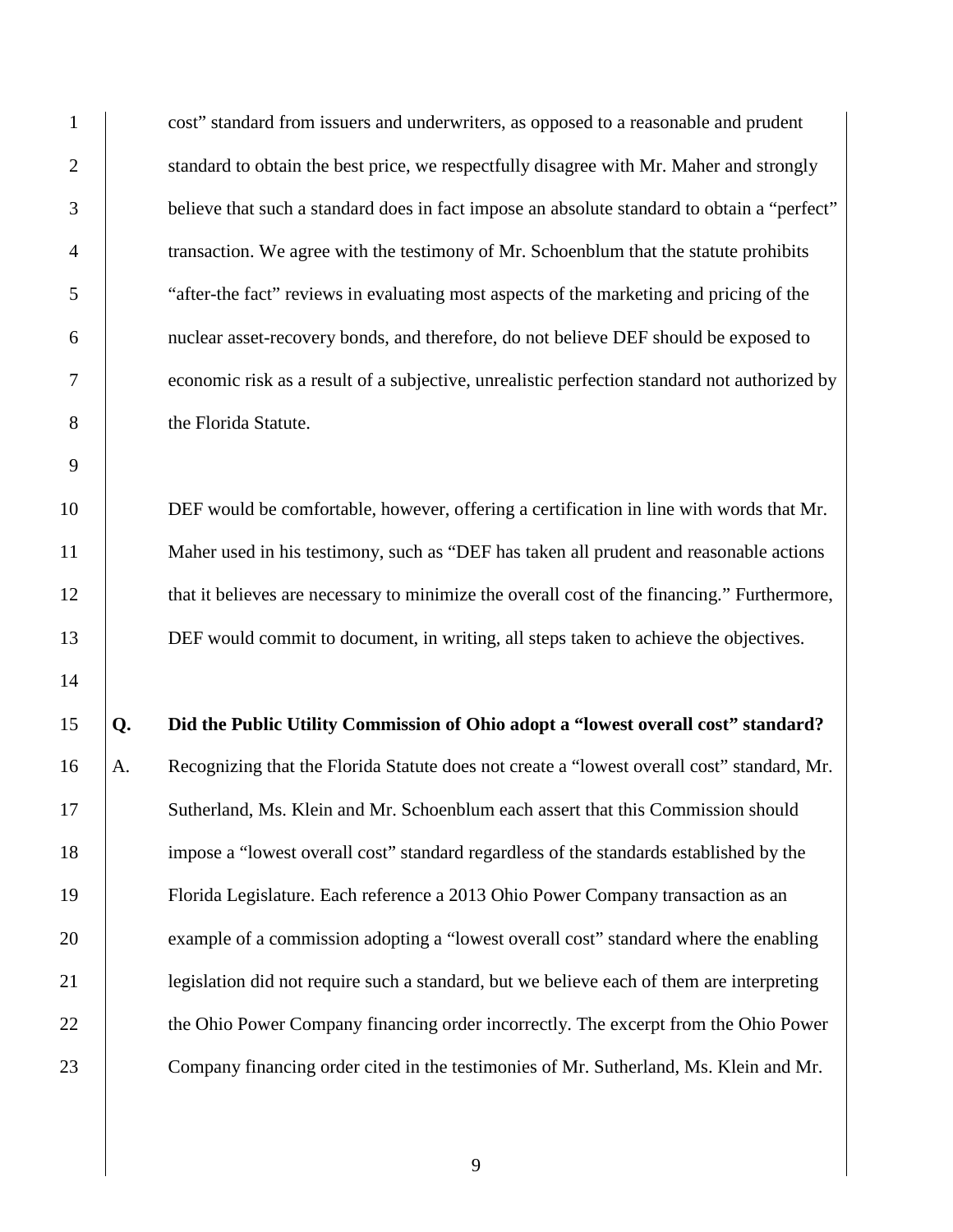cost" standard from issuers and underwriters, as opposed to a reasonable and prudent standard to obtain the best price, we respectfully disagree with Mr. Maher and strongly believe that such a standard does in fact impose an absolute standard to obtain a "perfect" transaction. We agree with the testimony of Mr. Schoenblum that the statute prohibits "after-the fact" reviews in evaluating most aspects of the marketing and pricing of the nuclear asset-recovery bonds, and therefore, do not believe DEF should be exposed to economic risk as a result of a subjective, unrealistic perfection standard not authorized by the Florida Statute.

DEF would be comfortable, however, offering a certification in line with words that Mr. Maher used in his testimony, such as "DEF has taken all prudent and reasonable actions that it believes are necessary to minimize the overall cost of the financing." Furthermore, DEF would commit to document, in writing, all steps taken to achieve the objectives.

**Q. Did the Public Utility Commission of Ohio adopt a "lowest overall cost" standard?**

A. Recognizing that the Florida Statute does not create a "lowest overall cost" standard, Mr. Sutherland, Ms. Klein and Mr. Schoenblum each assert that this Commission should impose a "lowest overall cost" standard regardless of the standards established by the Florida Legislature. Each reference a 2013 Ohio Power Company transaction as an example of a commission adopting a "lowest overall cost" standard where the enabling legislation did not require such a standard, but we believe each of them are interpreting the Ohio Power Company financing order incorrectly. The excerpt from the Ohio Power Company financing order cited in the testimonies of Mr. Sutherland, Ms. Klein and Mr.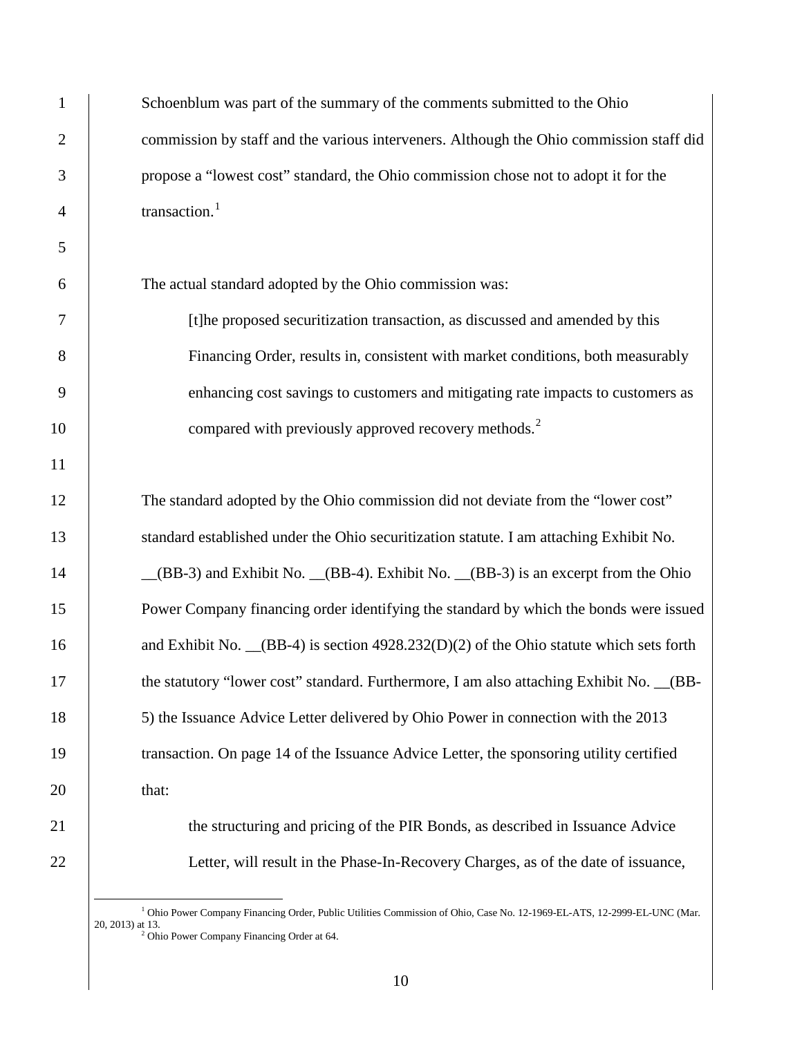Schoenblum was part of the summary of the comments submitted to the Ohio commission by staff and the various interveners. Although the Ohio commission staff did propose a "lowest cost" standard, the Ohio commission chose not to adopt it for the transaction.[1]

The actual standard adopted by the Ohio commission was:

> [t]he proposed securitization transaction, as discussed and amended by this Financing Order, results in, consistent with market conditions, both measurably enhancing cost savings to customers and mitigating rate impacts to customers as compared with previously approved recovery methods.[2]

The standard adopted by the Ohio commission did not deviate from the "lower cost" standard established under the Ohio securitization statute. I am attaching Exhibit No. __(BB-3) and Exhibit No. __(BB-4). Exhibit No. __(BB-3) is an excerpt from the Ohio Power Company financing order identifying the standard by which the bonds were issued and Exhibit No. __(BB-4) is section 4928.232(D)(2) of the Ohio statute which sets forth the statutory "lower cost" standard. Furthermore, I am also attaching Exhibit No. __(BB-5) the Issuance Advice Letter delivered by Ohio Power in connection with the 2013 transaction. On page 14 of the Issuance Advice Letter, the sponsoring utility certified that:

> the structuring and pricing of the PIR Bonds, as described in Issuance Advice Letter, will result in the Phase-In-Recovery Charges, as of the date of issuance,

---

[1] Ohio Power Company Financing Order, Public Utilities Commission of Ohio, Case No. 12-1969-EL-ATS, 12-2999-EL-UNC (Mar. 20, 2013) at 13.

[2] Ohio Power Company Financing Order at 64.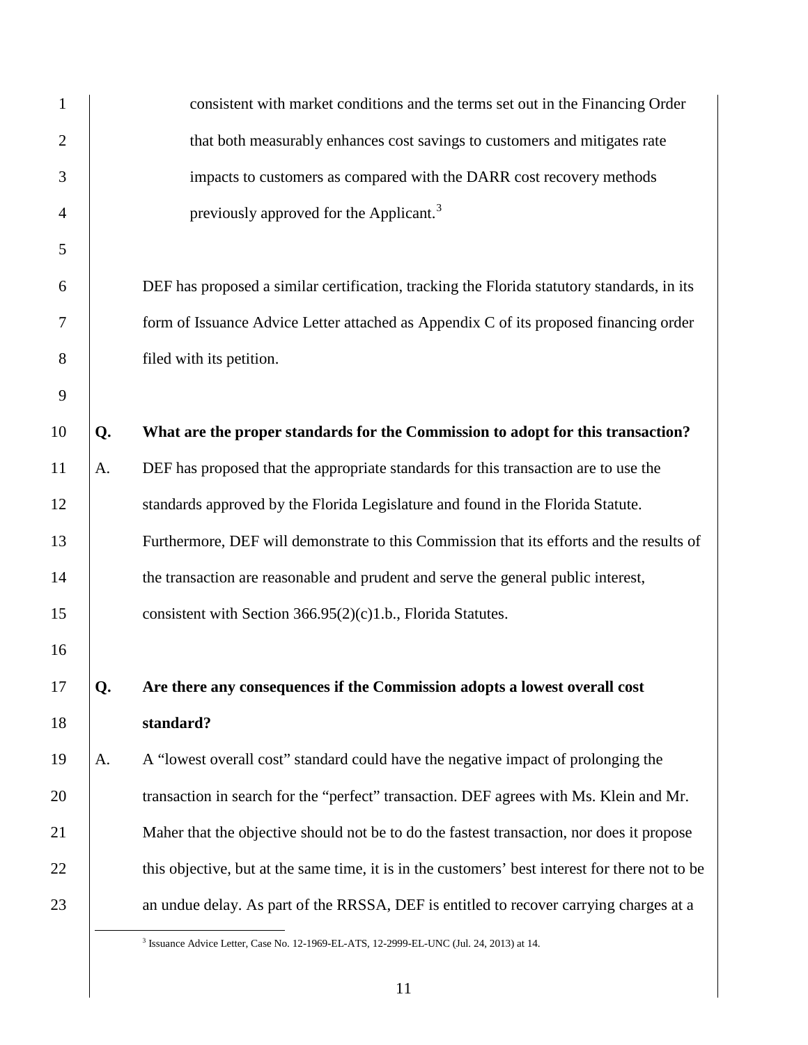consistent with market conditions and the terms set out in the Financing Order that both measurably enhances cost savings to customers and mitigates rate impacts to customers as compared with the DARR cost recovery methods previously approved for the Applicant.[3]

DEF has proposed a similar certification, tracking the Florida statutory standards, in its form of Issuance Advice Letter attached as Appendix C of its proposed financing order filed with its petition.

**Q. What are the proper standards for the Commission to adopt for this transaction?**

A. DEF has proposed that the appropriate standards for this transaction are to use the standards approved by the Florida Legislature and found in the Florida Statute. Furthermore, DEF will demonstrate to this Commission that its efforts and the results of the transaction are reasonable and prudent and serve the general public interest, consistent with Section 366.95(2)(c)1.b., Florida Statutes.

**Q. Are there any consequences if the Commission adopts a lowest overall cost standard?**

A. A "lowest overall cost" standard could have the negative impact of prolonging the transaction in search for the "perfect" transaction. DEF agrees with Ms. Klein and Mr. Maher that the objective should not be to do the fastest transaction, nor does it propose this objective, but at the same time, it is in the customers' best interest for there not to be an undue delay. As part of the RRSSA, DEF is entitled to recover carrying charges at a

[3] Issuance Advice Letter, Case No. 12-1969-EL-ATS, 12-2999-EL-UNC (Jul. 24, 2013) at 14.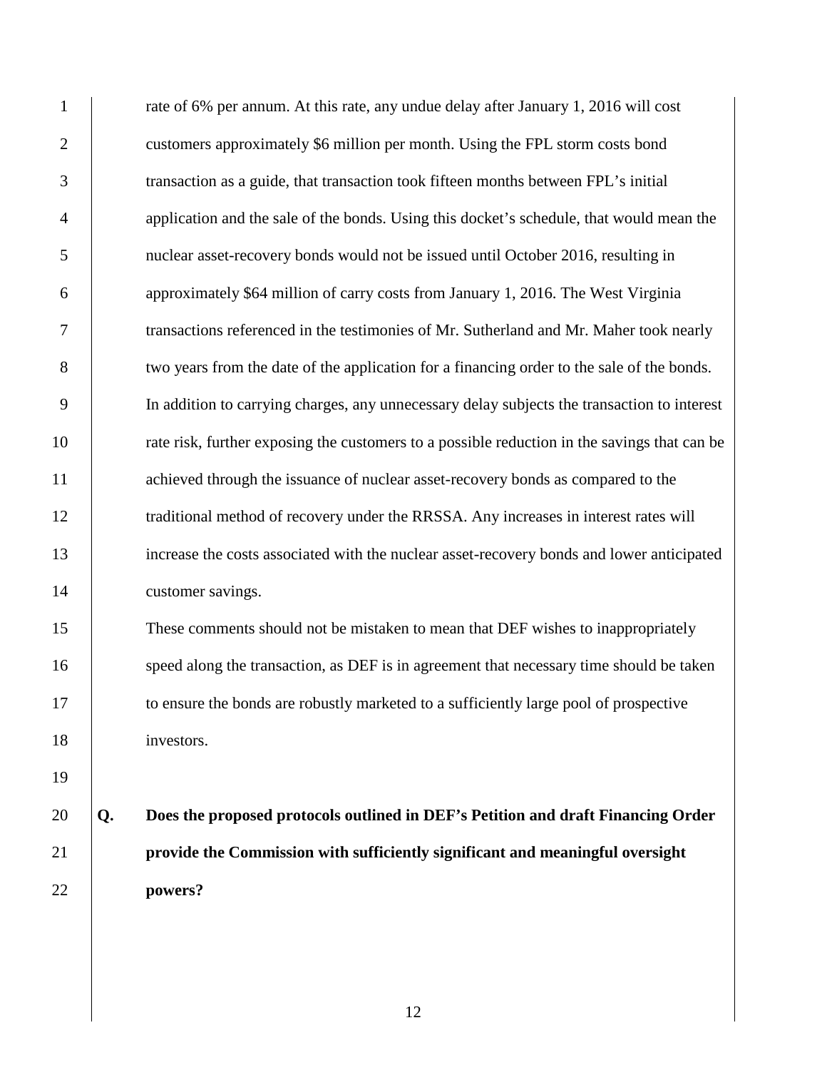rate of 6% per annum. At this rate, any undue delay after January 1, 2016 will cost customers approximately $6 million per month. Using the FPL storm costs bond transaction as a guide, that transaction took fifteen months between FPL's initial application and the sale of the bonds. Using this docket's schedule, that would mean the nuclear asset-recovery bonds would not be issued until October 2016, resulting in approximately $64 million of carry costs from January 1, 2016. The West Virginia transactions referenced in the testimonies of Mr. Sutherland and Mr. Maher took nearly two years from the date of the application for a financing order to the sale of the bonds. In addition to carrying charges, any unnecessary delay subjects the transaction to interest rate risk, further exposing the customers to a possible reduction in the savings that can be achieved through the issuance of nuclear asset-recovery bonds as compared to the traditional method of recovery under the RRSSA. Any increases in interest rates will increase the costs associated with the nuclear asset-recovery bonds and lower anticipated customer savings.

These comments should not be mistaken to mean that DEF wishes to inappropriately speed along the transaction, as DEF is in agreement that necessary time should be taken to ensure the bonds are robustly marketed to a sufficiently large pool of prospective investors.

**Q. Does the proposed protocols outlined in DEF's Petition and draft Financing Order provide the Commission with sufficiently significant and meaningful oversight powers?**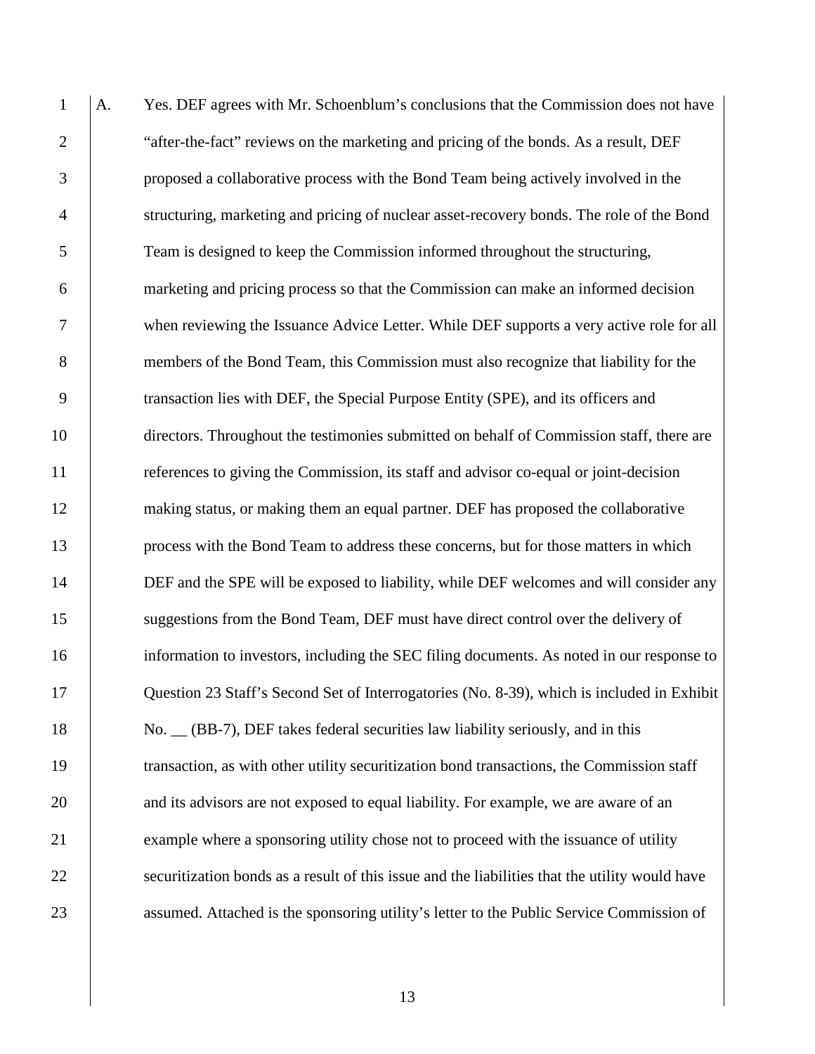A. Yes. DEF agrees with Mr. Schoenblum's conclusions that the Commission does not have "after-the-fact" reviews on the marketing and pricing of the bonds. As a result, DEF proposed a collaborative process with the Bond Team being actively involved in the structuring, marketing and pricing of nuclear asset-recovery bonds. The role of the Bond Team is designed to keep the Commission informed throughout the structuring, marketing and pricing process so that the Commission can make an informed decision when reviewing the Issuance Advice Letter. While DEF supports a very active role for all members of the Bond Team, this Commission must also recognize that liability for the transaction lies with DEF, the Special Purpose Entity (SPE), and its officers and directors. Throughout the testimonies submitted on behalf of Commission staff, there are references to giving the Commission, its staff and advisor co-equal or joint-decision making status, or making them an equal partner. DEF has proposed the collaborative process with the Bond Team to address these concerns, but for those matters in which DEF and the SPE will be exposed to liability, while DEF welcomes and will consider any suggestions from the Bond Team, DEF must have direct control over the delivery of information to investors, including the SEC filing documents. As noted in our response to Question 23 Staff's Second Set of Interrogatories (No. 8-39), which is included in Exhibit No. __ (BB-7), DEF takes federal securities law liability seriously, and in this transaction, as with other utility securitization bond transactions, the Commission staff and its advisors are not exposed to equal liability. For example, we are aware of an example where a sponsoring utility chose not to proceed with the issuance of utility securitization bonds as a result of this issue and the liabilities that the utility would have assumed. Attached is the sponsoring utility's letter to the Public Service Commission of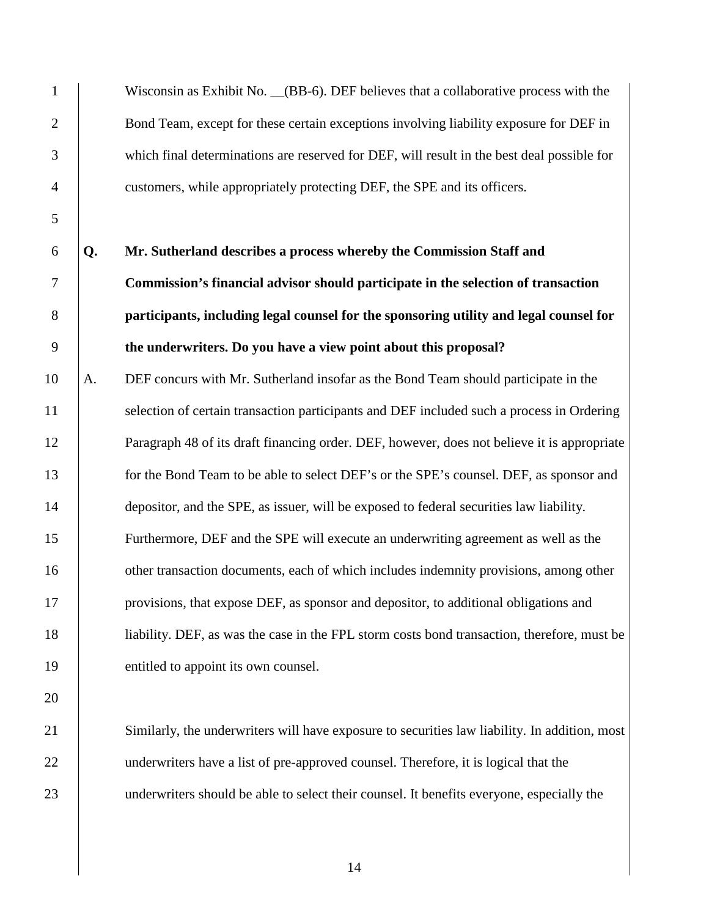Wisconsin as Exhibit No. __(BB-6). DEF believes that a collaborative process with the Bond Team, except for these certain exceptions involving liability exposure for DEF in which final determinations are reserved for DEF, will result in the best deal possible for customers, while appropriately protecting DEF, the SPE and its officers.

**Q. Mr. Sutherland describes a process whereby the Commission Staff and Commission's financial advisor should participate in the selection of transaction participants, including legal counsel for the sponsoring utility and legal counsel for the underwriters. Do you have a view point about this proposal?**

A. DEF concurs with Mr. Sutherland insofar as the Bond Team should participate in the selection of certain transaction participants and DEF included such a process in Ordering Paragraph 48 of its draft financing order. DEF, however, does not believe it is appropriate for the Bond Team to be able to select DEF's or the SPE's counsel. DEF, as sponsor and depositor, and the SPE, as issuer, will be exposed to federal securities law liability. Furthermore, DEF and the SPE will execute an underwriting agreement as well as the other transaction documents, each of which includes indemnity provisions, among other provisions, that expose DEF, as sponsor and depositor, to additional obligations and liability. DEF, as was the case in the FPL storm costs bond transaction, therefore, must be entitled to appoint its own counsel.

Similarly, the underwriters will have exposure to securities law liability. In addition, most underwriters have a list of pre-approved counsel. Therefore, it is logical that the underwriters should be able to select their counsel. It benefits everyone, especially the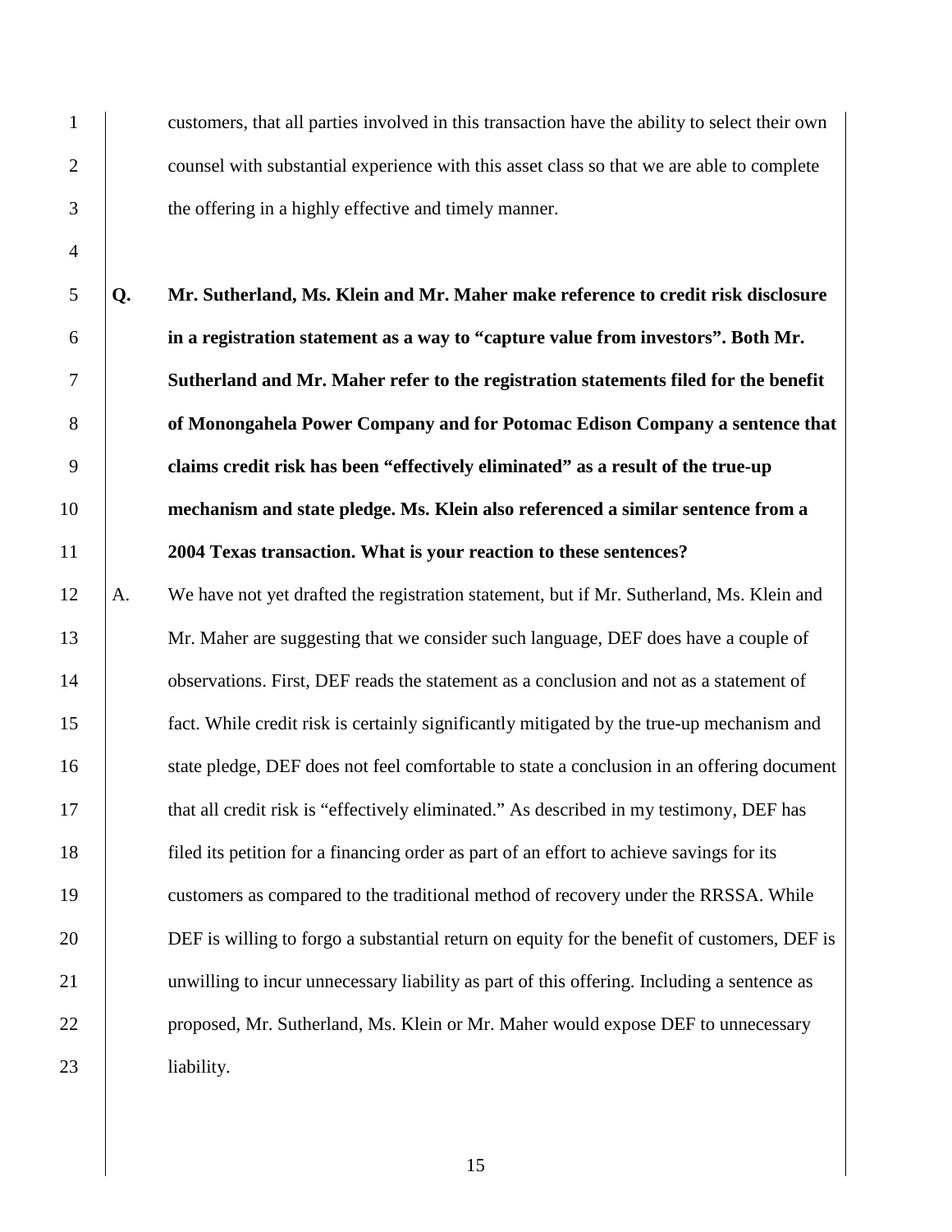customers, that all parties involved in this transaction have the ability to select their own counsel with substantial experience with this asset class so that we are able to complete the offering in a highly effective and timely manner.

**Q. Mr. Sutherland, Ms. Klein and Mr. Maher make reference to credit risk disclosure in a registration statement as a way to "capture value from investors". Both Mr. Sutherland and Mr. Maher refer to the registration statements filed for the benefit of Monongahela Power Company and for Potomac Edison Company a sentence that claims credit risk has been "effectively eliminated" as a result of the true-up mechanism and state pledge. Ms. Klein also referenced a similar sentence from a 2004 Texas transaction. What is your reaction to these sentences?**

A. We have not yet drafted the registration statement, but if Mr. Sutherland, Ms. Klein and Mr. Maher are suggesting that we consider such language, DEF does have a couple of observations. First, DEF reads the statement as a conclusion and not as a statement of fact. While credit risk is certainly significantly mitigated by the true-up mechanism and state pledge, DEF does not feel comfortable to state a conclusion in an offering document that all credit risk is "effectively eliminated." As described in my testimony, DEF has filed its petition for a financing order as part of an effort to achieve savings for its customers as compared to the traditional method of recovery under the RRSSA. While DEF is willing to forgo a substantial return on equity for the benefit of customers, DEF is unwilling to incur unnecessary liability as part of this offering. Including a sentence as proposed, Mr. Sutherland, Ms. Klein or Mr. Maher would expose DEF to unnecessary liability.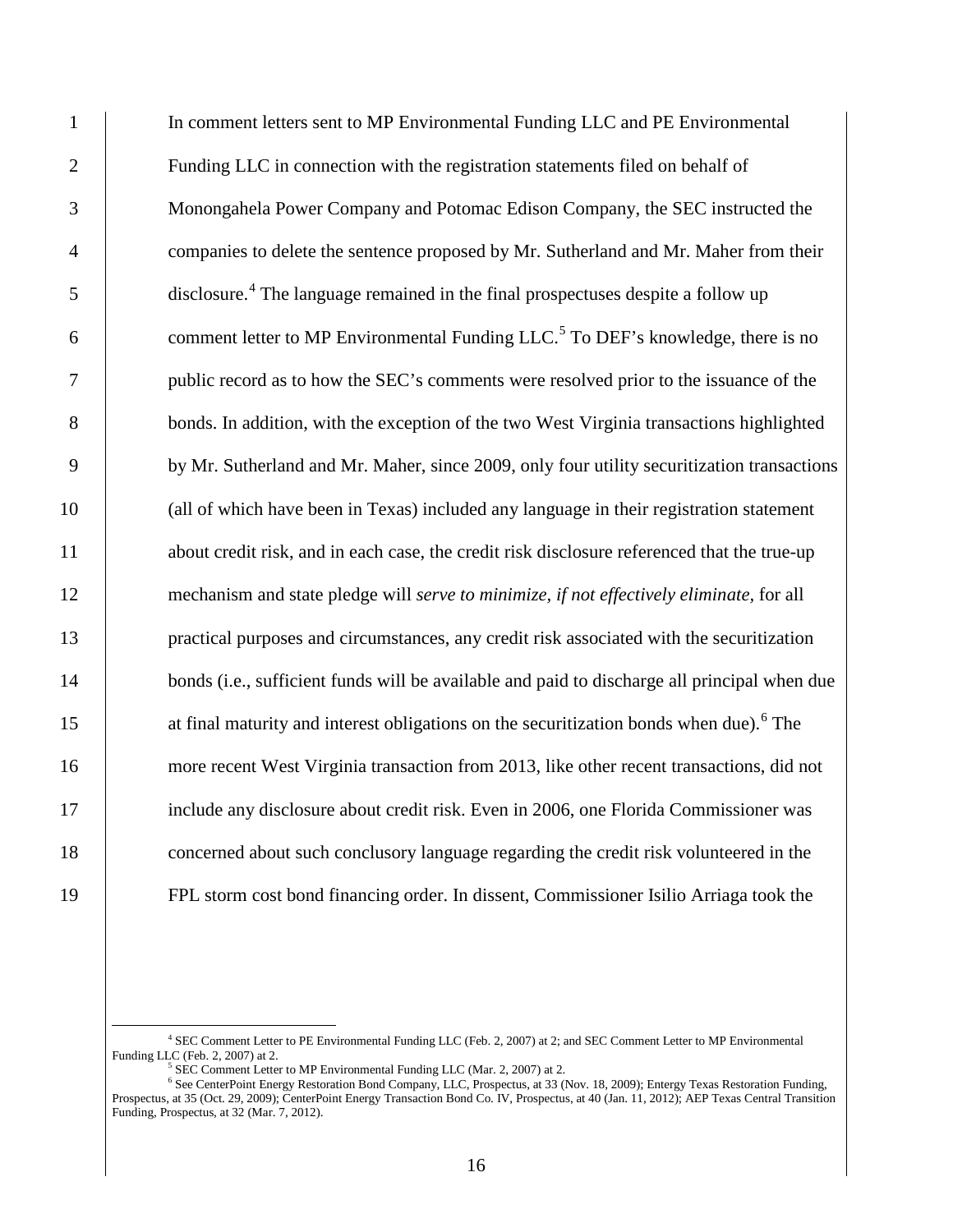In comment letters sent to MP Environmental Funding LLC and PE Environmental Funding LLC in connection with the registration statements filed on behalf of Monongahela Power Company and Potomac Edison Company, the SEC instructed the companies to delete the sentence proposed by Mr. Sutherland and Mr. Maher from their disclosure.[4] The language remained in the final prospectuses despite a follow up comment letter to MP Environmental Funding LLC.[5] To DEF's knowledge, there is no public record as to how the SEC's comments were resolved prior to the issuance of the bonds. In addition, with the exception of the two West Virginia transactions highlighted by Mr. Sutherland and Mr. Maher, since 2009, only four utility securitization transactions (all of which have been in Texas) included any language in their registration statement about credit risk, and in each case, the credit risk disclosure referenced that the true-up mechanism and state pledge will *serve to minimize, if not effectively eliminate,* for all practical purposes and circumstances, any credit risk associated with the securitization bonds (i.e., sufficient funds will be available and paid to discharge all principal when due at final maturity and interest obligations on the securitization bonds when due).[6] The more recent West Virginia transaction from 2013, like other recent transactions, did not include any disclosure about credit risk. Even in 2006, one Florida Commissioner was concerned about such conclusory language regarding the credit risk volunteered in the FPL storm cost bond financing order. In dissent, Commissioner Isilio Arriaga took the

---

[4] SEC Comment Letter to PE Environmental Funding LLC (Feb. 2, 2007) at 2; and SEC Comment Letter to MP Environmental Funding LLC (Feb. 2, 2007) at 2.

[5] SEC Comment Letter to MP Environmental Funding LLC (Mar. 2, 2007) at 2.

[6] See CenterPoint Energy Restoration Bond Company, LLC, Prospectus, at 33 (Nov. 18, 2009); Entergy Texas Restoration Funding, Prospectus, at 35 (Oct. 29, 2009); CenterPoint Energy Transaction Bond Co. IV, Prospectus, at 40 (Jan. 11, 2012); AEP Texas Central Transition Funding, Prospectus, at 32 (Mar. 7, 2012).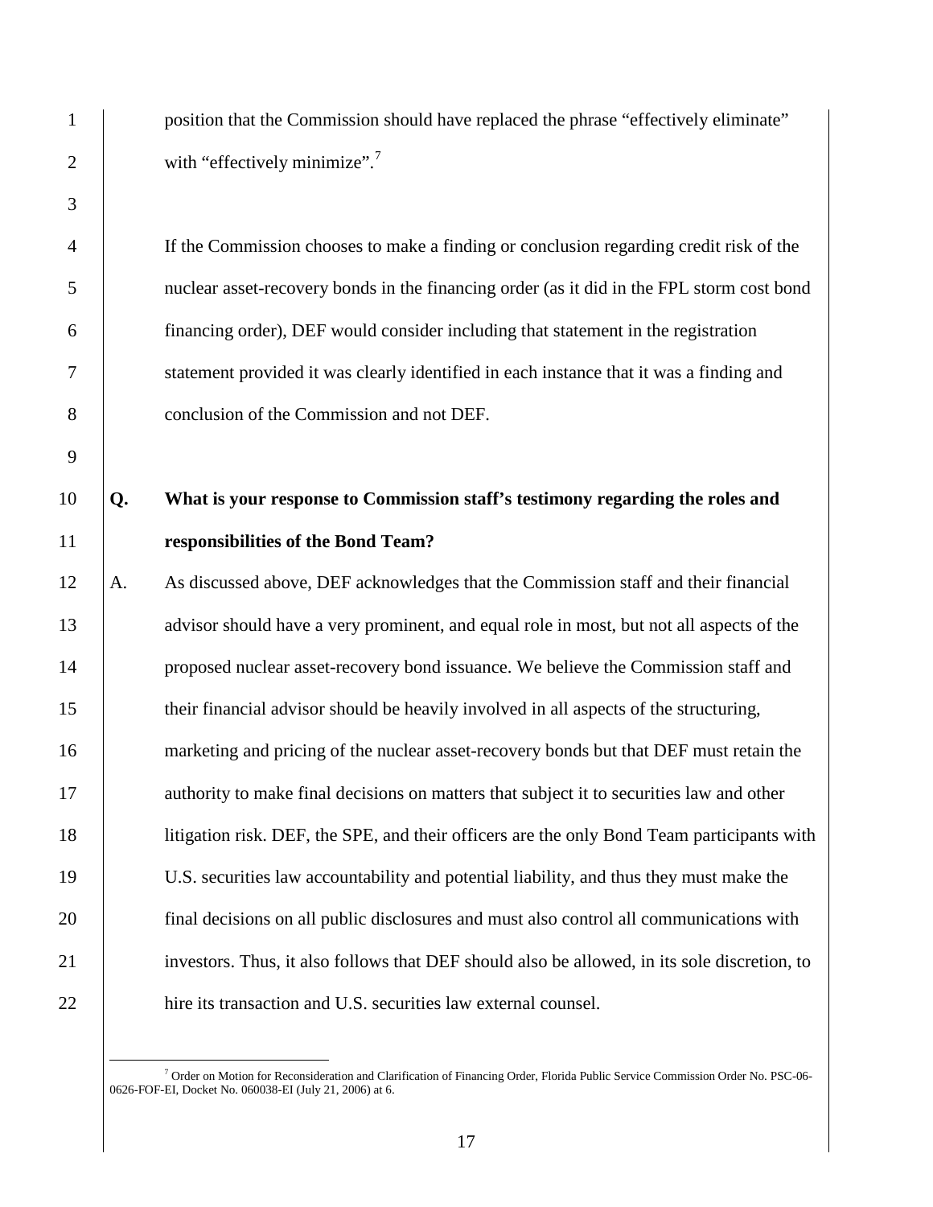position that the Commission should have replaced the phrase "effectively eliminate" with "effectively minimize".[7]

If the Commission chooses to make a finding or conclusion regarding credit risk of the nuclear asset-recovery bonds in the financing order (as it did in the FPL storm cost bond financing order), DEF would consider including that statement in the registration statement provided it was clearly identified in each instance that it was a finding and conclusion of the Commission and not DEF.

**Q. What is your response to Commission staff's testimony regarding the roles and responsibilities of the Bond Team?**

A. As discussed above, DEF acknowledges that the Commission staff and their financial advisor should have a very prominent, and equal role in most, but not all aspects of the proposed nuclear asset-recovery bond issuance. We believe the Commission staff and their financial advisor should be heavily involved in all aspects of the structuring, marketing and pricing of the nuclear asset-recovery bonds but that DEF must retain the authority to make final decisions on matters that subject it to securities law and other litigation risk. DEF, the SPE, and their officers are the only Bond Team participants with U.S. securities law accountability and potential liability, and thus they must make the final decisions on all public disclosures and must also control all communications with investors. Thus, it also follows that DEF should also be allowed, in its sole discretion, to hire its transaction and U.S. securities law external counsel.

[7] Order on Motion for Reconsideration and Clarification of Financing Order, Florida Public Service Commission Order No. PSC-06-0626-FOF-EI, Docket No. 060038-EI (July 21, 2006) at 6.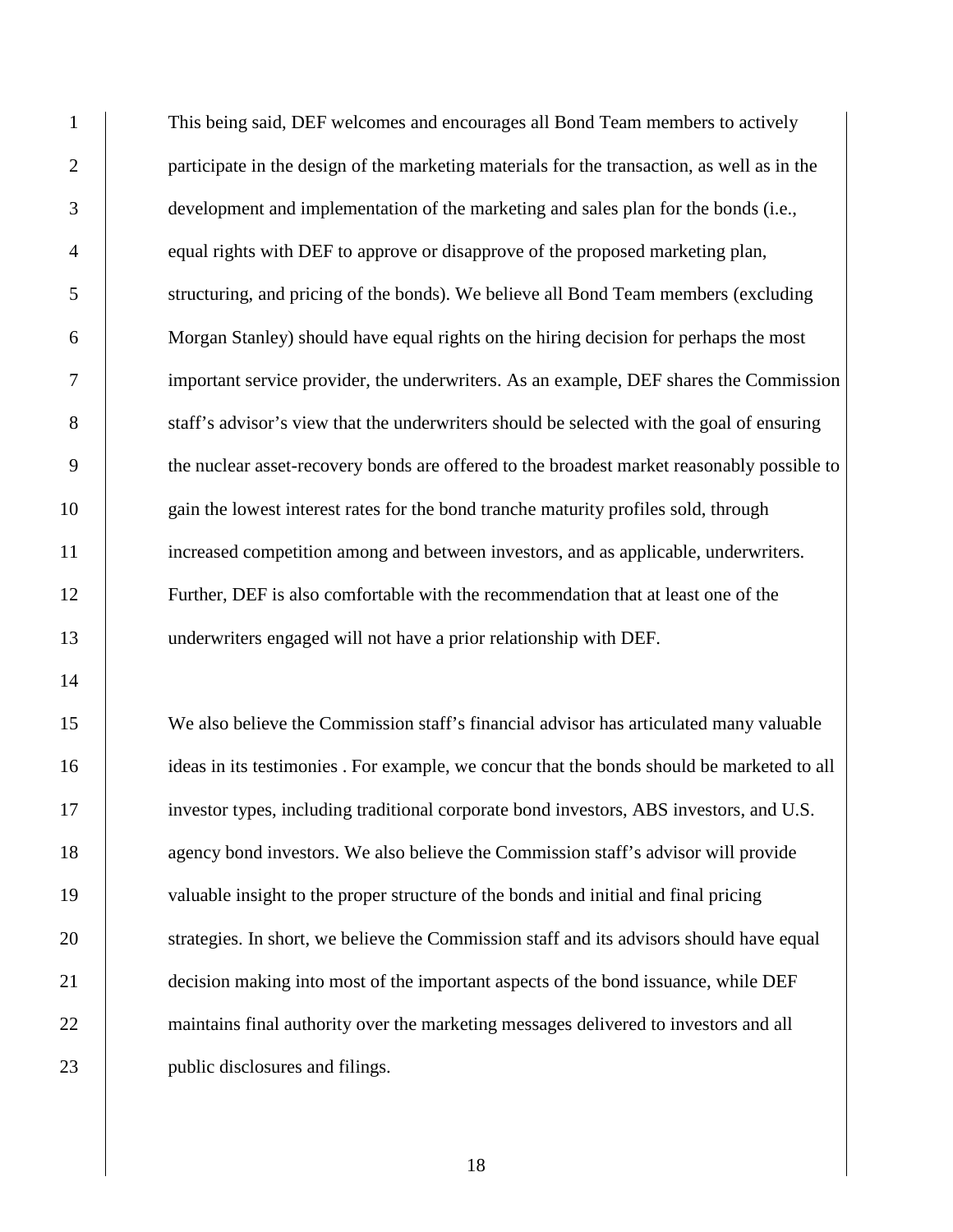This being said, DEF welcomes and encourages all Bond Team members to actively participate in the design of the marketing materials for the transaction, as well as in the development and implementation of the marketing and sales plan for the bonds (i.e., equal rights with DEF to approve or disapprove of the proposed marketing plan, structuring, and pricing of the bonds). We believe all Bond Team members (excluding Morgan Stanley) should have equal rights on the hiring decision for perhaps the most important service provider, the underwriters. As an example, DEF shares the Commission staff's advisor's view that the underwriters should be selected with the goal of ensuring the nuclear asset-recovery bonds are offered to the broadest market reasonably possible to gain the lowest interest rates for the bond tranche maturity profiles sold, through increased competition among and between investors, and as applicable, underwriters. Further, DEF is also comfortable with the recommendation that at least one of the underwriters engaged will not have a prior relationship with DEF.

We also believe the Commission staff's financial advisor has articulated many valuable ideas in its testimonies . For example, we concur that the bonds should be marketed to all investor types, including traditional corporate bond investors, ABS investors, and U.S. agency bond investors. We also believe the Commission staff's advisor will provide valuable insight to the proper structure of the bonds and initial and final pricing strategies. In short, we believe the Commission staff and its advisors should have equal decision making into most of the important aspects of the bond issuance, while DEF maintains final authority over the marketing messages delivered to investors and all public disclosures and filings.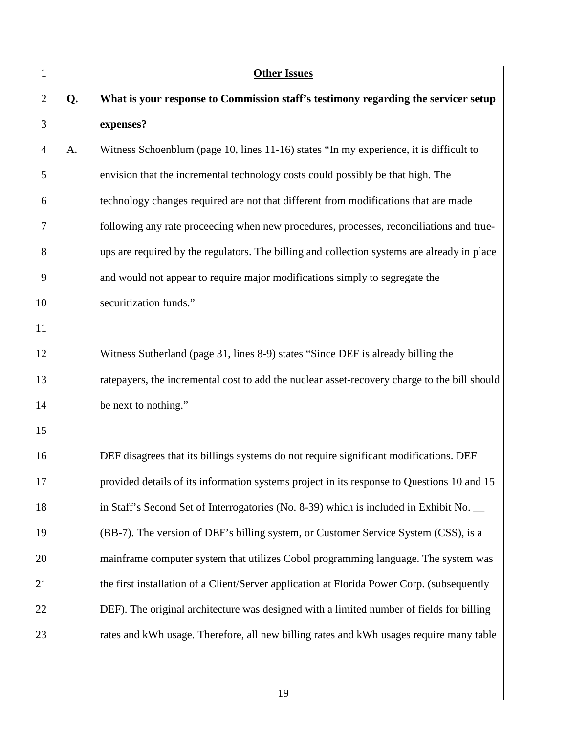**Other Issues**

**Q. What is your response to Commission staff's testimony regarding the servicer setup expenses?**

A. Witness Schoenblum (page 10, lines 11-16) states "In my experience, it is difficult to envision that the incremental technology costs could possibly be that high. The technology changes required are not that different from modifications that are made following any rate proceeding when new procedures, processes, reconciliations and true-ups are required by the regulators. The billing and collection systems are already in place and would not appear to require major modifications simply to segregate the securitization funds."

Witness Sutherland (page 31, lines 8-9) states "Since DEF is already billing the ratepayers, the incremental cost to add the nuclear asset-recovery charge to the bill should be next to nothing."

DEF disagrees that its billings systems do not require significant modifications. DEF provided details of its information systems project in its response to Questions 10 and 15 in Staff's Second Set of Interrogatories (No. 8-39) which is included in Exhibit No. __ (BB-7). The version of DEF's billing system, or Customer Service System (CSS), is a mainframe computer system that utilizes Cobol programming language. The system was the first installation of a Client/Server application at Florida Power Corp. (subsequently DEF). The original architecture was designed with a limited number of fields for billing rates and kWh usage. Therefore, all new billing rates and kWh usages require many table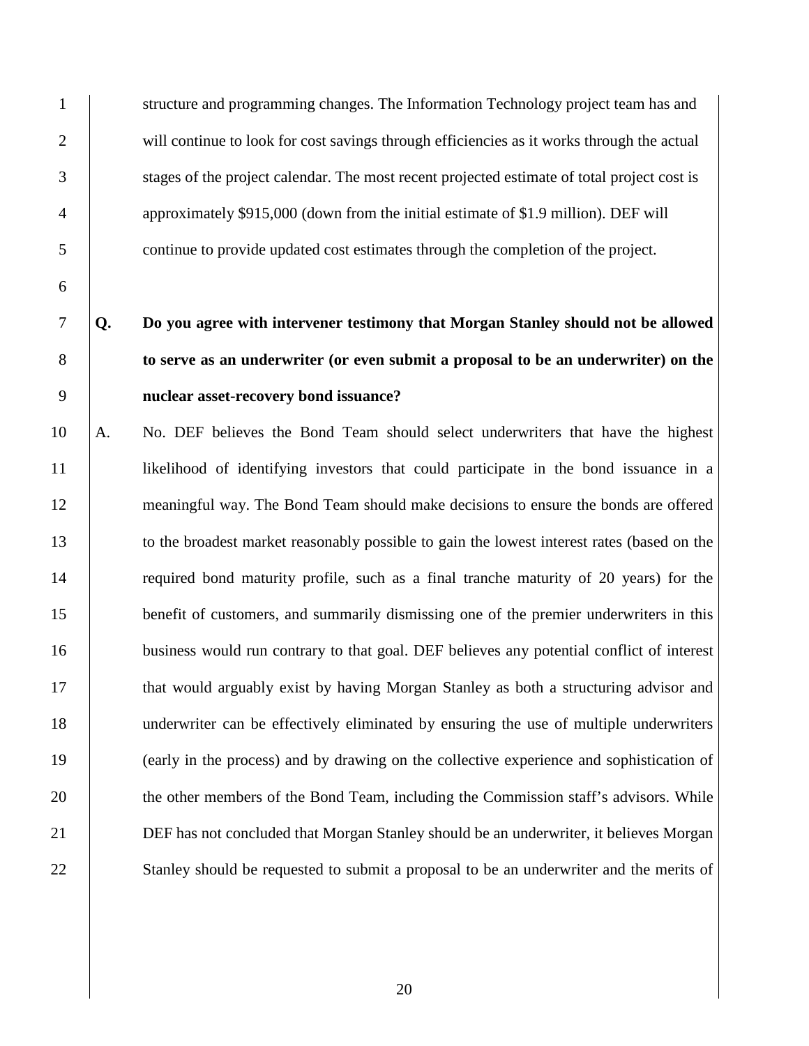structure and programming changes. The Information Technology project team has and will continue to look for cost savings through efficiencies as it works through the actual stages of the project calendar. The most recent projected estimate of total project cost is approximately $915,000 (down from the initial estimate of $1.9 million). DEF will continue to provide updated cost estimates through the completion of the project.

**Q. Do you agree with intervener testimony that Morgan Stanley should not be allowed to serve as an underwriter (or even submit a proposal to be an underwriter) on the nuclear asset-recovery bond issuance?**

A. No. DEF believes the Bond Team should select underwriters that have the highest likelihood of identifying investors that could participate in the bond issuance in a meaningful way. The Bond Team should make decisions to ensure the bonds are offered to the broadest market reasonably possible to gain the lowest interest rates (based on the required bond maturity profile, such as a final tranche maturity of 20 years) for the benefit of customers, and summarily dismissing one of the premier underwriters in this business would run contrary to that goal. DEF believes any potential conflict of interest that would arguably exist by having Morgan Stanley as both a structuring advisor and underwriter can be effectively eliminated by ensuring the use of multiple underwriters (early in the process) and by drawing on the collective experience and sophistication of the other members of the Bond Team, including the Commission staff's advisors. While DEF has not concluded that Morgan Stanley should be an underwriter, it believes Morgan Stanley should be requested to submit a proposal to be an underwriter and the merits of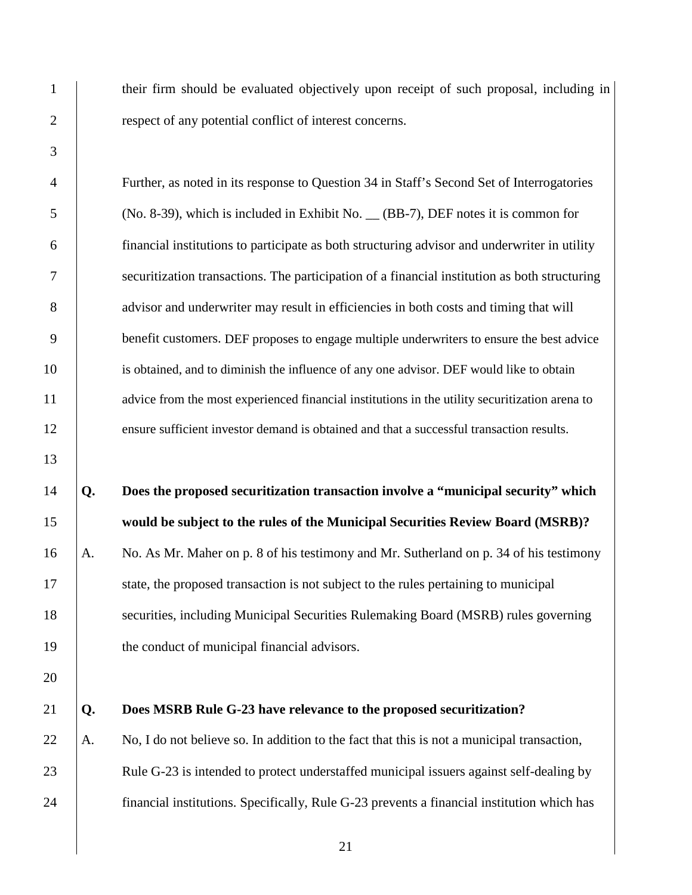their firm should be evaluated objectively upon receipt of such proposal, including in respect of any potential conflict of interest concerns.

Further, as noted in its response to Question 34 in Staff's Second Set of Interrogatories (No. 8-39), which is included in Exhibit No. __ (BB-7), DEF notes it is common for financial institutions to participate as both structuring advisor and underwriter in utility securitization transactions. The participation of a financial institution as both structuring advisor and underwriter may result in efficiencies in both costs and timing that will benefit customers. DEF proposes to engage multiple underwriters to ensure the best advice is obtained, and to diminish the influence of any one advisor. DEF would like to obtain advice from the most experienced financial institutions in the utility securitization arena to ensure sufficient investor demand is obtained and that a successful transaction results.

**Q. Does the proposed securitization transaction involve a "municipal security" which would be subject to the rules of the Municipal Securities Review Board (MSRB)?**

A. No. As Mr. Maher on p. 8 of his testimony and Mr. Sutherland on p. 34 of his testimony state, the proposed transaction is not subject to the rules pertaining to municipal securities, including Municipal Securities Rulemaking Board (MSRB) rules governing the conduct of municipal financial advisors.

**Q. Does MSRB Rule G-23 have relevance to the proposed securitization?**

A. No, I do not believe so. In addition to the fact that this is not a municipal transaction, Rule G-23 is intended to protect understaffed municipal issuers against self-dealing by financial institutions. Specifically, Rule G-23 prevents a financial institution which has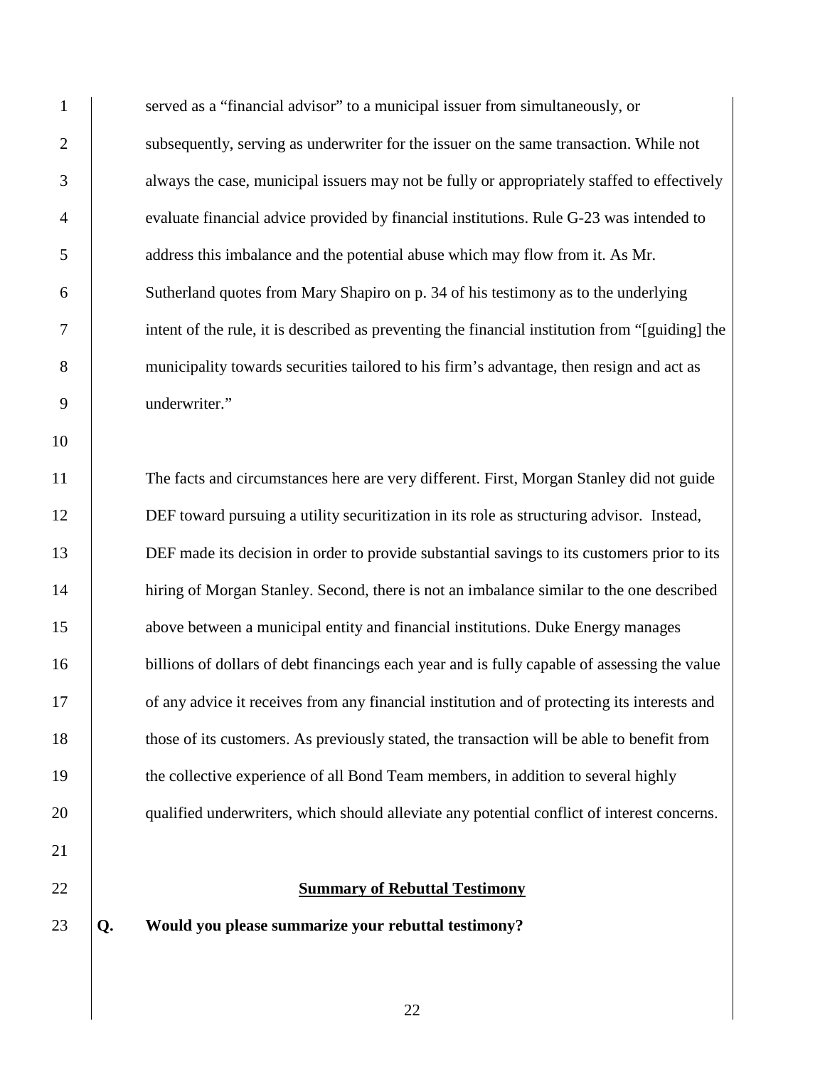served as a "financial advisor" to a municipal issuer from simultaneously, or subsequently, serving as underwriter for the issuer on the same transaction. While not always the case, municipal issuers may not be fully or appropriately staffed to effectively evaluate financial advice provided by financial institutions. Rule G-23 was intended to address this imbalance and the potential abuse which may flow from it. As Mr. Sutherland quotes from Mary Shapiro on p. 34 of his testimony as to the underlying intent of the rule, it is described as preventing the financial institution from "[guiding] the municipality towards securities tailored to his firm's advantage, then resign and act as underwriter."

The facts and circumstances here are very different. First, Morgan Stanley did not guide DEF toward pursuing a utility securitization in its role as structuring advisor. Instead, DEF made its decision in order to provide substantial savings to its customers prior to its hiring of Morgan Stanley. Second, there is not an imbalance similar to the one described above between a municipal entity and financial institutions. Duke Energy manages billions of dollars of debt financings each year and is fully capable of assessing the value of any advice it receives from any financial institution and of protecting its interests and those of its customers. As previously stated, the transaction will be able to benefit from the collective experience of all Bond Team members, in addition to several highly qualified underwriters, which should alleviate any potential conflict of interest concerns.

## Summary of Rebuttal Testimony

**Q. Would you please summarize your rebuttal testimony?**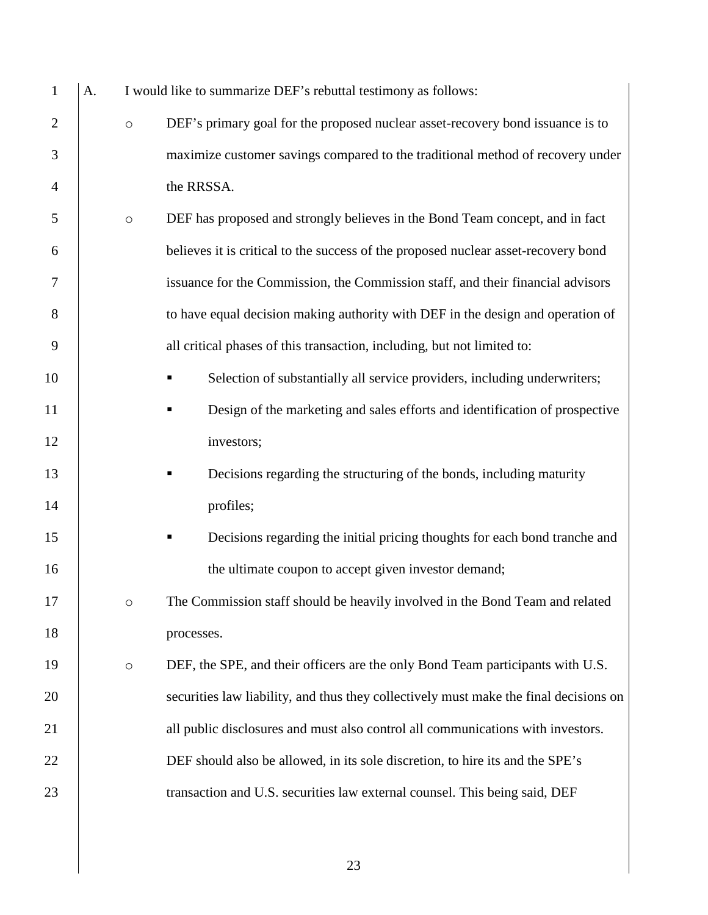A. I would like to summarize DEF's rebuttal testimony as follows:

- DEF's primary goal for the proposed nuclear asset-recovery bond issuance is to maximize customer savings compared to the traditional method of recovery under the RRSSA.
- DEF has proposed and strongly believes in the Bond Team concept, and in fact believes it is critical to the success of the proposed nuclear asset-recovery bond issuance for the Commission, the Commission staff, and their financial advisors to have equal decision making authority with DEF in the design and operation of all critical phases of this transaction, including, but not limited to:
  - Selection of substantially all service providers, including underwriters;
  - Design of the marketing and sales efforts and identification of prospective investors;
  - Decisions regarding the structuring of the bonds, including maturity profiles;
  - Decisions regarding the initial pricing thoughts for each bond tranche and the ultimate coupon to accept given investor demand;
- The Commission staff should be heavily involved in the Bond Team and related processes.
- DEF, the SPE, and their officers are the only Bond Team participants with U.S. securities law liability, and thus they collectively must make the final decisions on all public disclosures and must also control all communications with investors. DEF should also be allowed, in its sole discretion, to hire its and the SPE's transaction and U.S. securities law external counsel. This being said, DEF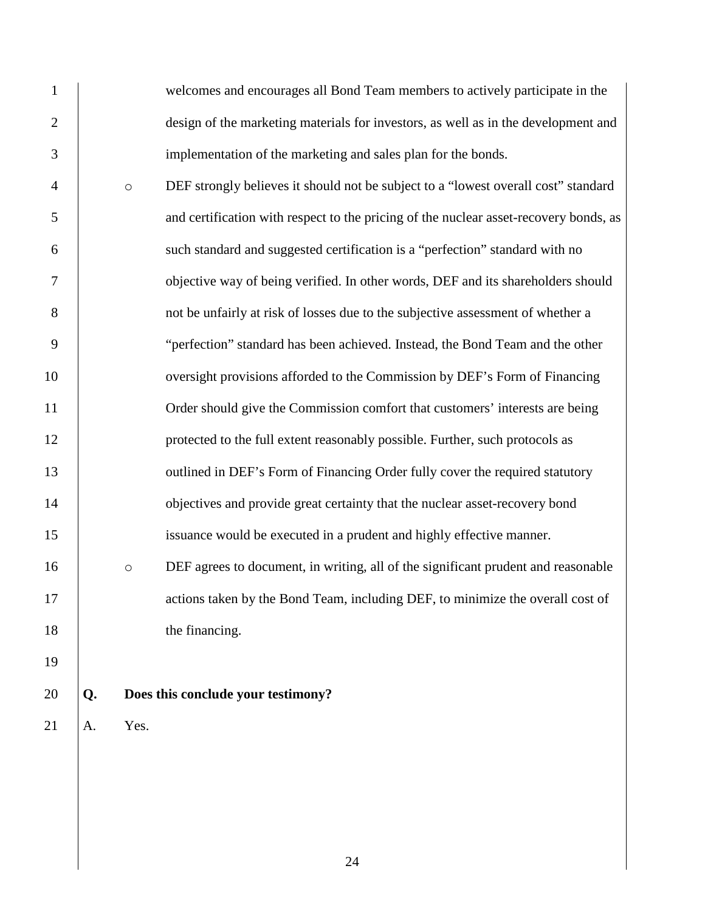welcomes and encourages all Bond Team members to actively participate in the design of the marketing materials for investors, as well as in the development and implementation of the marketing and sales plan for the bonds.

- DEF strongly believes it should not be subject to a "lowest overall cost" standard and certification with respect to the pricing of the nuclear asset-recovery bonds, as such standard and suggested certification is a "perfection" standard with no objective way of being verified. In other words, DEF and its shareholders should not be unfairly at risk of losses due to the subjective assessment of whether a "perfection" standard has been achieved. Instead, the Bond Team and the other oversight provisions afforded to the Commission by DEF's Form of Financing Order should give the Commission comfort that customers' interests are being protected to the full extent reasonably possible. Further, such protocols as outlined in DEF's Form of Financing Order fully cover the required statutory objectives and provide great certainty that the nuclear asset-recovery bond issuance would be executed in a prudent and highly effective manner.
- DEF agrees to document, in writing, all of the significant prudent and reasonable actions taken by the Bond Team, including DEF, to minimize the overall cost of the financing.

**Q. Does this conclude your testimony?**

A. Yes.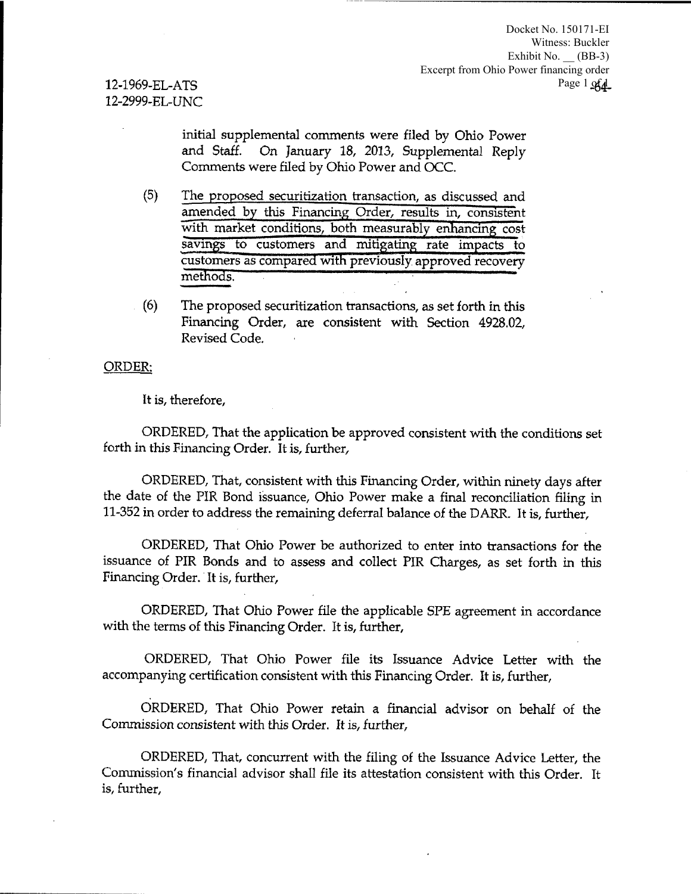Docket No. 150171-EI
Witness: Buckler
Exhibit No. __ (BB-3)
Excerpt from Ohio Power financing order

12-1969-EL-ATS
12-2999-EL-UNC

initial supplemental comments were filed by Ohio Power and Staff. On January 18, 2013, Supplemental Reply Comments were filed by Ohio Power and OCC.

(5) The proposed securitization transaction, as discussed and amended by this Financing Order, results in, consistent with market conditions, both measurably enhancing cost savings to customers and mitigating rate impacts to customers as compared with previously approved recovery methods.

(6) The proposed securitization transactions, as set forth in this Financing Order, are consistent with Section 4928.02, Revised Code.

ORDER:

It is, therefore,

ORDERED, That the application be approved consistent with the conditions set forth in this Financing Order. It is, further,

ORDERED, That, consistent with this Financing Order, within ninety days after the date of the PIR Bond issuance, Ohio Power make a final reconciliation filing in 11-352 in order to address the remaining deferral balance of the DARR. It is, further,

ORDERED, That Ohio Power be authorized to enter into transactions for the issuance of PIR Bonds and to assess and collect PIR Charges, as set forth in this Financing Order. It is, further,

ORDERED, That Ohio Power file the applicable SPE agreement in accordance with the terms of this Financing Order. It is, further,

ORDERED, That Ohio Power file its Issuance Advice Letter with the accompanying certification consistent with this Financing Order. It is, further,

ORDERED, That Ohio Power retain a financial advisor on behalf of the Commission consistent with this Order. It is, further,

ORDERED, That, concurrent with the filing of the Issuance Advice Letter, the Commission's financial advisor shall file its attestation consistent with this Order. It is, further,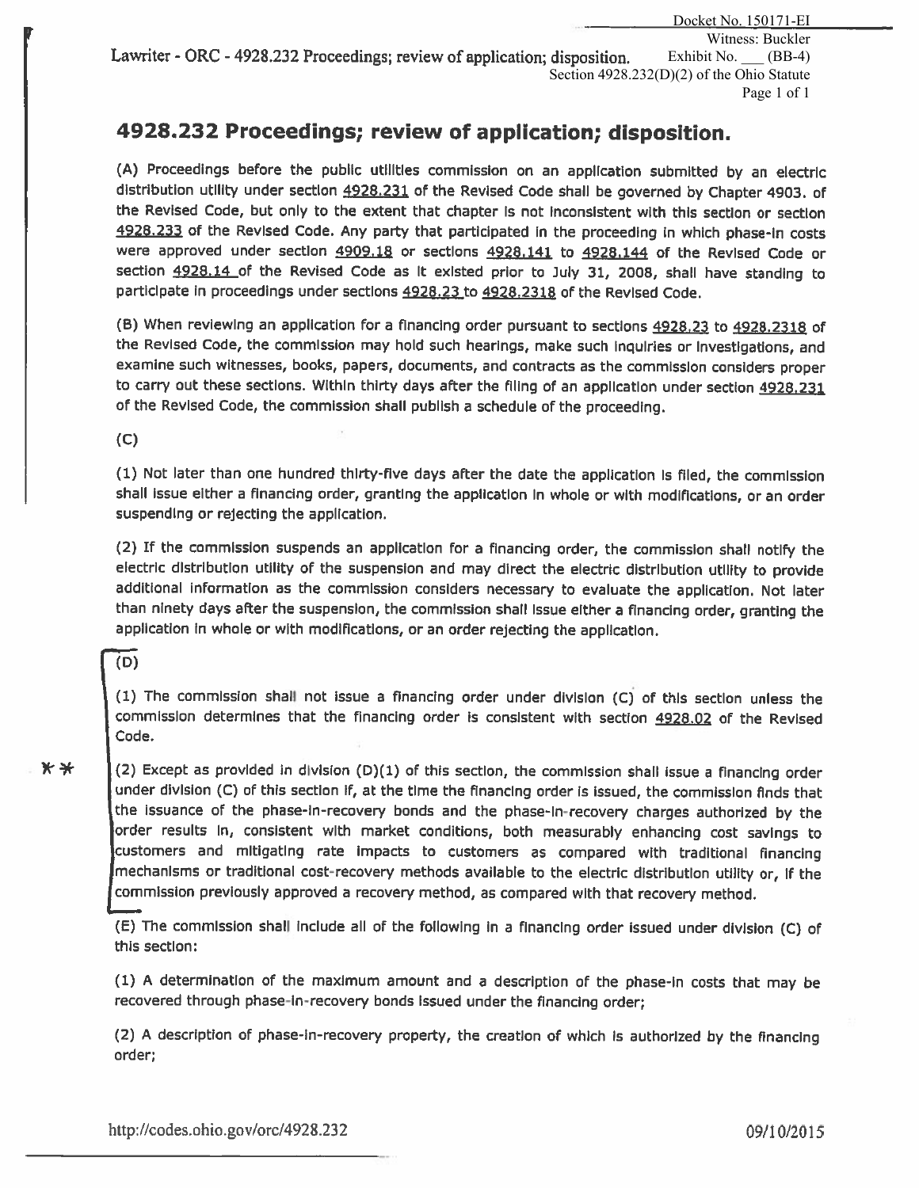## 4928.232 Proceedings; review of application; disposition.

(A) Proceedings before the public utilities commission on an application submitted by an electric distribution utility under section 4928.231 of the Revised Code shall be governed by Chapter 4903. of the Revised Code, but only to the extent that chapter is not inconsistent with this section or section 4928.233 of the Revised Code. Any party that participated in the proceeding in which phase-in costs were approved under section 4909.18 or sections 4928.141 to 4928.144 of the Revised Code or section 4928.14 of the Revised Code as it existed prior to July 31, 2008, shall have standing to participate in proceedings under sections 4928.23 to 4928.2318 of the Revised Code.

(B) When reviewing an application for a financing order pursuant to sections 4928.23 to 4928.2318 of the Revised Code, the commission may hold such hearings, make such inquiries or investigations, and examine such witnesses, books, papers, documents, and contracts as the commission considers proper to carry out these sections. Within thirty days after the filing of an application under section 4928.231 of the Revised Code, the commission shall publish a schedule of the proceeding.

(C)

(1) Not later than one hundred thirty-five days after the date the application is filed, the commission shall issue either a financing order, granting the application in whole or with modifications, or an order suspending or rejecting the application.

(2) If the commission suspends an application for a financing order, the commission shall notify the electric distribution utility of the suspension and may direct the electric distribution utility to provide additional information as the commission considers necessary to evaluate the application. Not later than ninety days after the suspension, the commission shall issue either a financing order, granting the application in whole or with modifications, or an order rejecting the application.

(D)

(1) The commission shall not issue a financing order under division (C) of this section unless the commission determines that the financing order is consistent with section 4928.02 of the Revised Code.

\*\* (2) Except as provided in division (D)(1) of this section, the commission shall issue a financing order under division (C) of this section if, at the time the financing order is issued, the commission finds that the issuance of the phase-in-recovery bonds and the phase-in-recovery charges authorized by the order results in, consistent with market conditions, both measurably enhancing cost savings to customers and mitigating rate impacts to customers as compared with traditional financing mechanisms or traditional cost-recovery methods available to the electric distribution utility or, if the commission previously approved a recovery method, as compared with that recovery method.

(E) The commission shall include all of the following in a financing order issued under division (C) of this section:

(1) A determination of the maximum amount and a description of the phase-in costs that may be recovered through phase-in-recovery bonds issued under the financing order;

(2) A description of phase-in-recovery property, the creation of which is authorized by the financing order;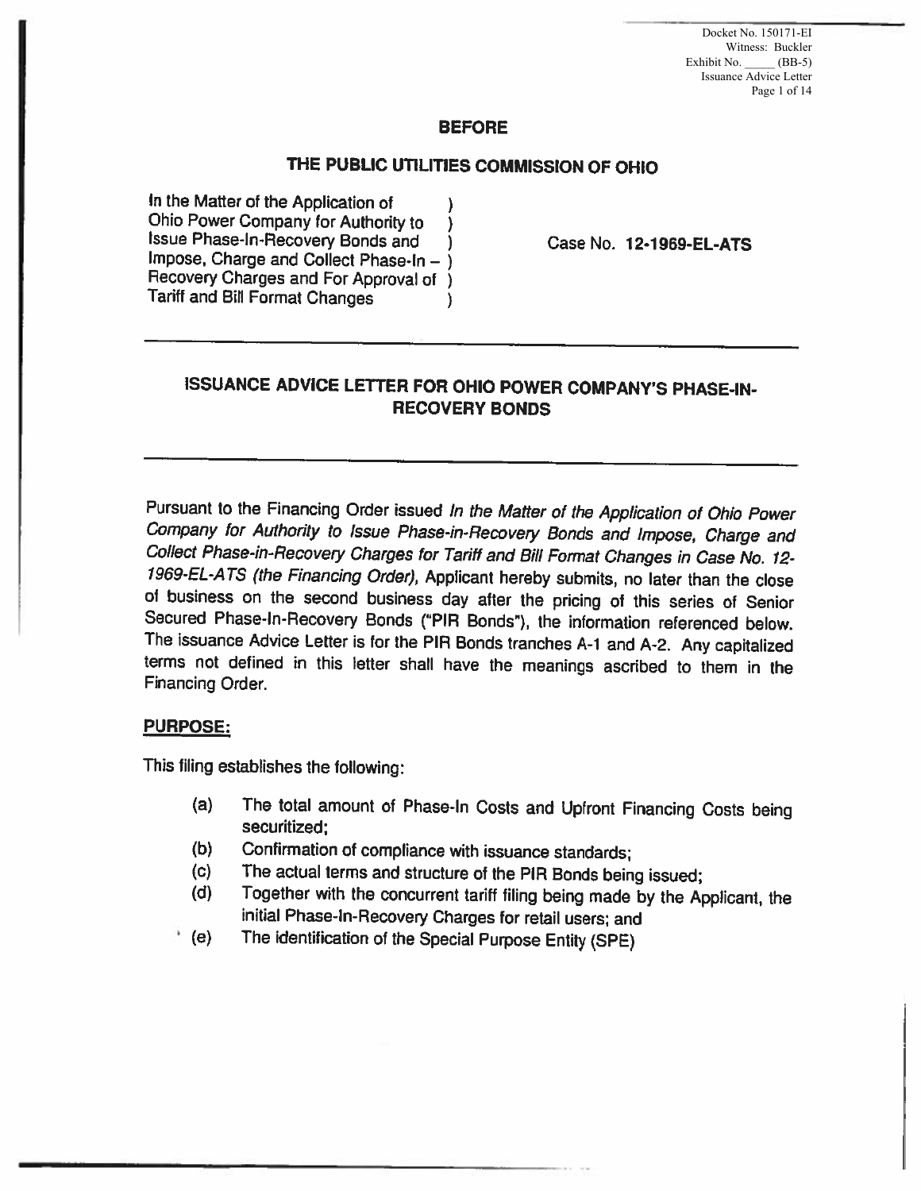Docket No. 150171-EI
Witness: Buckler
Exhibit No. _____ (BB-5)
Issuance Advice Letter

## BEFORE

## THE PUBLIC UTILITIES COMMISSION OF OHIO

In the Matter of the Application of )
Ohio Power Company for Authority to )
Issue Phase-In-Recovery Bonds and )
Impose, Charge and Collect Phase-In – )
Recovery Charges and For Approval of )
Tariff and Bill Format Changes )

Case No. **12-1969-EL-ATS**

---

## ISSUANCE ADVICE LETTER FOR OHIO POWER COMPANY'S PHASE-IN-RECOVERY BONDS

---

Pursuant to the Financing Order issued *In the Matter of the Application of Ohio Power Company for Authority to Issue Phase-in-Recovery Bonds and Impose, Charge and Collect Phase-in-Recovery Charges for Tariff and Bill Format Changes in Case No. 12-1969-EL-ATS (the Financing Order)*, Applicant hereby submits, no later than the close of business on the second business day after the pricing of this series of Senior Secured Phase-In-Recovery Bonds ("PIR Bonds"), the information referenced below. The issuance Advice Letter is for the PIR Bonds tranches A-1 and A-2. Any capitalized terms not defined in this letter shall have the meanings ascribed to them in the Financing Order.

**PURPOSE:**

This filing establishes the following:

(a) The total amount of Phase-In Costs and Upfront Financing Costs being securitized;
(b) Confirmation of compliance with issuance standards;
(c) The actual terms and structure of the PIR Bonds being issued;
(d) Together with the concurrent tariff filing being made by the Applicant, the initial Phase-In-Recovery Charges for retail users; and
(e) The identification of the Special Purpose Entity (SPE)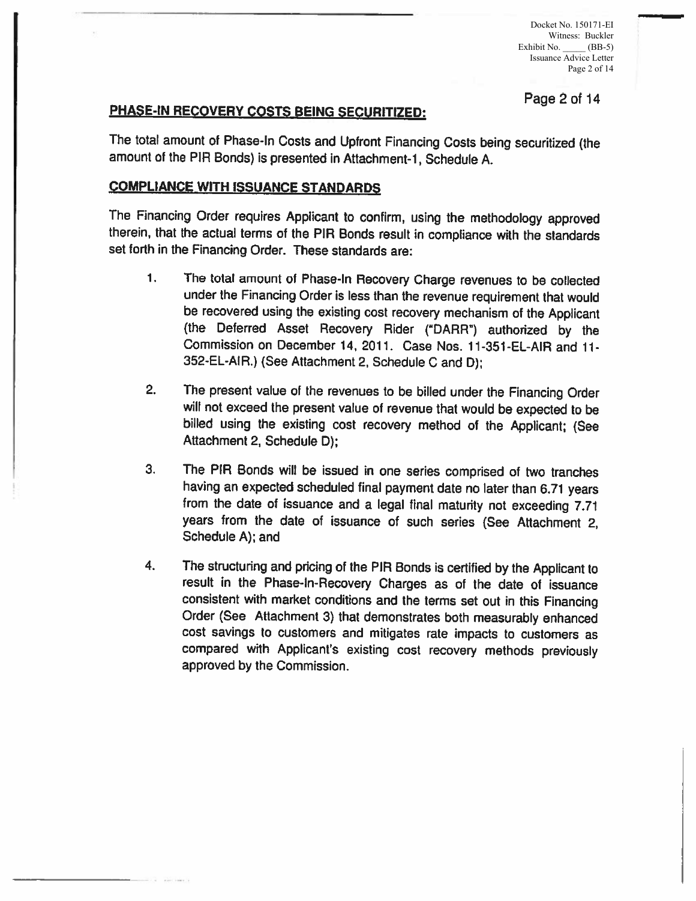## PHASE-IN RECOVERY COSTS BEING SECURITIZED:

The total amount of Phase-In Costs and Upfront Financing Costs being securitized (the amount of the PIR Bonds) is presented in Attachment-1, Schedule A.

## COMPLIANCE WITH ISSUANCE STANDARDS

The Financing Order requires Applicant to confirm, using the methodology approved therein, that the actual terms of the PIR Bonds result in compliance with the standards set forth in the Financing Order. These standards are:

1. The total amount of Phase-In Recovery Charge revenues to be collected under the Financing Order is less than the revenue requirement that would be recovered using the existing cost recovery mechanism of the Applicant (the Deferred Asset Recovery Rider ("DARR") authorized by the Commission on December 14, 2011. Case Nos. 11-351-EL-AIR and 11-352-EL-AIR.) (See Attachment 2, Schedule C and D);

2. The present value of the revenues to be billed under the Financing Order will not exceed the present value of revenue that would be expected to be billed using the existing cost recovery method of the Applicant; (See Attachment 2, Schedule D);

3. The PIR Bonds will be issued in one series comprised of two tranches having an expected scheduled final payment date no later than 6.71 years from the date of issuance and a legal final maturity not exceeding 7.71 years from the date of issuance of such series (See Attachment 2, Schedule A); and

4. The structuring and pricing of the PIR Bonds is certified by the Applicant to result in the Phase-In-Recovery Charges as of the date of issuance consistent with market conditions and the terms set out in this Financing Order (See Attachment 3) that demonstrates both measurably enhanced cost savings to customers and mitigates rate impacts to customers as compared with Applicant's existing cost recovery methods previously approved by the Commission.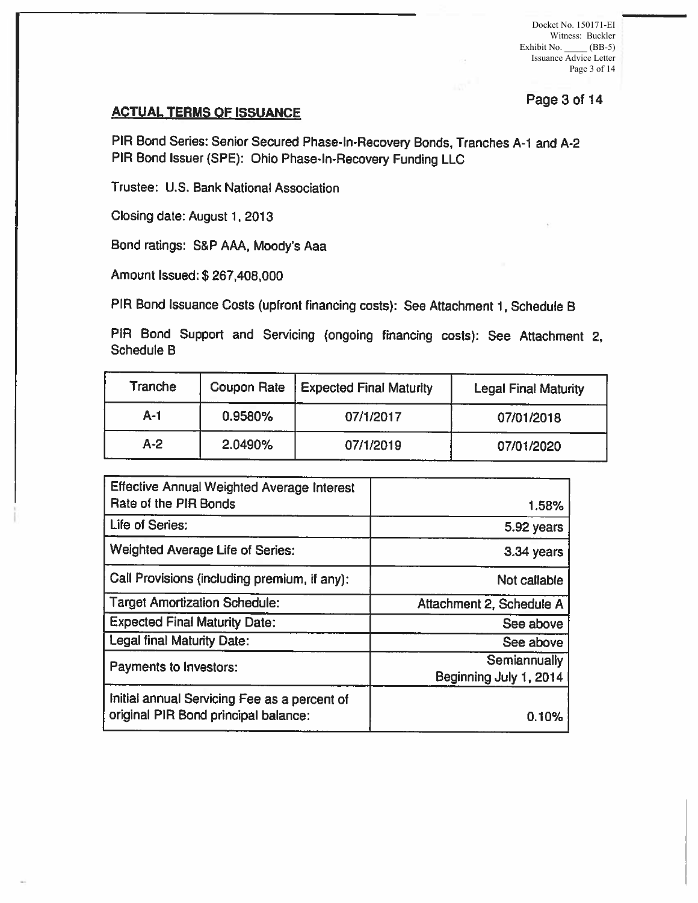## ACTUAL TERMS OF ISSUANCE

PIR Bond Series: Senior Secured Phase-In-Recovery Bonds, Tranches A-1 and A-2
PIR Bond Issuer (SPE): Ohio Phase-In-Recovery Funding LLC

Trustee: U.S. Bank National Association

Closing date: August 1, 2013

Bond ratings: S&P AAA, Moody's Aaa

Amount Issued: $ 267,408,000

PIR Bond Issuance Costs (upfront financing costs): See Attachment 1, Schedule B

PIR Bond Support and Servicing (ongoing financing costs): See Attachment 2, Schedule B

| Tranche | Coupon Rate | Expected Final Maturity | Legal Final Maturity |
|---|---|---|---|
| A-1 | 0.9580% | 07/1/2017 | 07/01/2018 |
| A-2 | 2.0490% | 07/1/2019 | 07/01/2020 |

| | |
|---|---|
| Effective Annual Weighted Average Interest Rate of the PIR Bonds | 1.58% |
| Life of Series: | 5.92 years |
| Weighted Average Life of Series: | 3.34 years |
| Call Provisions (including premium, if any): | Not callable |
| Target Amortization Schedule: | Attachment 2, Schedule A |
| Expected Final Maturity Date: | See above |
| Legal final Maturity Date: | See above |
| Payments to Investors: | Semiannually Beginning July 1, 2014 |
| Initial annual Servicing Fee as a percent of original PIR Bond principal balance: | 0.10% |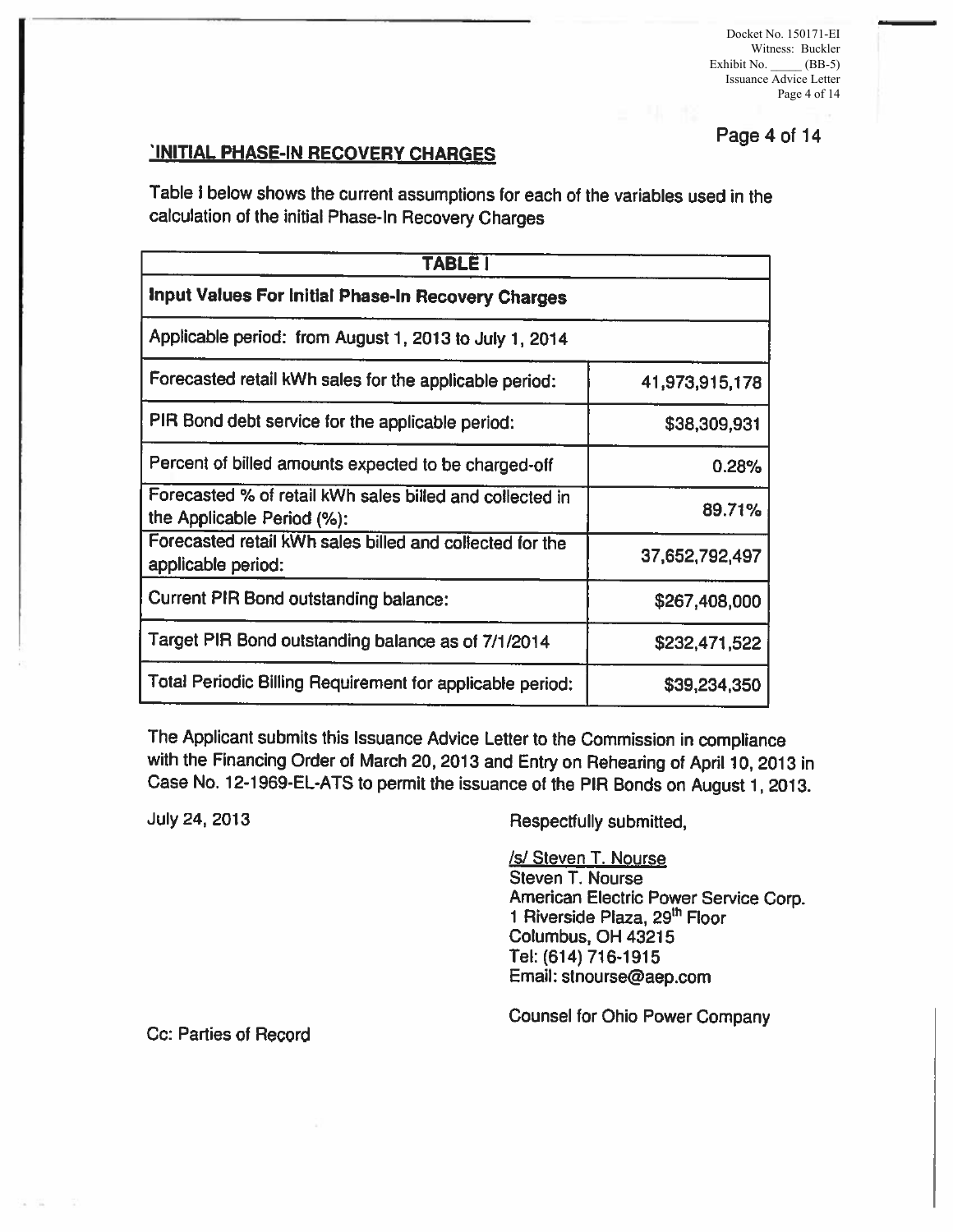## INITIAL PHASE-IN RECOVERY CHARGES

Table I below shows the current assumptions for each of the variables used in the calculation of the initial Phase-In Recovery Charges

| TABLE I | |
|---|---|
| **Input Values For Initial Phase-In Recovery Charges** | |
| Applicable period: from August 1, 2013 to July 1, 2014 | |
| Forecasted retail kWh sales for the applicable period: | 41,973,915,178 |
| PIR Bond debt service for the applicable period: | $38,309,931 |
| Percent of billed amounts expected to be charged-off | 0.28% |
| Forecasted % of retail kWh sales billed and collected in the Applicable Period (%): | 89.71% |
| Forecasted retail kWh sales billed and collected for the applicable period: | 37,652,792,497 |
| Current PIR Bond outstanding balance: | $267,408,000 |
| Target PIR Bond outstanding balance as of 7/1/2014 | $232,471,522 |
| Total Periodic Billing Requirement for applicable period: | $39,234,350 |

The Applicant submits this Issuance Advice Letter to the Commission in compliance with the Financing Order of March 20, 2013 and Entry on Rehearing of April 10, 2013 in Case No. 12-1969-EL-ATS to permit the issuance of the PIR Bonds on August 1, 2013.

July 24, 2013

Respectfully submitted,

/s/ Steven T. Nourse
Steven T. Nourse
American Electric Power Service Corp.
1 Riverside Plaza, 29th Floor
Columbus, OH 43215
Tel: (614) 716-1915
Email: stnourse@aep.com

Counsel for Ohio Power Company

Cc: Parties of Record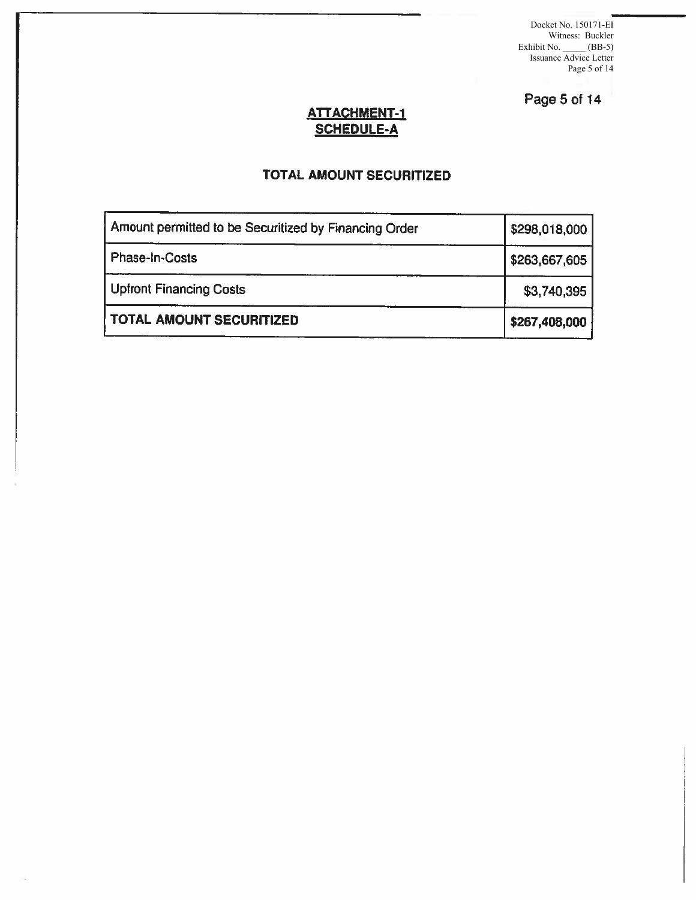## ATTACHMENT-1
## SCHEDULE-A

### TOTAL AMOUNT SECURITIZED

| | |
|---|---|
| Amount permitted to be Securitized by Financing Order | $298,018,000 |
| Phase-In-Costs | $263,667,605 |
| Upfront Financing Costs | $3,740,395 |
| **TOTAL AMOUNT SECURITIZED** | **$267,408,000** |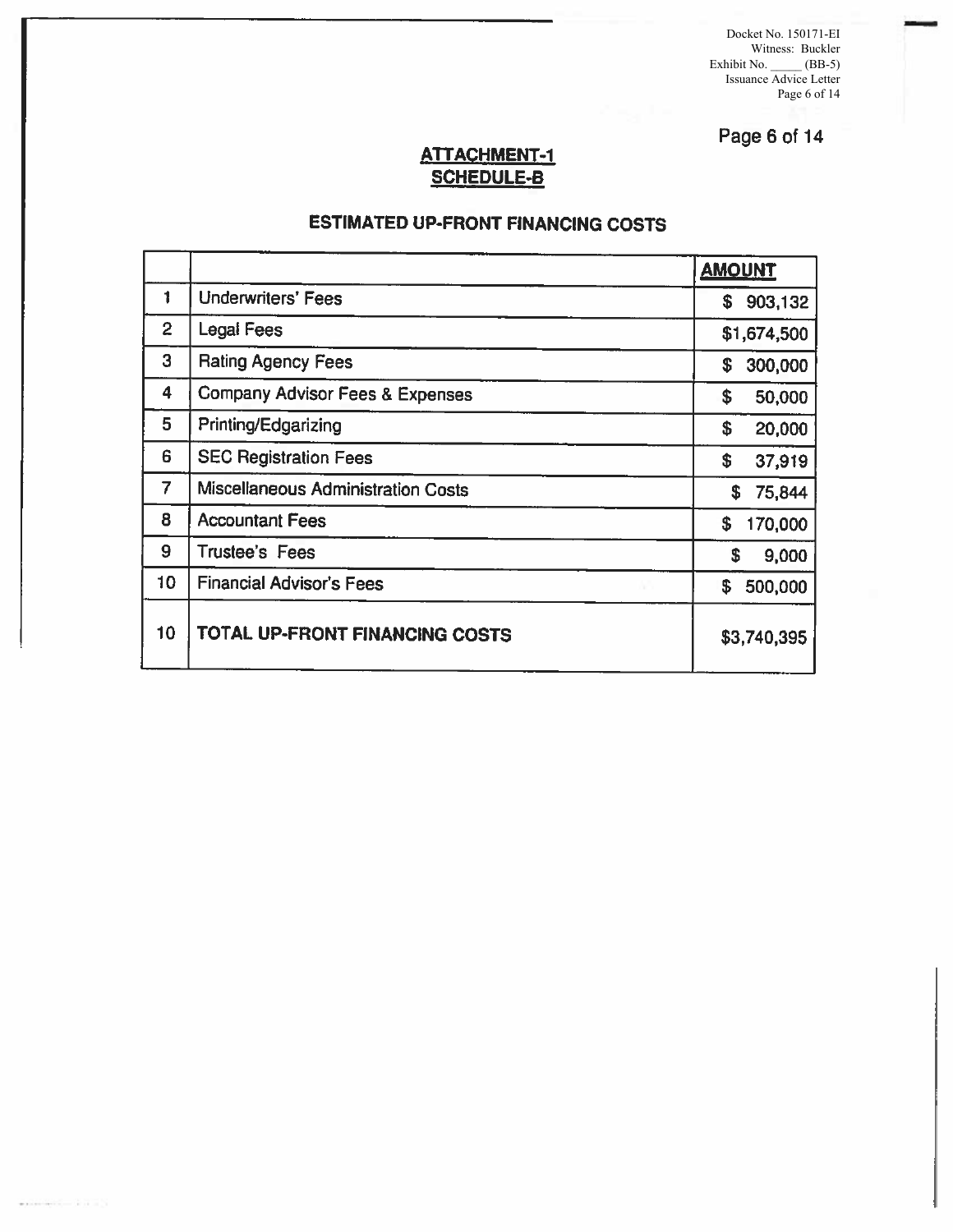## ATTACHMENT-1
## SCHEDULE-B

### ESTIMATED UP-FRONT FINANCING COSTS

| | | AMOUNT |
|---|---|---|
| 1 | Underwriters' Fees | $ 903,132 |
| 2 | Legal Fees | $1,674,500 |
| 3 | Rating Agency Fees | $ 300,000 |
| 4 | Company Advisor Fees & Expenses | $ 50,000 |
| 5 | Printing/Edgarizing | $ 20,000 |
| 6 | SEC Registration Fees | $ 37,919 |
| 7 | Miscellaneous Administration Costs | $ 75,844 |
| 8 | Accountant Fees | $ 170,000 |
| 9 | Trustee's Fees | $ 9,000 |
| 10 | Financial Advisor's Fees | $ 500,000 |
| 10 | **TOTAL UP-FRONT FINANCING COSTS** | $3,740,395 |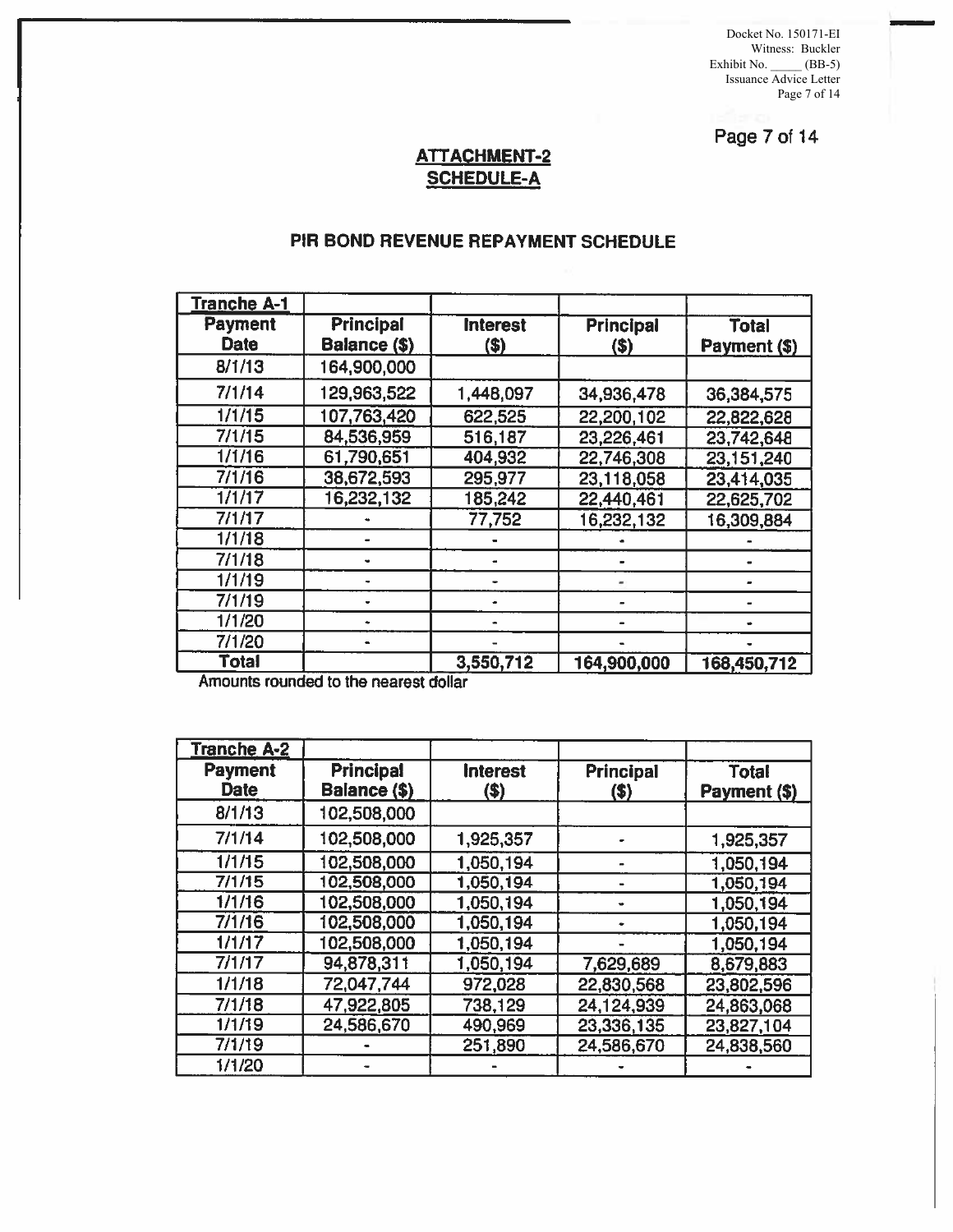## ATTACHMENT-2
## SCHEDULE-A

### PIR BOND REVENUE REPAYMENT SCHEDULE

| Tranche A-1 | | | | |
|---|---|---|---|---|
| Payment Date | Principal Balance ($) | Interest ($) | Principal ($) | Total Payment ($) |
| 8/1/13 | 164,900,000 | | | |
| 7/1/14 | 129,963,522 | 1,448,097 | 34,936,478 | 36,384,575 |
| 1/1/15 | 107,763,420 | 622,525 | 22,200,102 | 22,822,628 |
| 7/1/15 | 84,536,959 | 516,187 | 23,226,461 | 23,742,648 |
| 1/1/16 | 61,790,651 | 404,932 | 22,746,308 | 23,151,240 |
| 7/1/16 | 38,672,593 | 295,977 | 23,118,058 | 23,414,035 |
| 1/1/17 | 16,232,132 | 185,242 | 22,440,461 | 22,625,702 |
| 7/1/17 | - | 77,752 | 16,232,132 | 16,309,884 |
| 1/1/18 | - | - | - | - |
| 7/1/18 | - | - | - | - |
| 1/1/19 | - | - | - | - |
| 7/1/19 | - | - | - | - |
| 1/1/20 | - | - | - | - |
| 7/1/20 | - | - | - | - |
| Total | | 3,550,712 | 164,900,000 | 168,450,712 |

Amounts rounded to the nearest dollar

| Tranche A-2 | | | | |
|---|---|---|---|---|
| Payment Date | Principal Balance ($) | Interest ($) | Principal ($) | Total Payment ($) |
| 8/1/13 | 102,508,000 | | | |
| 7/1/14 | 102,508,000 | 1,925,357 | - | 1,925,357 |
| 1/1/15 | 102,508,000 | 1,050,194 | - | 1,050,194 |
| 7/1/15 | 102,508,000 | 1,050,194 | - | 1,050,194 |
| 1/1/16 | 102,508,000 | 1,050,194 | - | 1,050,194 |
| 7/1/16 | 102,508,000 | 1,050,194 | - | 1,050,194 |
| 1/1/17 | 102,508,000 | 1,050,194 | - | 1,050,194 |
| 7/1/17 | 94,878,311 | 1,050,194 | 7,629,689 | 8,679,883 |
| 1/1/18 | 72,047,744 | 972,028 | 22,830,568 | 23,802,596 |
| 7/1/18 | 47,922,805 | 738,129 | 24,124,939 | 24,863,068 |
| 1/1/19 | 24,586,670 | 490,969 | 23,336,135 | 23,827,104 |
| 7/1/19 | - | 251,890 | 24,586,670 | 24,838,560 |
| 1/1/20 | - | - | - | - |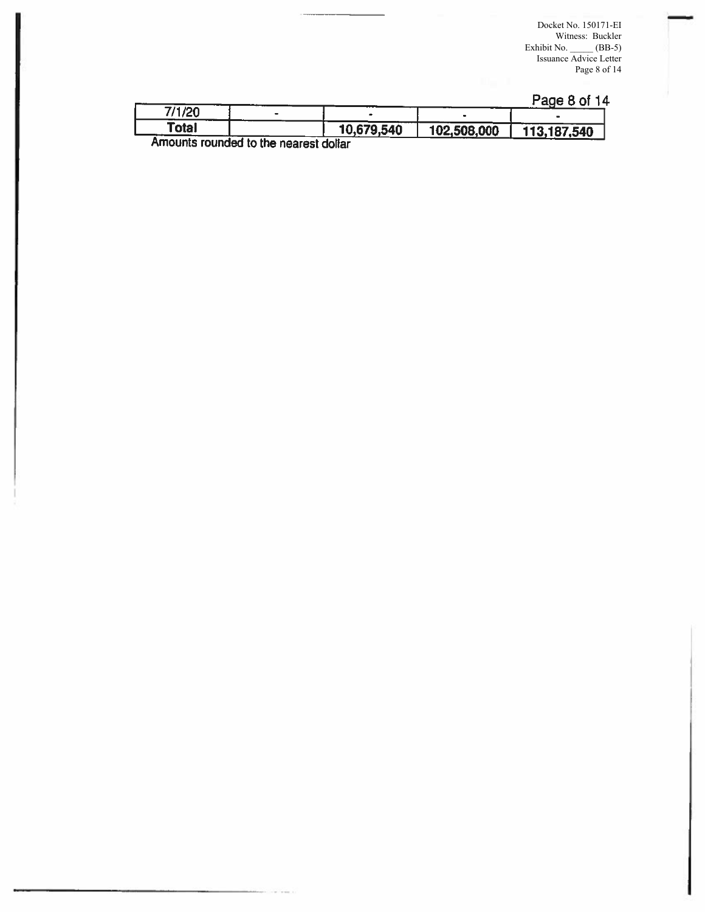| 7/1/20 | - | - | - | - |
|---|---|---|---|---|
| **Total** | | **10,679,540** | **102,508,000** | **113,187,540** |

Amounts rounded to the nearest dollar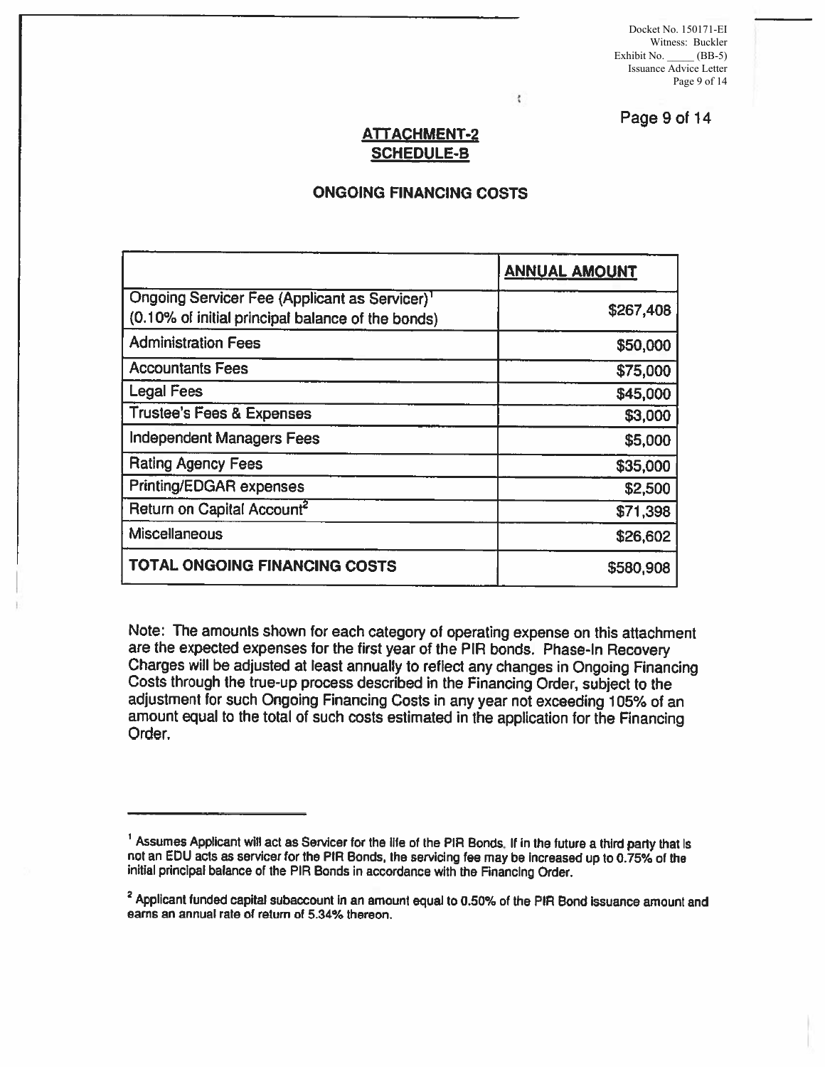## ATTACHMENT-2
## SCHEDULE-B

### ONGOING FINANCING COSTS

| | ANNUAL AMOUNT |
|---|---|
| Ongoing Servicer Fee (Applicant as Servicer)[1] (0.10% of initial principal balance of the bonds) | \$267,408 |
| Administration Fees | \$50,000 |
| Accountants Fees | \$75,000 |
| Legal Fees | \$45,000 |
| Trustee's Fees & Expenses | \$3,000 |
| Independent Managers Fees | \$5,000 |
| Rating Agency Fees | \$35,000 |
| Printing/EDGAR expenses | \$2,500 |
| Return on Capital Account[2] | \$71,398 |
| Miscellaneous | \$26,602 |
| **TOTAL ONGOING FINANCING COSTS** | \$580,908 |

Note: The amounts shown for each category of operating expense on this attachment are the expected expenses for the first year of the PIR bonds. Phase-In Recovery Charges will be adjusted at least annually to reflect any changes in Ongoing Financing Costs through the true-up process described in the Financing Order, subject to the adjustment for such Ongoing Financing Costs in any year not exceeding 105% of an amount equal to the total of such costs estimated in the application for the Financing Order.

---

[1] Assumes Applicant will act as Servicer for the life of the PIR Bonds. If in the future a third party that is not an EDU acts as servicer for the PIR Bonds, the servicing fee may be increased up to 0.75% of the initial principal balance of the PIR Bonds in accordance with the Financing Order.

[2] Applicant funded capital subaccount in an amount equal to 0.50% of the PIR Bond issuance amount and earns an annual rate of return of 5.34% thereon.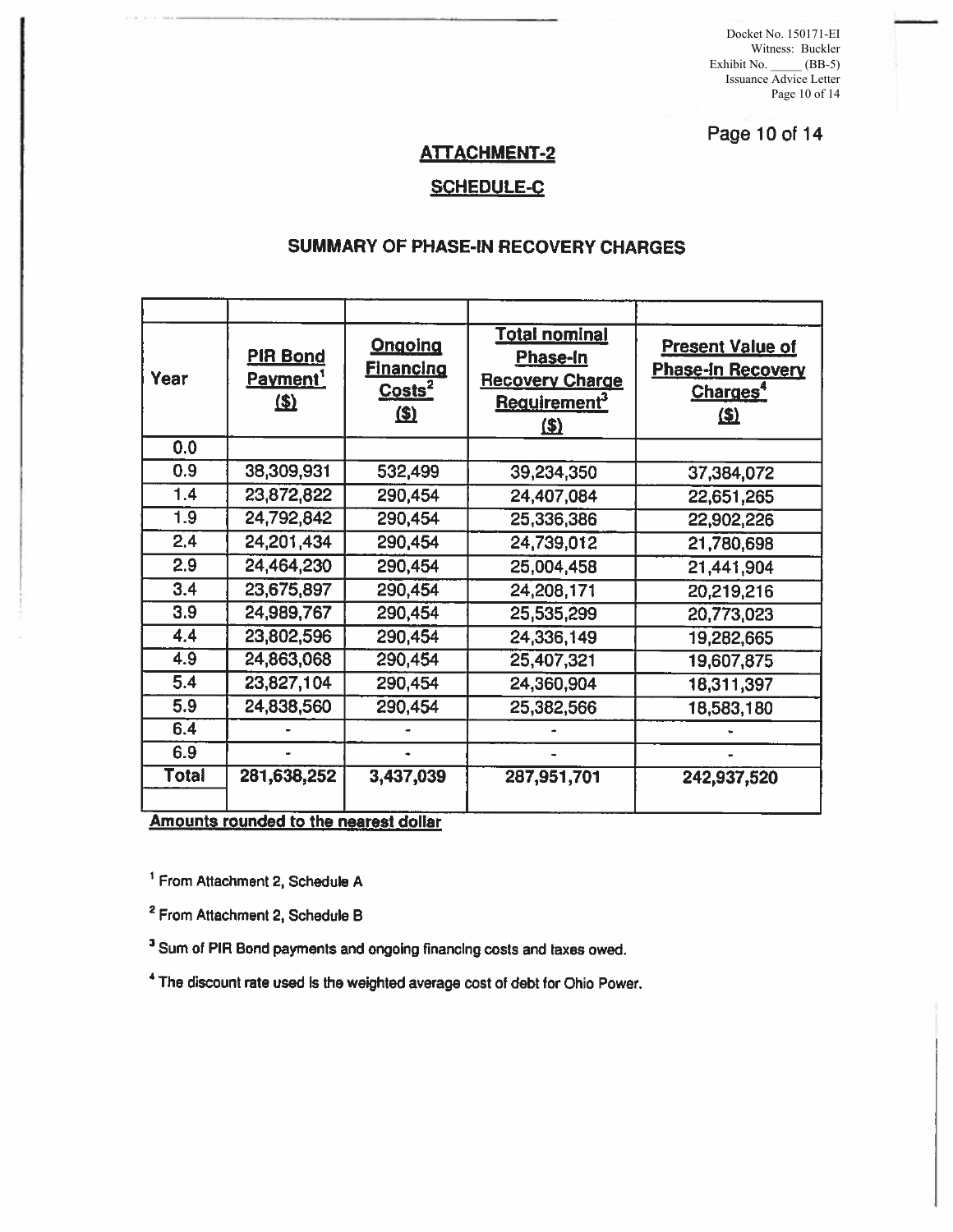Docket No. 150171-EI
Witness: Buckler
Exhibit No. _____ (BB-5)
Issuance Advice Letter
Page 10 of 14

Page 10 of 14

## ATTACHMENT-2

## SCHEDULE-C

## SUMMARY OF PHASE-IN RECOVERY CHARGES

| Year | PIR Bond Payment[1] ($) | Ongoing Financing Costs[2] ($) | Total nominal Phase-In Recovery Charge Requirement[3] ($) | Present Value of Phase-In Recovery Charges[4] ($) |
|---|---|---|---|---|
| 0.0 | | | | |
| 0.9 | 38,309,931 | 532,499 | 39,234,350 | 37,384,072 |
| 1.4 | 23,872,822 | 290,454 | 24,407,084 | 22,651,265 |
| 1.9 | 24,792,842 | 290,454 | 25,336,386 | 22,902,226 |
| 2.4 | 24,201,434 | 290,454 | 24,739,012 | 21,780,698 |
| 2.9 | 24,464,230 | 290,454 | 25,004,458 | 21,441,904 |
| 3.4 | 23,675,897 | 290,454 | 24,208,171 | 20,219,216 |
| 3.9 | 24,989,767 | 290,454 | 25,535,299 | 20,773,023 |
| 4.4 | 23,802,596 | 290,454 | 24,336,149 | 19,282,665 |
| 4.9 | 24,863,068 | 290,454 | 25,407,321 | 19,607,875 |
| 5.4 | 23,827,104 | 290,454 | 24,360,904 | 18,311,397 |
| 5.9 | 24,838,560 | 290,454 | 25,382,566 | 18,583,180 |
| 6.4 | - | - | - | - |
| 6.9 | - | - | - | - |
| Total | 281,638,252 | 3,437,039 | 287,951,701 | 242,937,520 |

Amounts rounded to the nearest dollar

[1] From Attachment 2, Schedule A

[2] From Attachment 2, Schedule B

[3] Sum of PIR Bond payments and ongoing financing costs and taxes owed.

[4] The discount rate used is the weighted average cost of debt for Ohio Power.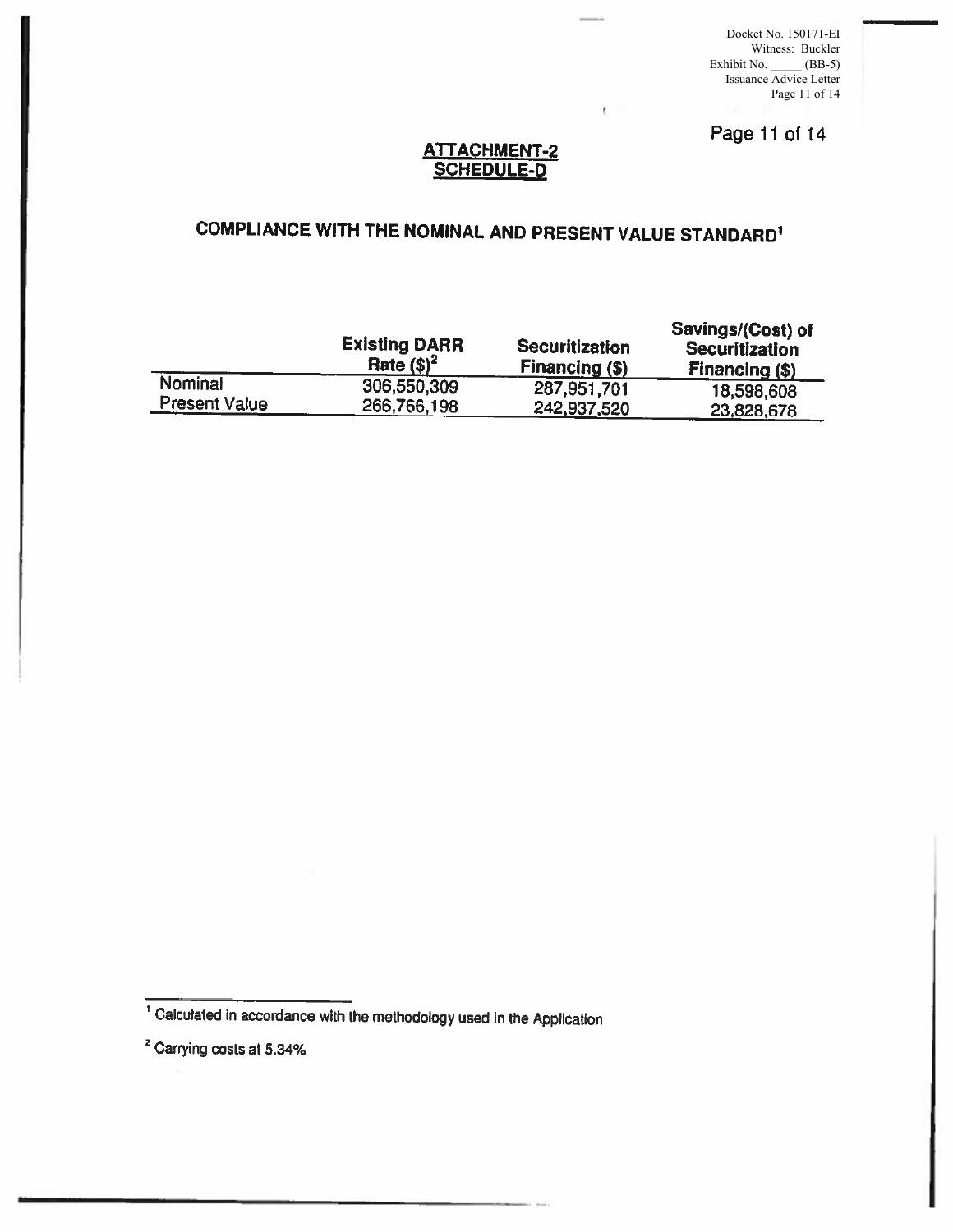Docket No. 150171-EI
Witness: Buckler
Exhibit No. _____ (BB-5)
Issuance Advice Letter

## ATTACHMENT-2
## SCHEDULE-D

# COMPLIANCE WITH THE NOMINAL AND PRESENT VALUE STANDARD[1]

| | Existing DARR Rate ($)[2] | Securitization Financing ($) | Savings/(Cost) of Securitization Financing ($) |
|---|---|---|---|
| Nominal | 306,550,309 | 287,951,701 | 18,598,608 |
| Present Value | 266,766,198 | 242,937,520 | 23,828,678 |

[1] Calculated in accordance with the methodology used in the Application

[2] Carrying costs at 5.34%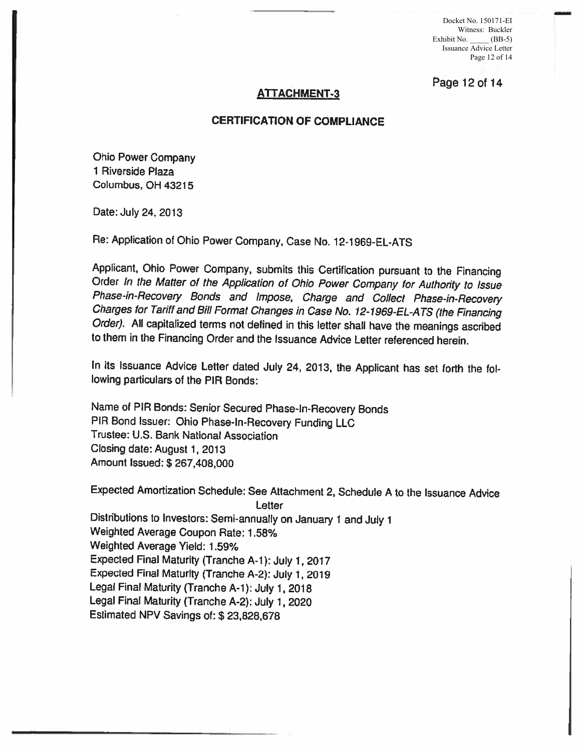## ATTACHMENT-3

## CERTIFICATION OF COMPLIANCE

Ohio Power Company
1 Riverside Plaza
Columbus, OH 43215

Date: July 24, 2013

Re: Application of Ohio Power Company, Case No. 12-1969-EL-ATS

Applicant, Ohio Power Company, submits this Certification pursuant to the Financing Order *In the Matter of the Application of Ohio Power Company for Authority to Issue Phase-in-Recovery Bonds and Impose, Charge and Collect Phase-in-Recovery Charges for Tariff and Bill Format Changes in Case No. 12-1969-EL-ATS (the Financing Order).* All capitalized terms not defined in this letter shall have the meanings ascribed to them in the Financing Order and the Issuance Advice Letter referenced herein.

In its Issuance Advice Letter dated July 24, 2013, the Applicant has set forth the following particulars of the PIR Bonds:

Name of PIR Bonds: Senior Secured Phase-In-Recovery Bonds
PIR Bond Issuer: Ohio Phase-In-Recovery Funding LLC
Trustee: U.S. Bank National Association
Closing date: August 1, 2013
Amount Issued: $ 267,408,000

Expected Amortization Schedule: See Attachment 2, Schedule A to the Issuance Advice Letter
Distributions to Investors: Semi-annually on January 1 and July 1
Weighted Average Coupon Rate: 1.58%
Weighted Average Yield: 1.59%
Expected Final Maturity (Tranche A-1): July 1, 2017
Expected Final Maturity (Tranche A-2): July 1, 2019
Legal Final Maturity (Tranche A-1): July 1, 2018
Legal Final Maturity (Tranche A-2): July 1, 2020
Estimated NPV Savings of: $ 23,828,678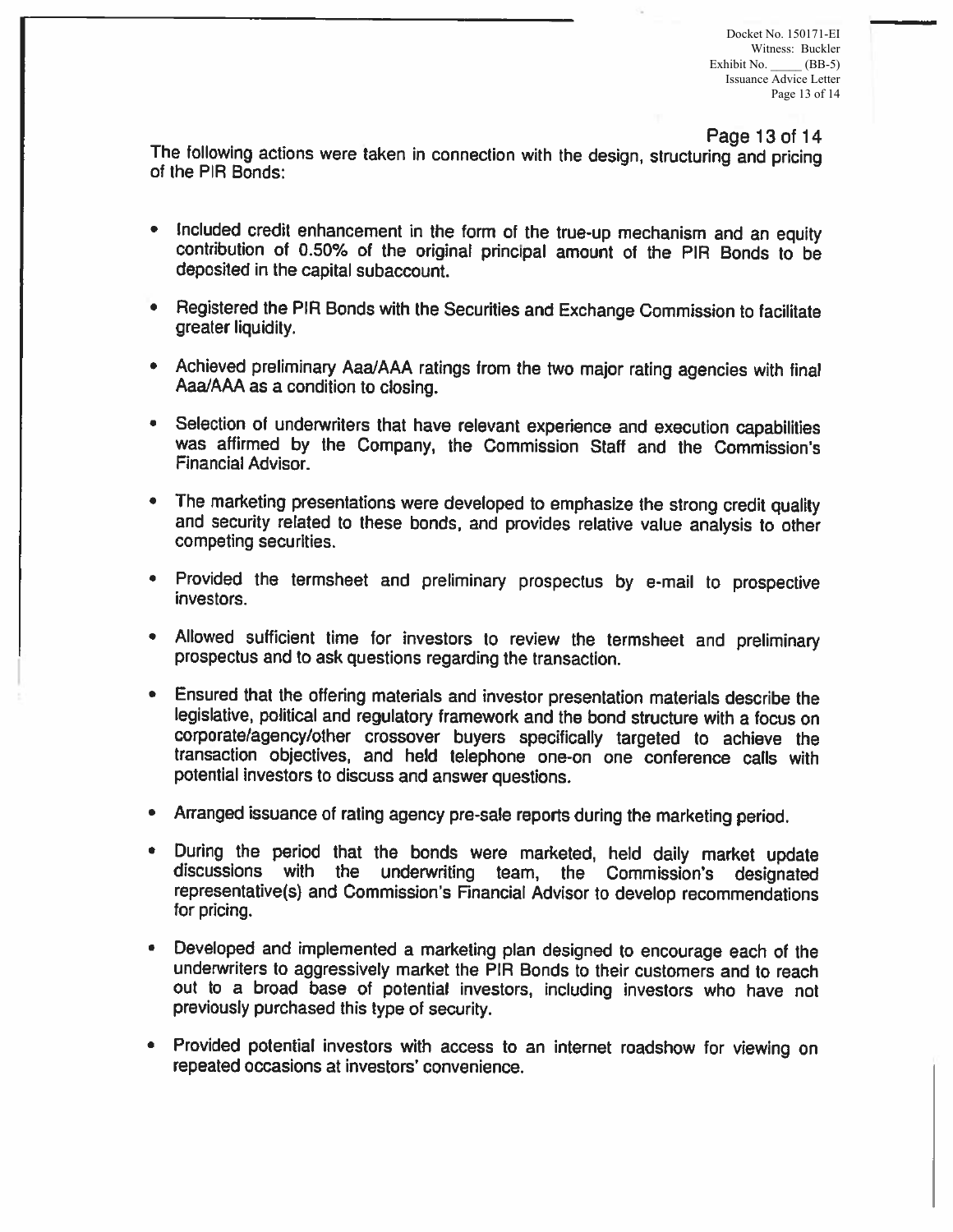The following actions were taken in connection with the design, structuring and pricing of the PIR Bonds:

- Included credit enhancement in the form of the true-up mechanism and an equity contribution of 0.50% of the original principal amount of the PIR Bonds to be deposited in the capital subaccount.
- Registered the PIR Bonds with the Securities and Exchange Commission to facilitate greater liquidity.
- Achieved preliminary Aaa/AAA ratings from the two major rating agencies with final Aaa/AAA as a condition to closing.
- Selection of underwriters that have relevant experience and execution capabilities was affirmed by the Company, the Commission Staff and the Commission's Financial Advisor.
- The marketing presentations were developed to emphasize the strong credit quality and security related to these bonds, and provides relative value analysis to other competing securities.
- Provided the termsheet and preliminary prospectus by e-mail to prospective investors.
- Allowed sufficient time for investors to review the termsheet and preliminary prospectus and to ask questions regarding the transaction.
- Ensured that the offering materials and investor presentation materials describe the legislative, political and regulatory framework and the bond structure with a focus on corporate/agency/other crossover buyers specifically targeted to achieve the transaction objectives, and held telephone one-on one conference calls with potential investors to discuss and answer questions.
- Arranged issuance of rating agency pre-sale reports during the marketing period.
- During the period that the bonds were marketed, held daily market update discussions with the underwriting team, the Commission's designated representative(s) and Commission's Financial Advisor to develop recommendations for pricing.
- Developed and implemented a marketing plan designed to encourage each of the underwriters to aggressively market the PIR Bonds to their customers and to reach out to a broad base of potential investors, including investors who have not previously purchased this type of security.
- Provided potential investors with access to an internet roadshow for viewing on repeated occasions at investors' convenience.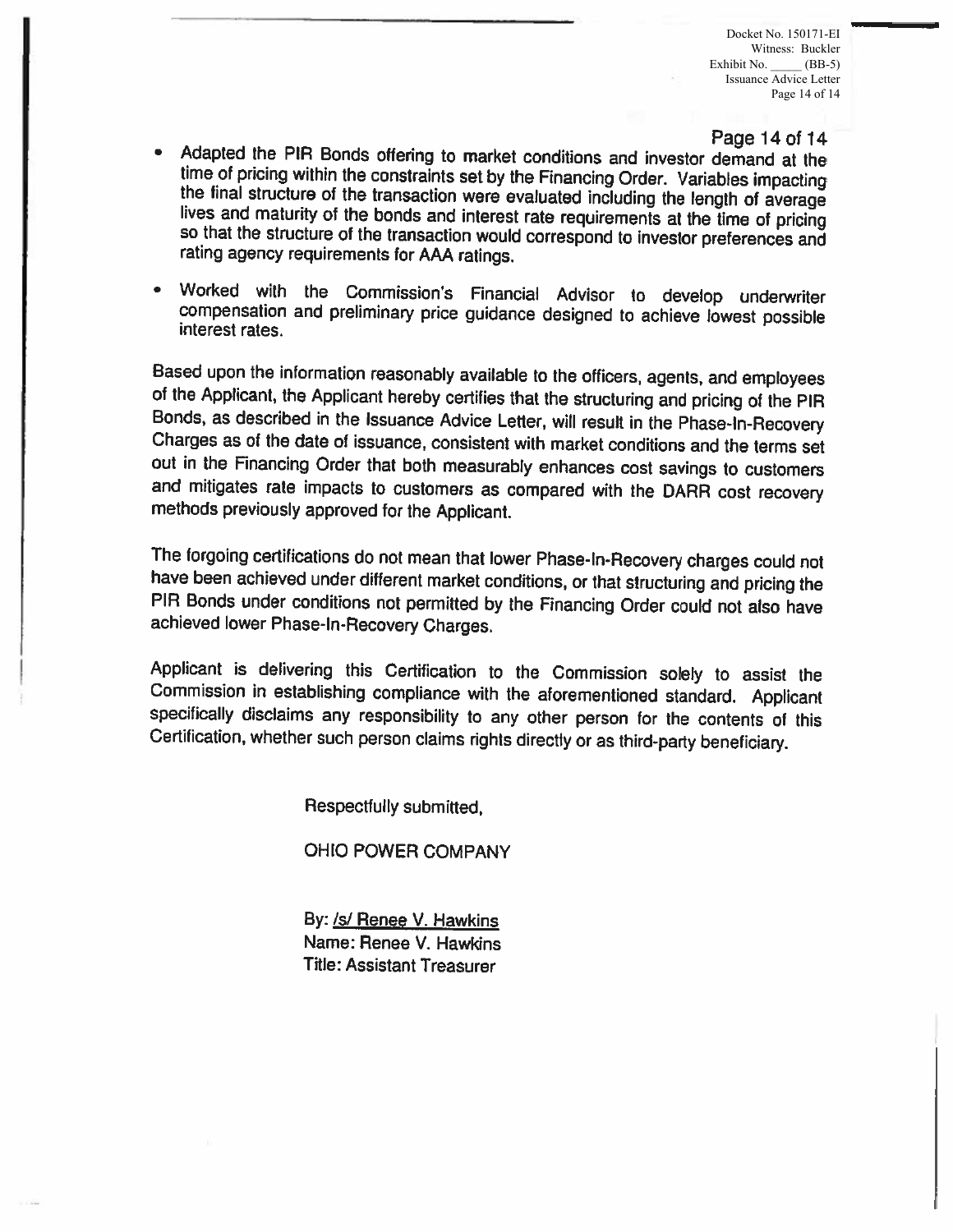- Adapted the PIR Bonds offering to market conditions and investor demand at the time of pricing within the constraints set by the Financing Order. Variables impacting the final structure of the transaction were evaluated including the length of average lives and maturity of the bonds and interest rate requirements at the time of pricing so that the structure of the transaction would correspond to investor preferences and rating agency requirements for AAA ratings.

- Worked with the Commission's Financial Advisor to develop underwriter compensation and preliminary price guidance designed to achieve lowest possible interest rates.

Based upon the information reasonably available to the officers, agents, and employees of the Applicant, the Applicant hereby certifies that the structuring and pricing of the PIR Bonds, as described in the Issuance Advice Letter, will result in the Phase-In-Recovery Charges as of the date of issuance, consistent with market conditions and the terms set out in the Financing Order that both measurably enhances cost savings to customers and mitigates rate impacts to customers as compared with the DARR cost recovery methods previously approved for the Applicant.

The forgoing certifications do not mean that lower Phase-In-Recovery charges could not have been achieved under different market conditions, or that structuring and pricing the PIR Bonds under conditions not permitted by the Financing Order could not also have achieved lower Phase-In-Recovery Charges.

Applicant is delivering this Certification to the Commission solely to assist the Commission in establishing compliance with the aforementioned standard. Applicant specifically disclaims any responsibility to any other person for the contents of this Certification, whether such person claims rights directly or as third-party beneficiary.

Respectfully submitted,

OHIO POWER COMPANY

By: /s/ Renee V. Hawkins
Name: Renee V. Hawkins
Title: Assistant Treasurer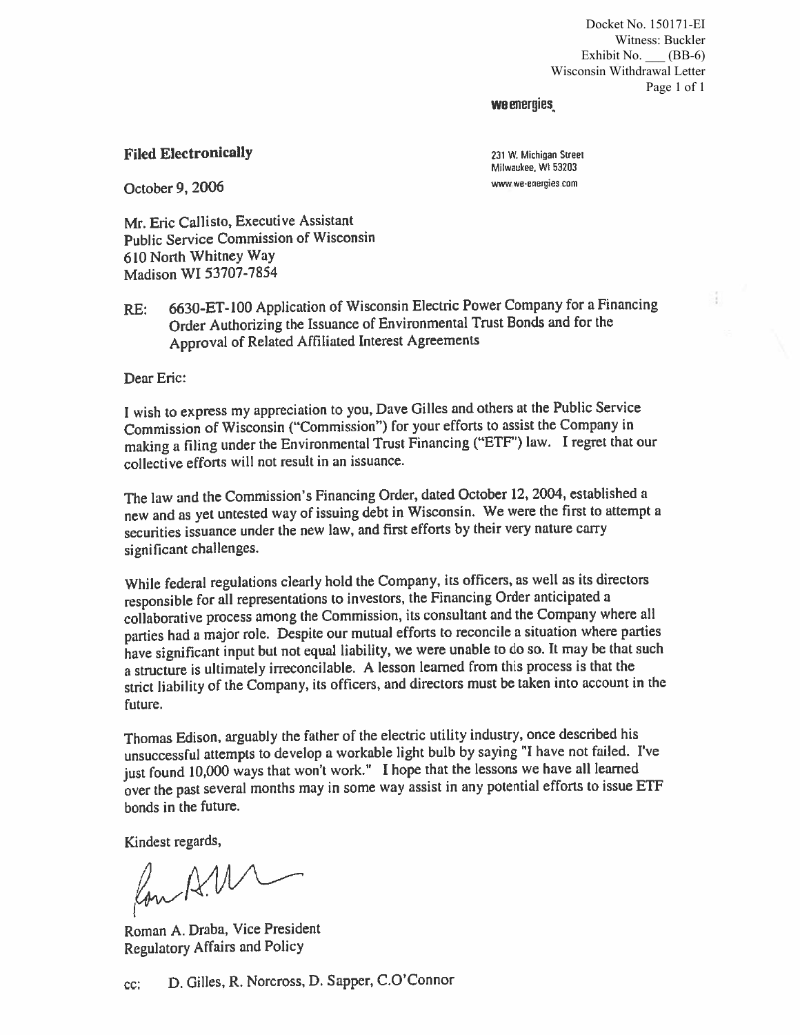Docket No. 150171-EI
Witness: Buckler
Exhibit No. ___ (BB-6)
Wisconsin Withdrawal Letter

**we energies**

231 W. Michigan Street
Milwaukee, WI 53203
www.we-energies.com

**Filed Electronically**

October 9, 2006

Mr. Eric Callisto, Executive Assistant
Public Service Commission of Wisconsin
610 North Whitney Way
Madison WI 53707-7854

RE: 6630-ET-100 Application of Wisconsin Electric Power Company for a Financing Order Authorizing the Issuance of Environmental Trust Bonds and for the Approval of Related Affiliated Interest Agreements

Dear Eric:

I wish to express my appreciation to you, Dave Gilles and others at the Public Service Commission of Wisconsin ("Commission") for your efforts to assist the Company in making a filing under the Environmental Trust Financing ("ETF") law. I regret that our collective efforts will not result in an issuance.

The law and the Commission's Financing Order, dated October 12, 2004, established a new and as yet untested way of issuing debt in Wisconsin. We were the first to attempt a securities issuance under the new law, and first efforts by their very nature carry significant challenges.

While federal regulations clearly hold the Company, its officers, as well as its directors responsible for all representations to investors, the Financing Order anticipated a collaborative process among the Commission, its consultant and the Company where all parties had a major role. Despite our mutual efforts to reconcile a situation where parties have significant input but not equal liability, we were unable to do so. It may be that such a structure is ultimately irreconcilable. A lesson learned from this process is that the strict liability of the Company, its officers, and directors must be taken into account in the future.

Thomas Edison, arguably the father of the electric utility industry, once described his unsuccessful attempts to develop a workable light bulb by saying "I have not failed. I've just found 10,000 ways that won't work." I hope that the lessons we have all learned over the past several months may in some way assist in any potential efforts to issue ETF bonds in the future.

Kindest regards,

Roman A. Draba, Vice President
Regulatory Affairs and Policy

cc: D. Gilles, R. Norcross, D. Sapper, C.O'Connor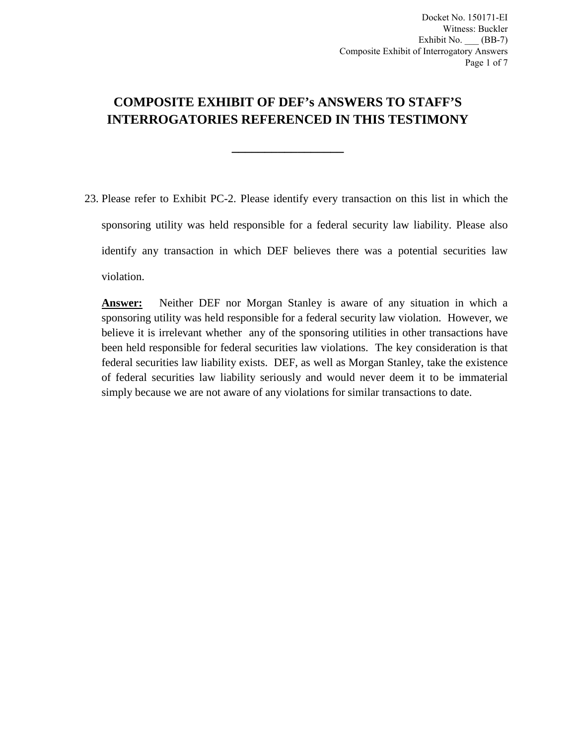# COMPOSITE EXHIBIT OF DEF's ANSWERS TO STAFF'S INTERROGATORIES REFERENCED IN THIS TESTIMONY

\_\_\_\_\_\_\_\_\_\_\_\_\_\_\_\_\_\_

23. Please refer to Exhibit PC-2. Please identify every transaction on this list in which the sponsoring utility was held responsible for a federal security law liability. Please also identify any transaction in which DEF believes there was a potential securities law violation.

    **Answer:** Neither DEF nor Morgan Stanley is aware of any situation in which a sponsoring utility was held responsible for a federal security law violation. However, we believe it is irrelevant whether any of the sponsoring utilities in other transactions have been held responsible for federal securities law violations. The key consideration is that federal securities law liability exists. DEF, as well as Morgan Stanley, take the existence of federal securities law liability seriously and would never deem it to be immaterial simply because we are not aware of any violations for similar transactions to date.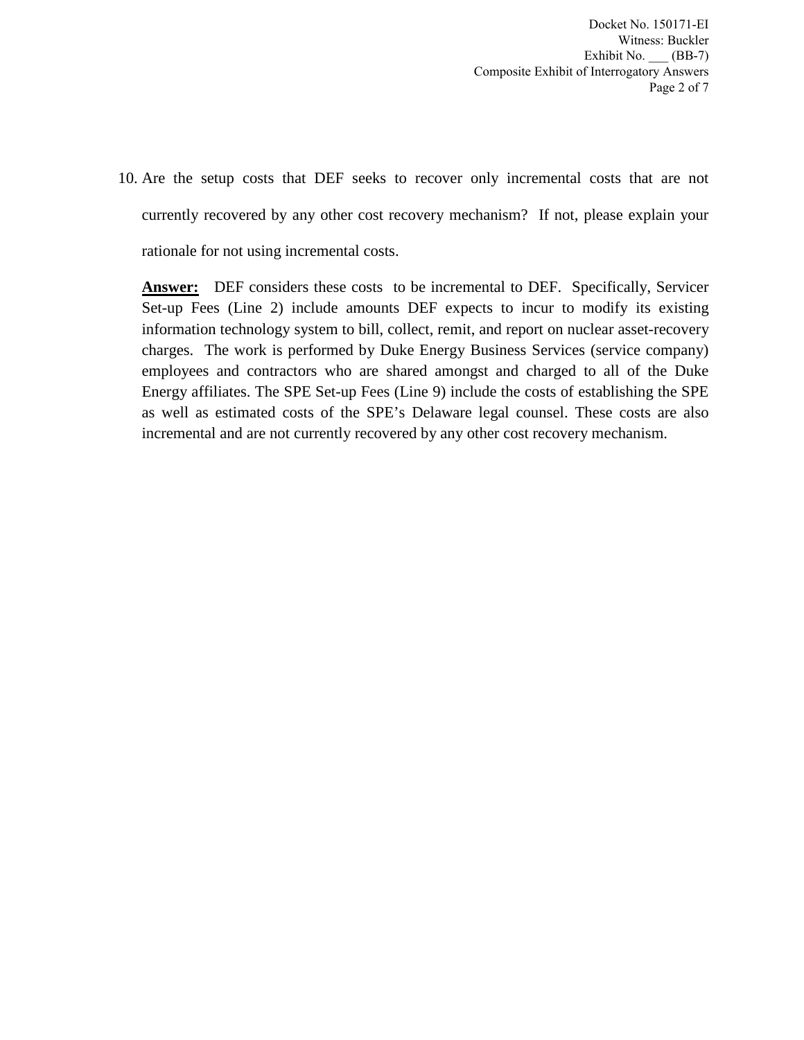10. Are the setup costs that DEF seeks to recover only incremental costs that are not currently recovered by any other cost recovery mechanism? If not, please explain your rationale for not using incremental costs.

    **Answer:** DEF considers these costs to be incremental to DEF. Specifically, Servicer Set-up Fees (Line 2) include amounts DEF expects to incur to modify its existing information technology system to bill, collect, remit, and report on nuclear asset-recovery charges. The work is performed by Duke Energy Business Services (service company) employees and contractors who are shared amongst and charged to all of the Duke Energy affiliates. The SPE Set-up Fees (Line 9) include the costs of establishing the SPE as well as estimated costs of the SPE's Delaware legal counsel. These costs are also incremental and are not currently recovered by any other cost recovery mechanism.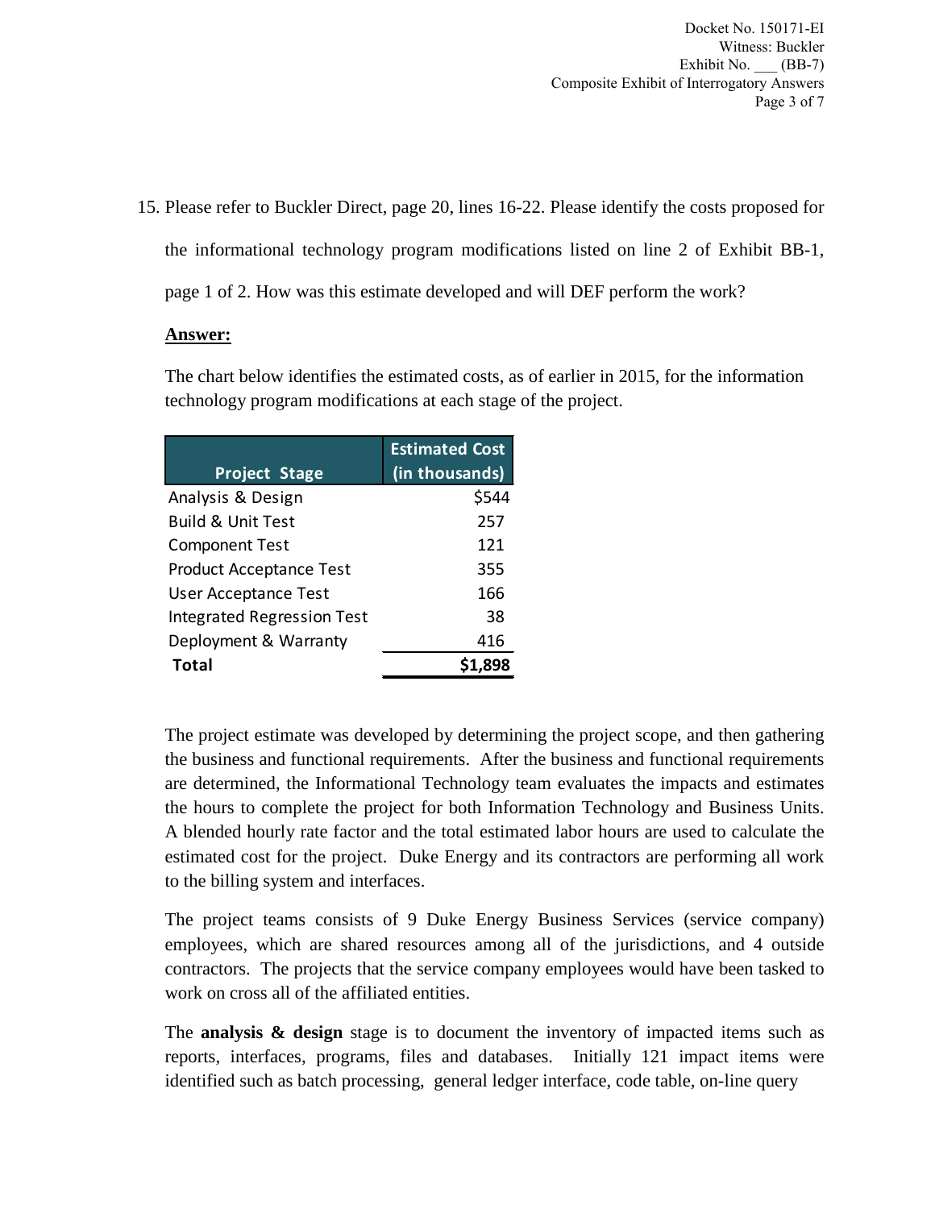15. Please refer to Buckler Direct, page 20, lines 16-22. Please identify the costs proposed for the informational technology program modifications listed on line 2 of Exhibit BB-1, page 1 of 2. How was this estimate developed and will DEF perform the work?

**Answer:**

The chart below identifies the estimated costs, as of earlier in 2015, for the information technology program modifications at each stage of the project.

| Project Stage | Estimated Cost (in thousands) |
|---|---|
| Analysis & Design | $544 |
| Build & Unit Test | 257 |
| Component Test | 121 |
| Product Acceptance Test | 355 |
| User Acceptance Test | 166 |
| Integrated Regression Test | 38 |
| Deployment & Warranty | 416 |
| **Total** | **$1,898** |

The project estimate was developed by determining the project scope, and then gathering the business and functional requirements. After the business and functional requirements are determined, the Informational Technology team evaluates the impacts and estimates the hours to complete the project for both Information Technology and Business Units. A blended hourly rate factor and the total estimated labor hours are used to calculate the estimated cost for the project. Duke Energy and its contractors are performing all work to the billing system and interfaces.

The project teams consists of 9 Duke Energy Business Services (service company) employees, which are shared resources among all of the jurisdictions, and 4 outside contractors. The projects that the service company employees would have been tasked to work on cross all of the affiliated entities.

The **analysis & design** stage is to document the inventory of impacted items such as reports, interfaces, programs, files and databases. Initially 121 impact items were identified such as batch processing, general ledger interface, code table, on-line query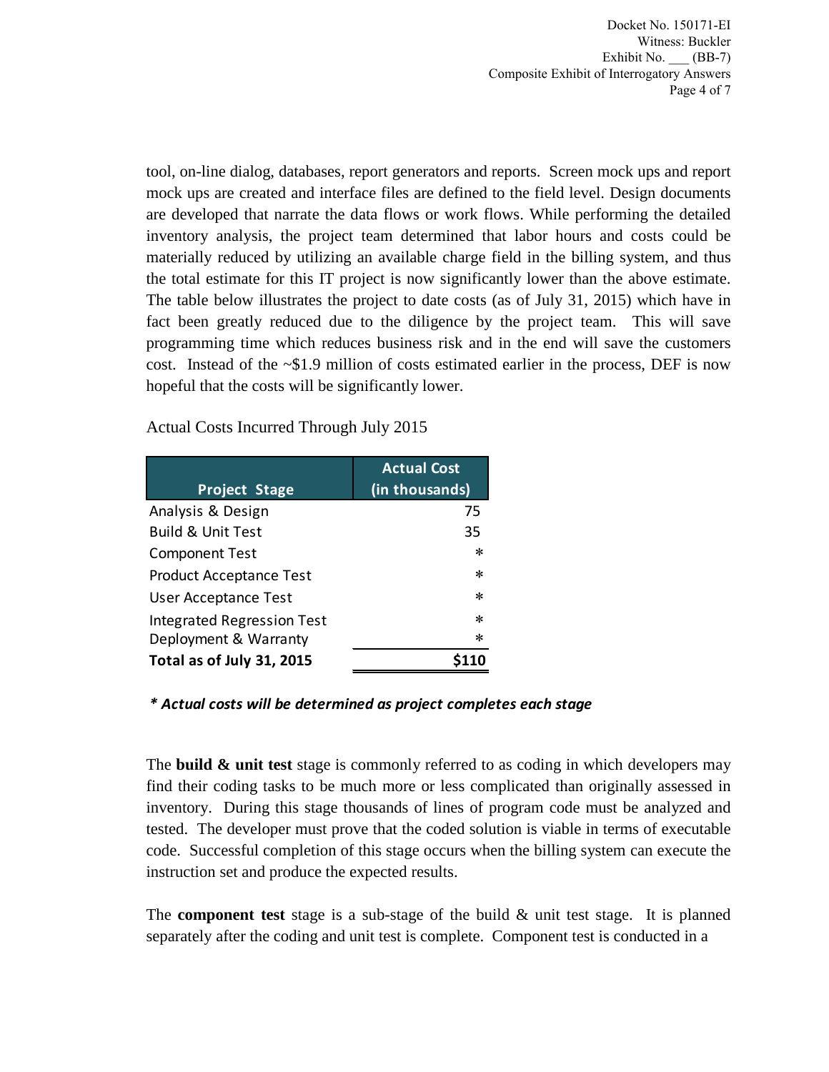tool, on-line dialog, databases, report generators and reports. Screen mock ups and report mock ups are created and interface files are defined to the field level. Design documents are developed that narrate the data flows or work flows. While performing the detailed inventory analysis, the project team determined that labor hours and costs could be materially reduced by utilizing an available charge field in the billing system, and thus the total estimate for this IT project is now significantly lower than the above estimate. The table below illustrates the project to date costs (as of July 31, 2015) which have in fact been greatly reduced due to the diligence by the project team. This will save programming time which reduces business risk and in the end will save the customers cost. Instead of the ~$1.9 million of costs estimated earlier in the process, DEF is now hopeful that the costs will be significantly lower.

Actual Costs Incurred Through July 2015

| Project Stage | Actual Cost (in thousands) |
|---|---|
| Analysis & Design | 75 |
| Build & Unit Test | 35 |
| Component Test | * |
| Product Acceptance Test | * |
| User Acceptance Test | * |
| Integrated Regression Test | * |
| Deployment & Warranty | * |
| **Total as of July 31, 2015** | **$110** |

***\* Actual costs will be determined as project completes each stage***

The **build & unit test** stage is commonly referred to as coding in which developers may find their coding tasks to be much more or less complicated than originally assessed in inventory. During this stage thousands of lines of program code must be analyzed and tested. The developer must prove that the coded solution is viable in terms of executable code. Successful completion of this stage occurs when the billing system can execute the instruction set and produce the expected results.

The **component test** stage is a sub-stage of the build & unit test stage. It is planned separately after the coding and unit test is complete. Component test is conducted in a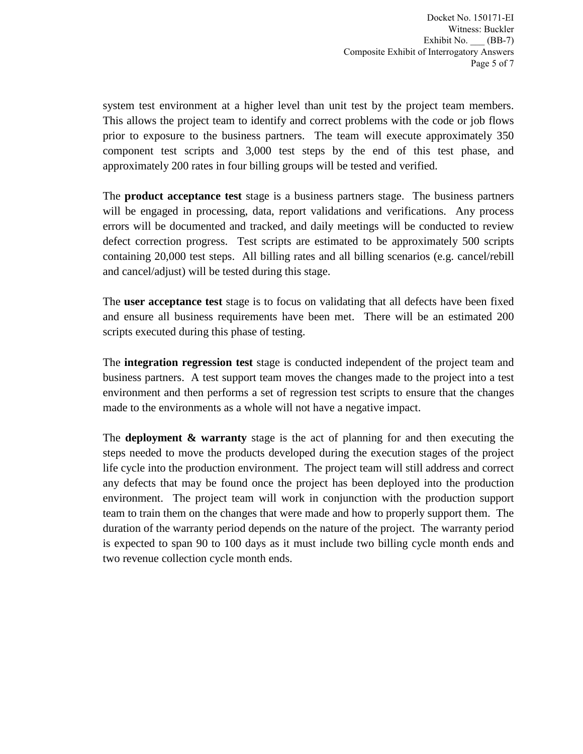system test environment at a higher level than unit test by the project team members. This allows the project team to identify and correct problems with the code or job flows prior to exposure to the business partners. The team will execute approximately 350 component test scripts and 3,000 test steps by the end of this test phase, and approximately 200 rates in four billing groups will be tested and verified.

The **product acceptance test** stage is a business partners stage. The business partners will be engaged in processing, data, report validations and verifications. Any process errors will be documented and tracked, and daily meetings will be conducted to review defect correction progress. Test scripts are estimated to be approximately 500 scripts containing 20,000 test steps. All billing rates and all billing scenarios (e.g. cancel/rebill and cancel/adjust) will be tested during this stage.

The **user acceptance test** stage is to focus on validating that all defects have been fixed and ensure all business requirements have been met. There will be an estimated 200 scripts executed during this phase of testing.

The **integration regression test** stage is conducted independent of the project team and business partners. A test support team moves the changes made to the project into a test environment and then performs a set of regression test scripts to ensure that the changes made to the environments as a whole will not have a negative impact.

The **deployment & warranty** stage is the act of planning for and then executing the steps needed to move the products developed during the execution stages of the project life cycle into the production environment. The project team will still address and correct any defects that may be found once the project has been deployed into the production environment. The project team will work in conjunction with the production support team to train them on the changes that were made and how to properly support them. The duration of the warranty period depends on the nature of the project. The warranty period is expected to span 90 to 100 days as it must include two billing cycle month ends and two revenue collection cycle month ends.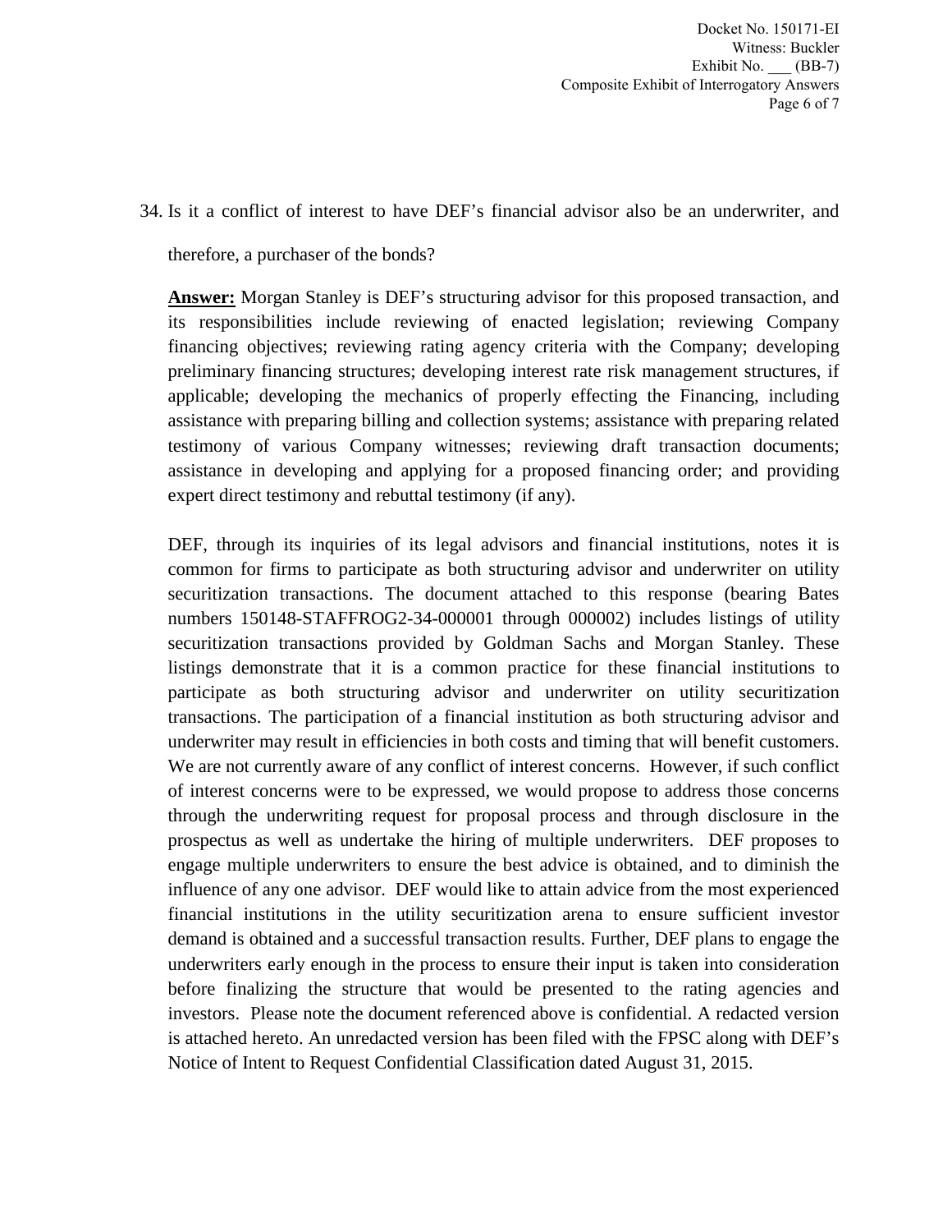34. Is it a conflict of interest to have DEF's financial advisor also be an underwriter, and therefore, a purchaser of the bonds?

**Answer:** Morgan Stanley is DEF's structuring advisor for this proposed transaction, and its responsibilities include reviewing of enacted legislation; reviewing Company financing objectives; reviewing rating agency criteria with the Company; developing preliminary financing structures; developing interest rate risk management structures, if applicable; developing the mechanics of properly effecting the Financing, including assistance with preparing billing and collection systems; assistance with preparing related testimony of various Company witnesses; reviewing draft transaction documents; assistance in developing and applying for a proposed financing order; and providing expert direct testimony and rebuttal testimony (if any).

DEF, through its inquiries of its legal advisors and financial institutions, notes it is common for firms to participate as both structuring advisor and underwriter on utility securitization transactions. The document attached to this response (bearing Bates numbers 150148-STAFFROG2-34-000001 through 000002) includes listings of utility securitization transactions provided by Goldman Sachs and Morgan Stanley. These listings demonstrate that it is a common practice for these financial institutions to participate as both structuring advisor and underwriter on utility securitization transactions. The participation of a financial institution as both structuring advisor and underwriter may result in efficiencies in both costs and timing that will benefit customers. We are not currently aware of any conflict of interest concerns. However, if such conflict of interest concerns were to be expressed, we would propose to address those concerns through the underwriting request for proposal process and through disclosure in the prospectus as well as undertake the hiring of multiple underwriters. DEF proposes to engage multiple underwriters to ensure the best advice is obtained, and to diminish the influence of any one advisor. DEF would like to attain advice from the most experienced financial institutions in the utility securitization arena to ensure sufficient investor demand is obtained and a successful transaction results. Further, DEF plans to engage the underwriters early enough in the process to ensure their input is taken into consideration before finalizing the structure that would be presented to the rating agencies and investors. Please note the document referenced above is confidential. A redacted version is attached hereto. An unredacted version has been filed with the FPSC along with DEF's Notice of Intent to Request Confidential Classification dated August 31, 2015.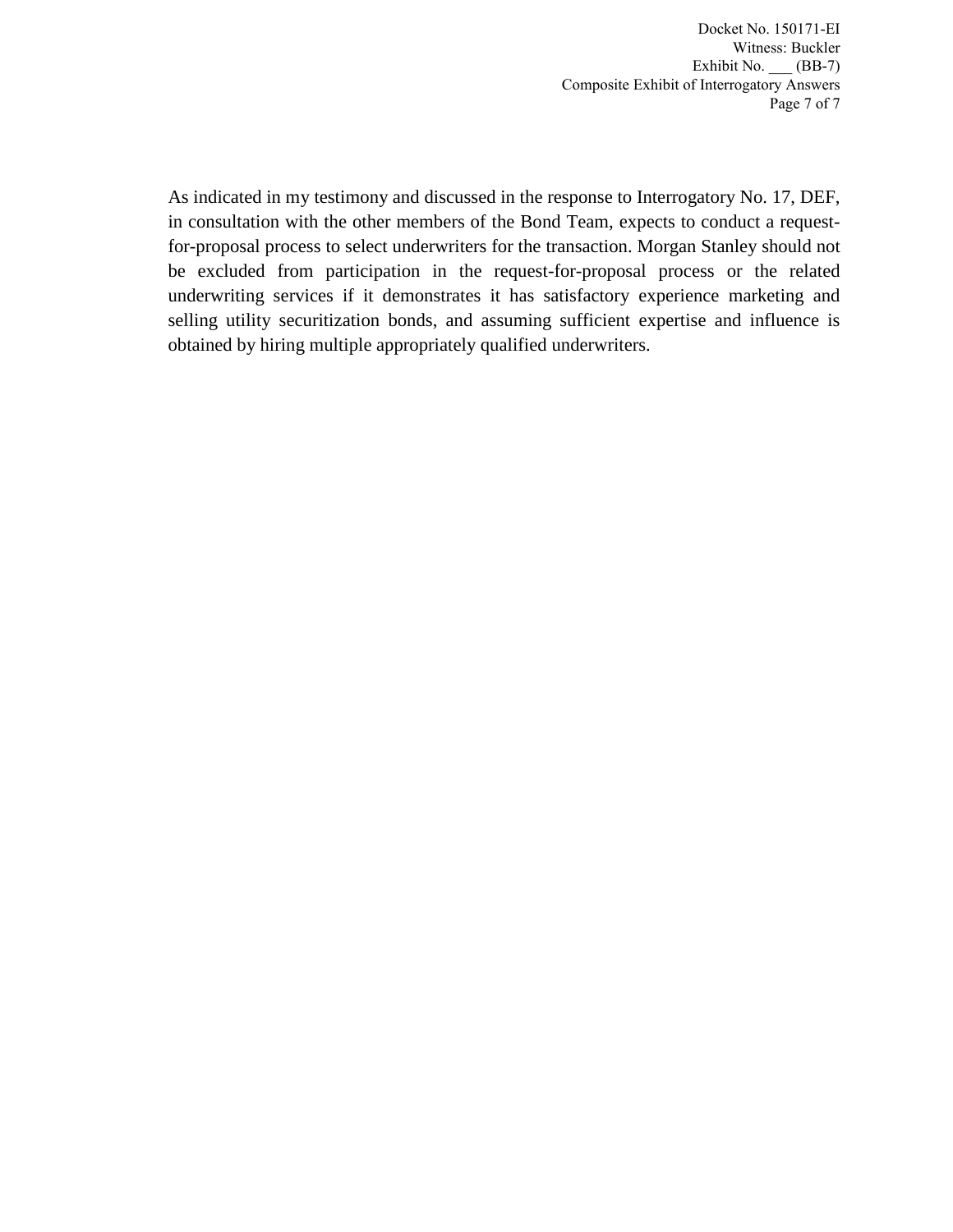As indicated in my testimony and discussed in the response to Interrogatory No. 17, DEF, in consultation with the other members of the Bond Team, expects to conduct a request-for-proposal process to select underwriters for the transaction. Morgan Stanley should not be excluded from participation in the request-for-proposal process or the related underwriting services if it demonstrates it has satisfactory experience marketing and selling utility securitization bonds, and assuming sufficient expertise and influence is obtained by hiring multiple appropriately qualified underwriters.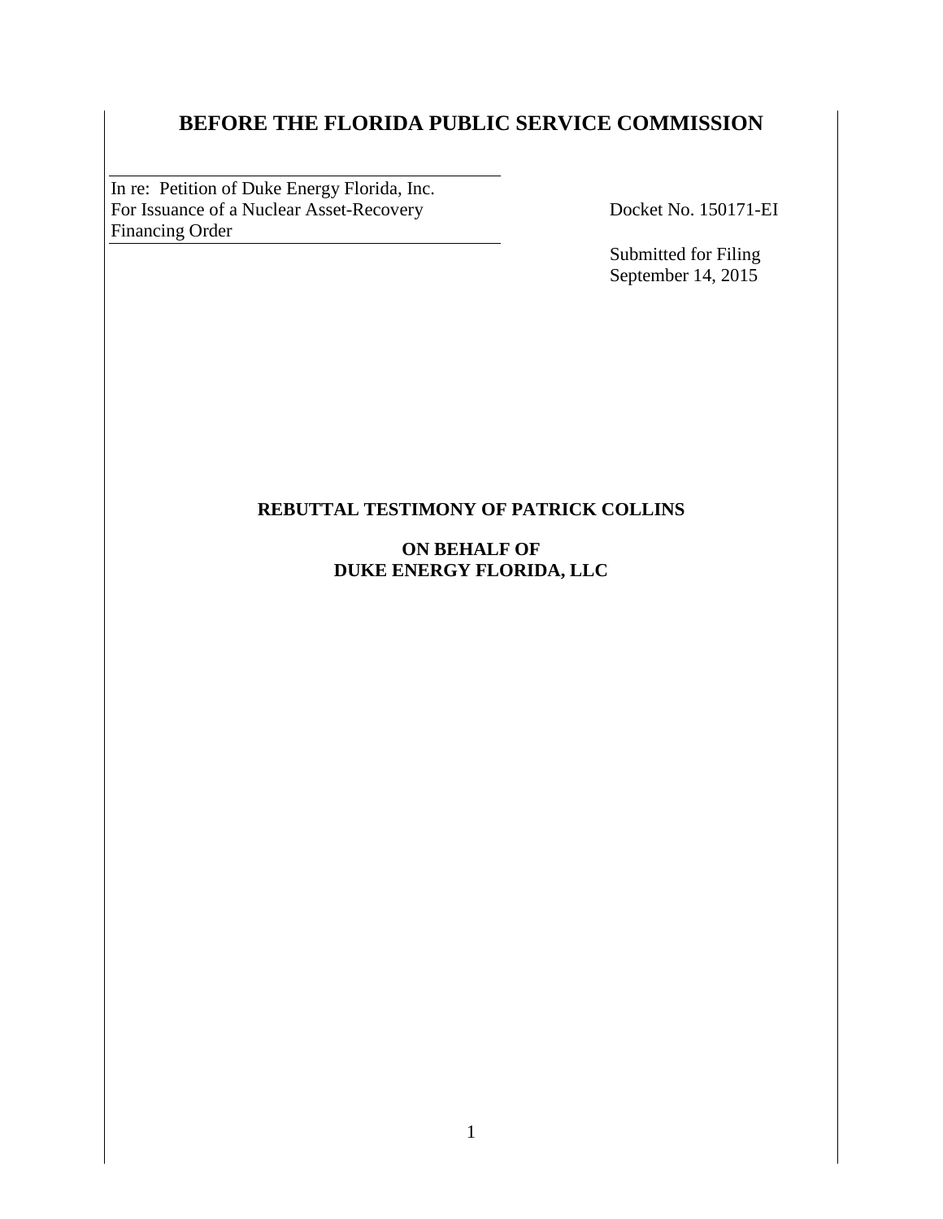# BEFORE THE FLORIDA PUBLIC SERVICE COMMISSION

| In re: Petition of Duke Energy Florida, Inc. For Issuance of a Nuclear Asset-Recovery Financing Order | Docket No. 150171-EI |
|---|---|
| | Submitted for Filing September 14, 2015 |

**REBUTTAL TESTIMONY OF PATRICK COLLINS**

**ON BEHALF OF**
**DUKE ENERGY FLORIDA, LLC**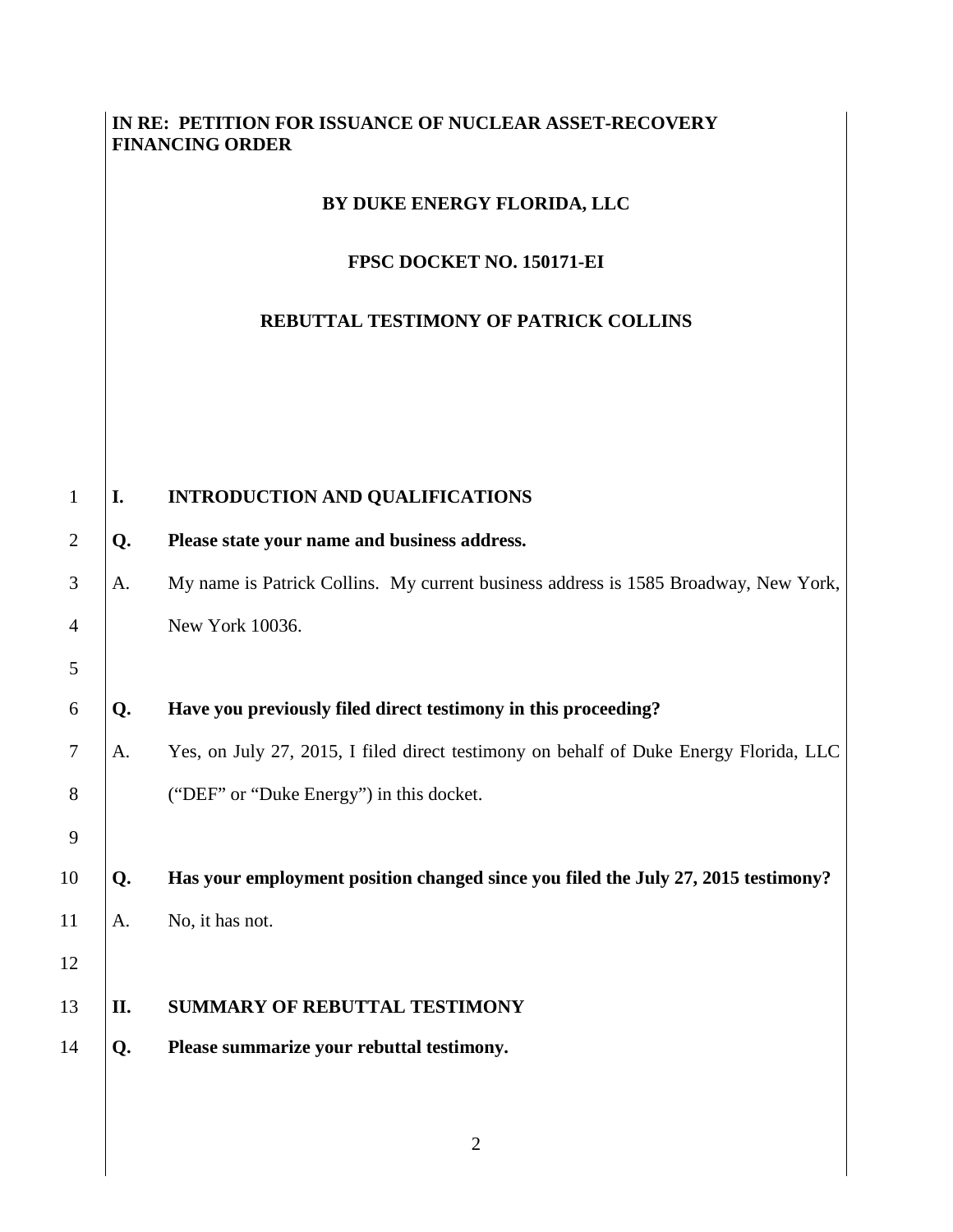**IN RE: PETITION FOR ISSUANCE OF NUCLEAR ASSET-RECOVERY FINANCING ORDER**

**BY DUKE ENERGY FLORIDA, LLC**

**FPSC DOCKET NO. 150171-EI**

**REBUTTAL TESTIMONY OF PATRICK COLLINS**

## I. INTRODUCTION AND QUALIFICATIONS

**Q. Please state your name and business address.**

A. My name is Patrick Collins. My current business address is 1585 Broadway, New York, New York 10036.

**Q. Have you previously filed direct testimony in this proceeding?**

A. Yes, on July 27, 2015, I filed direct testimony on behalf of Duke Energy Florida, LLC ("DEF" or "Duke Energy") in this docket.

**Q. Has your employment position changed since you filed the July 27, 2015 testimony?**

A. No, it has not.

## II. SUMMARY OF REBUTTAL TESTIMONY

**Q. Please summarize your rebuttal testimony.**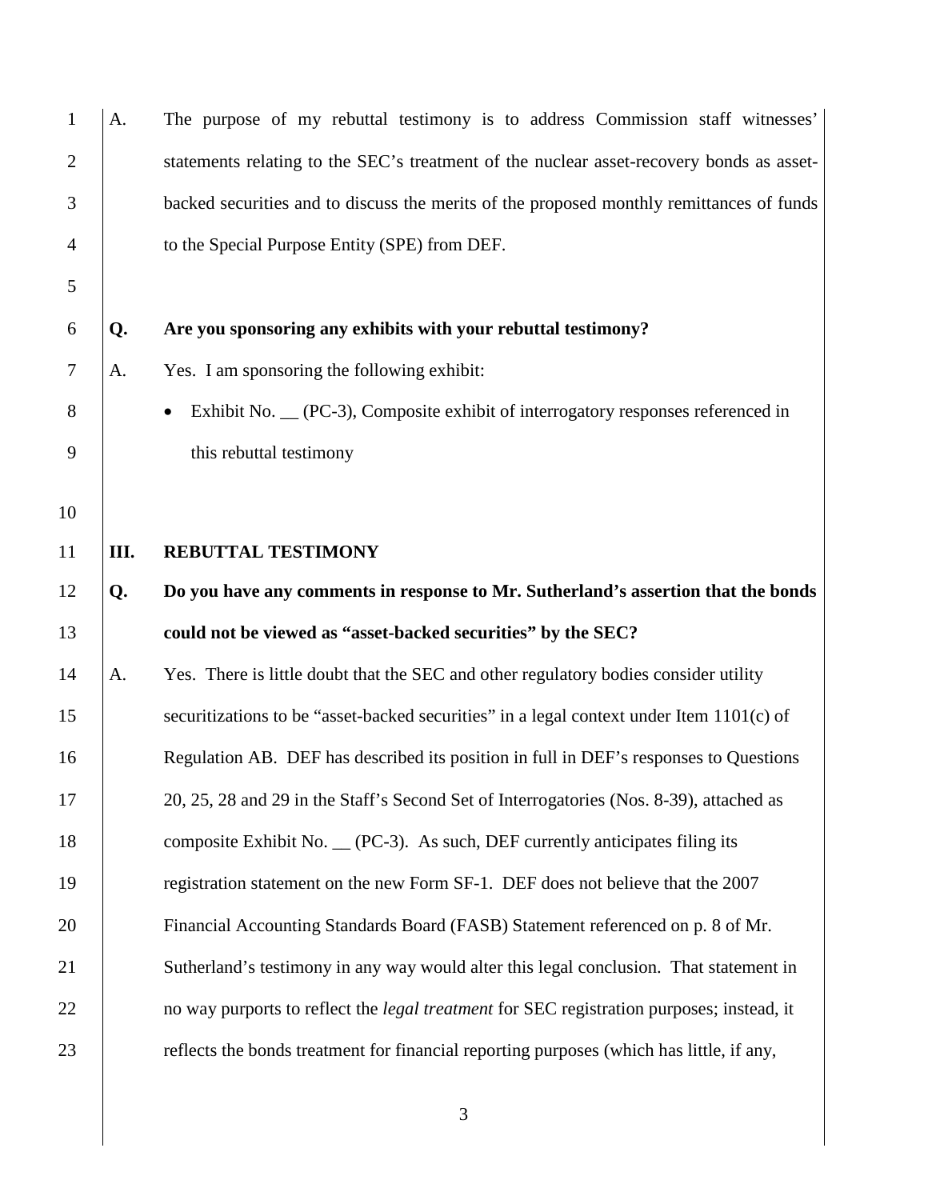A. The purpose of my rebuttal testimony is to address Commission staff witnesses' statements relating to the SEC's treatment of the nuclear asset-recovery bonds as asset-backed securities and to discuss the merits of the proposed monthly remittances of funds to the Special Purpose Entity (SPE) from DEF.

**Q. Are you sponsoring any exhibits with your rebuttal testimony?**

A. Yes. I am sponsoring the following exhibit:

- Exhibit No. __ (PC-3), Composite exhibit of interrogatory responses referenced in this rebuttal testimony

## III. REBUTTAL TESTIMONY

**Q. Do you have any comments in response to Mr. Sutherland's assertion that the bonds could not be viewed as "asset-backed securities" by the SEC?**

A. Yes. There is little doubt that the SEC and other regulatory bodies consider utility securitizations to be "asset-backed securities" in a legal context under Item 1101(c) of Regulation AB. DEF has described its position in full in DEF's responses to Questions 20, 25, 28 and 29 in the Staff's Second Set of Interrogatories (Nos. 8-39), attached as composite Exhibit No. __ (PC-3). As such, DEF currently anticipates filing its registration statement on the new Form SF-1. DEF does not believe that the 2007 Financial Accounting Standards Board (FASB) Statement referenced on p. 8 of Mr. Sutherland's testimony in any way would alter this legal conclusion. That statement in no way purports to reflect the *legal treatment* for SEC registration purposes; instead, it reflects the bonds treatment for financial reporting purposes (which has little, if any,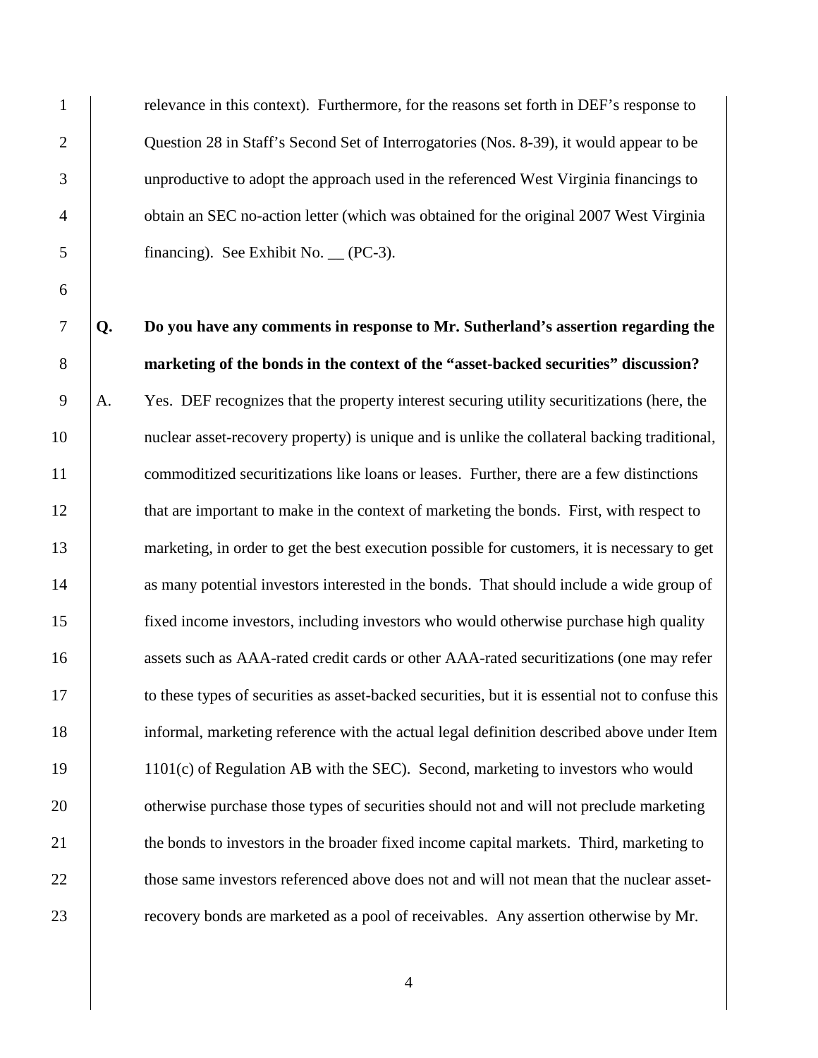relevance in this context). Furthermore, for the reasons set forth in DEF's response to Question 28 in Staff's Second Set of Interrogatories (Nos. 8-39), it would appear to be unproductive to adopt the approach used in the referenced West Virginia financings to obtain an SEC no-action letter (which was obtained for the original 2007 West Virginia financing). See Exhibit No. __ (PC-3).

**Q. Do you have any comments in response to Mr. Sutherland's assertion regarding the marketing of the bonds in the context of the "asset-backed securities" discussion?**

A. Yes. DEF recognizes that the property interest securing utility securitizations (here, the nuclear asset-recovery property) is unique and is unlike the collateral backing traditional, commoditized securitizations like loans or leases. Further, there are a few distinctions that are important to make in the context of marketing the bonds. First, with respect to marketing, in order to get the best execution possible for customers, it is necessary to get as many potential investors interested in the bonds. That should include a wide group of fixed income investors, including investors who would otherwise purchase high quality assets such as AAA-rated credit cards or other AAA-rated securitizations (one may refer to these types of securities as asset-backed securities, but it is essential not to confuse this informal, marketing reference with the actual legal definition described above under Item 1101(c) of Regulation AB with the SEC). Second, marketing to investors who would otherwise purchase those types of securities should not and will not preclude marketing the bonds to investors in the broader fixed income capital markets. Third, marketing to those same investors referenced above does not and will not mean that the nuclear asset-recovery bonds are marketed as a pool of receivables. Any assertion otherwise by Mr.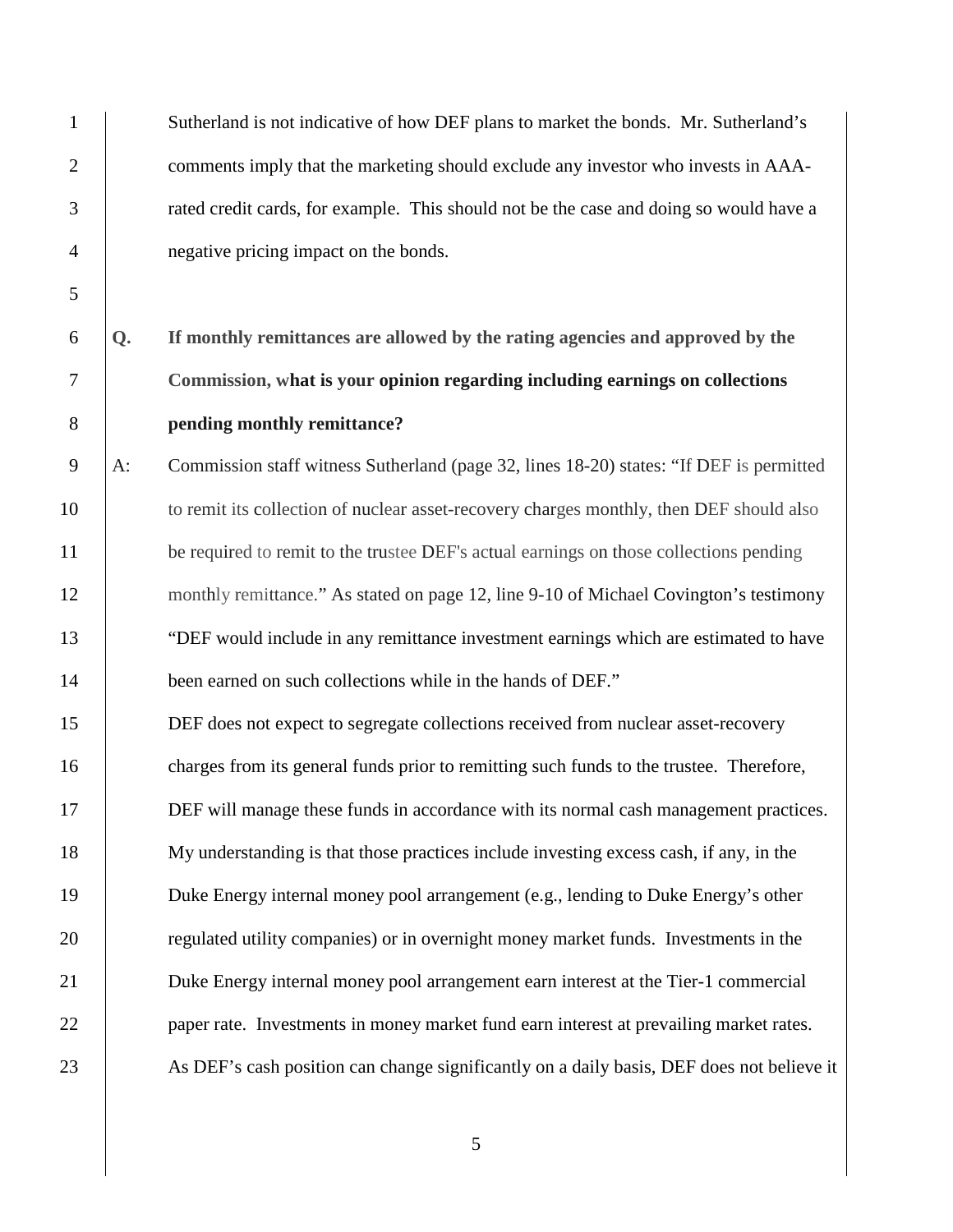Sutherland is not indicative of how DEF plans to market the bonds. Mr. Sutherland's comments imply that the marketing should exclude any investor who invests in AAA-rated credit cards, for example. This should not be the case and doing so would have a negative pricing impact on the bonds.

**Q. If monthly remittances are allowed by the rating agencies and approved by the Commission, what is your opinion regarding including earnings on collections pending monthly remittance?**

A: Commission staff witness Sutherland (page 32, lines 18-20) states: "If DEF is permitted to remit its collection of nuclear asset-recovery charges monthly, then DEF should also be required to remit to the trustee DEF's actual earnings on those collections pending monthly remittance." As stated on page 12, line 9-10 of Michael Covington's testimony "DEF would include in any remittance investment earnings which are estimated to have been earned on such collections while in the hands of DEF."

DEF does not expect to segregate collections received from nuclear asset-recovery charges from its general funds prior to remitting such funds to the trustee. Therefore, DEF will manage these funds in accordance with its normal cash management practices. My understanding is that those practices include investing excess cash, if any, in the Duke Energy internal money pool arrangement (e.g., lending to Duke Energy's other regulated utility companies) or in overnight money market funds. Investments in the Duke Energy internal money pool arrangement earn interest at the Tier-1 commercial paper rate. Investments in money market fund earn interest at prevailing market rates. As DEF's cash position can change significantly on a daily basis, DEF does not believe it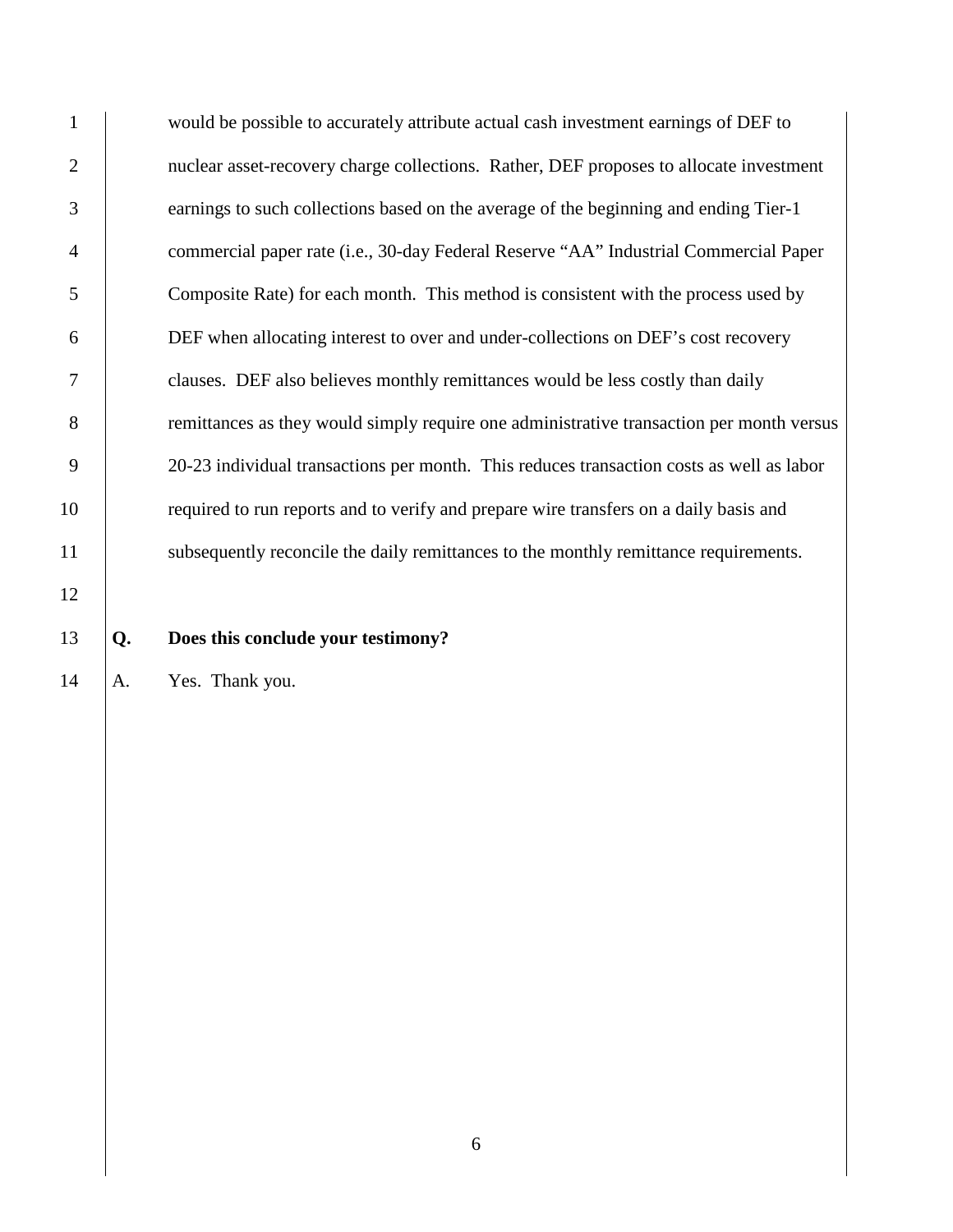would be possible to accurately attribute actual cash investment earnings of DEF to nuclear asset-recovery charge collections. Rather, DEF proposes to allocate investment earnings to such collections based on the average of the beginning and ending Tier-1 commercial paper rate (i.e., 30-day Federal Reserve "AA" Industrial Commercial Paper Composite Rate) for each month. This method is consistent with the process used by DEF when allocating interest to over and under-collections on DEF's cost recovery clauses. DEF also believes monthly remittances would be less costly than daily remittances as they would simply require one administrative transaction per month versus 20-23 individual transactions per month. This reduces transaction costs as well as labor required to run reports and to verify and prepare wire transfers on a daily basis and subsequently reconcile the daily remittances to the monthly remittance requirements.

**Q. Does this conclude your testimony?**

A. Yes. Thank you.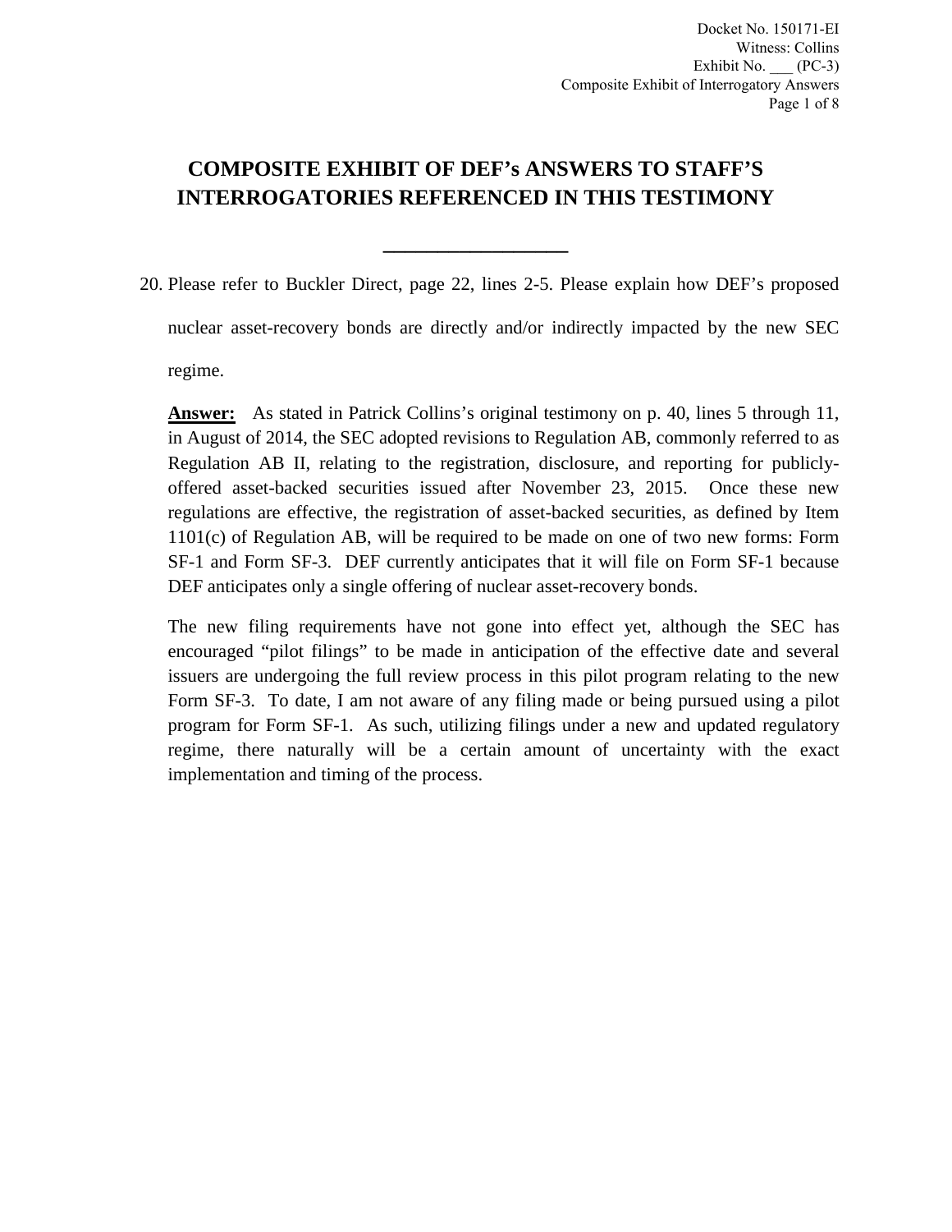# COMPOSITE EXHIBIT OF DEF's ANSWERS TO STAFF'S INTERROGATORIES REFERENCED IN THIS TESTIMONY

---

20. Please refer to Buckler Direct, page 22, lines 2-5. Please explain how DEF's proposed nuclear asset-recovery bonds are directly and/or indirectly impacted by the new SEC regime.

**Answer:** As stated in Patrick Collins's original testimony on p. 40, lines 5 through 11, in August of 2014, the SEC adopted revisions to Regulation AB, commonly referred to as Regulation AB II, relating to the registration, disclosure, and reporting for publicly-offered asset-backed securities issued after November 23, 2015. Once these new regulations are effective, the registration of asset-backed securities, as defined by Item 1101(c) of Regulation AB, will be required to be made on one of two new forms: Form SF-1 and Form SF-3. DEF currently anticipates that it will file on Form SF-1 because DEF anticipates only a single offering of nuclear asset-recovery bonds.

The new filing requirements have not gone into effect yet, although the SEC has encouraged "pilot filings" to be made in anticipation of the effective date and several issuers are undergoing the full review process in this pilot program relating to the new Form SF-3. To date, I am not aware of any filing made or being pursued using a pilot program for Form SF-1. As such, utilizing filings under a new and updated regulatory regime, there naturally will be a certain amount of uncertainty with the exact implementation and timing of the process.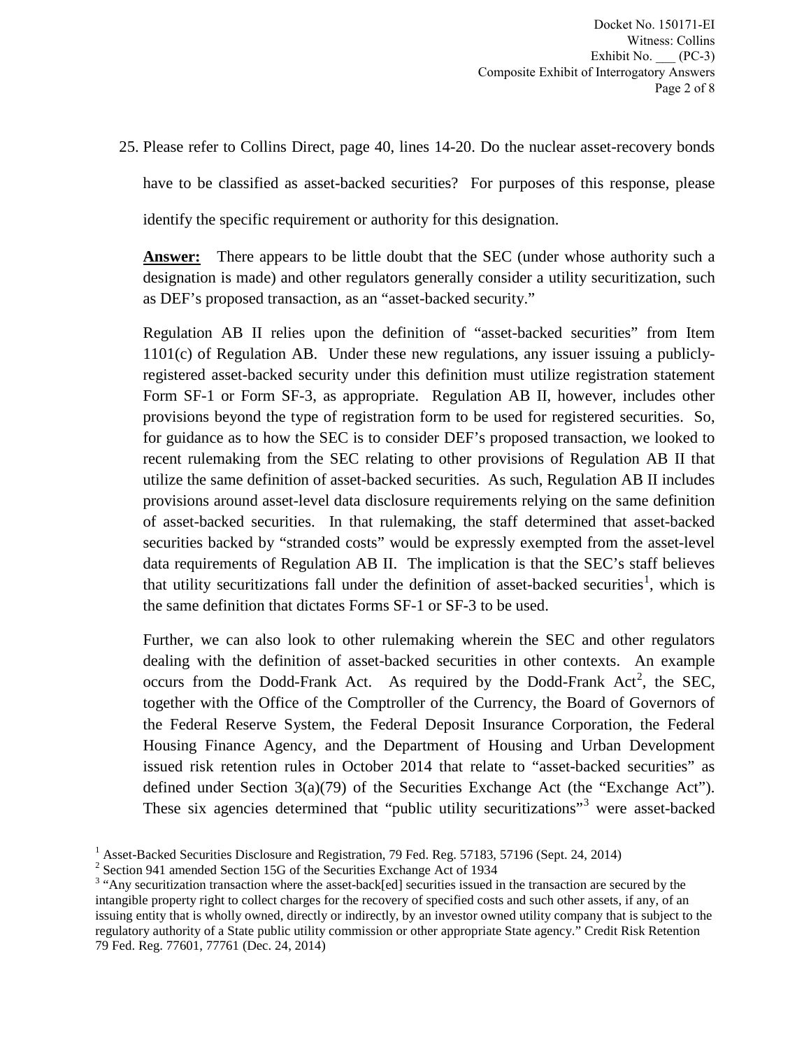25. Please refer to Collins Direct, page 40, lines 14-20. Do the nuclear asset-recovery bonds have to be classified as asset-backed securities? For purposes of this response, please identify the specific requirement or authority for this designation.

**Answer:** There appears to be little doubt that the SEC (under whose authority such a designation is made) and other regulators generally consider a utility securitization, such as DEF's proposed transaction, as an "asset-backed security."

Regulation AB II relies upon the definition of "asset-backed securities" from Item 1101(c) of Regulation AB. Under these new regulations, any issuer issuing a publicly-registered asset-backed security under this definition must utilize registration statement Form SF-1 or Form SF-3, as appropriate. Regulation AB II, however, includes other provisions beyond the type of registration form to be used for registered securities. So, for guidance as to how the SEC is to consider DEF's proposed transaction, we looked to recent rulemaking from the SEC relating to other provisions of Regulation AB II that utilize the same definition of asset-backed securities. As such, Regulation AB II includes provisions around asset-level data disclosure requirements relying on the same definition of asset-backed securities. In that rulemaking, the staff determined that asset-backed securities backed by "stranded costs" would be expressly exempted from the asset-level data requirements of Regulation AB II. The implication is that the SEC's staff believes that utility securitizations fall under the definition of asset-backed securities[1], which is the same definition that dictates Forms SF-1 or SF-3 to be used.

Further, we can also look to other rulemaking wherein the SEC and other regulators dealing with the definition of asset-backed securities in other contexts. An example occurs from the Dodd-Frank Act. As required by the Dodd-Frank Act[2], the SEC, together with the Office of the Comptroller of the Currency, the Board of Governors of the Federal Reserve System, the Federal Deposit Insurance Corporation, the Federal Housing Finance Agency, and the Department of Housing and Urban Development issued risk retention rules in October 2014 that relate to "asset-backed securities" as defined under Section 3(a)(79) of the Securities Exchange Act (the "Exchange Act"). These six agencies determined that "public utility securitizations"[3] were asset-backed

[1] Asset-Backed Securities Disclosure and Registration, 79 Fed. Reg. 57183, 57196 (Sept. 24, 2014)

[2] Section 941 amended Section 15G of the Securities Exchange Act of 1934

[3] "Any securitization transaction where the asset-back[ed] securities issued in the transaction are secured by the intangible property right to collect charges for the recovery of specified costs and such other assets, if any, of an issuing entity that is wholly owned, directly or indirectly, by an investor owned utility company that is subject to the regulatory authority of a State public utility commission or other appropriate State agency." Credit Risk Retention 79 Fed. Reg. 77601, 77761 (Dec. 24, 2014)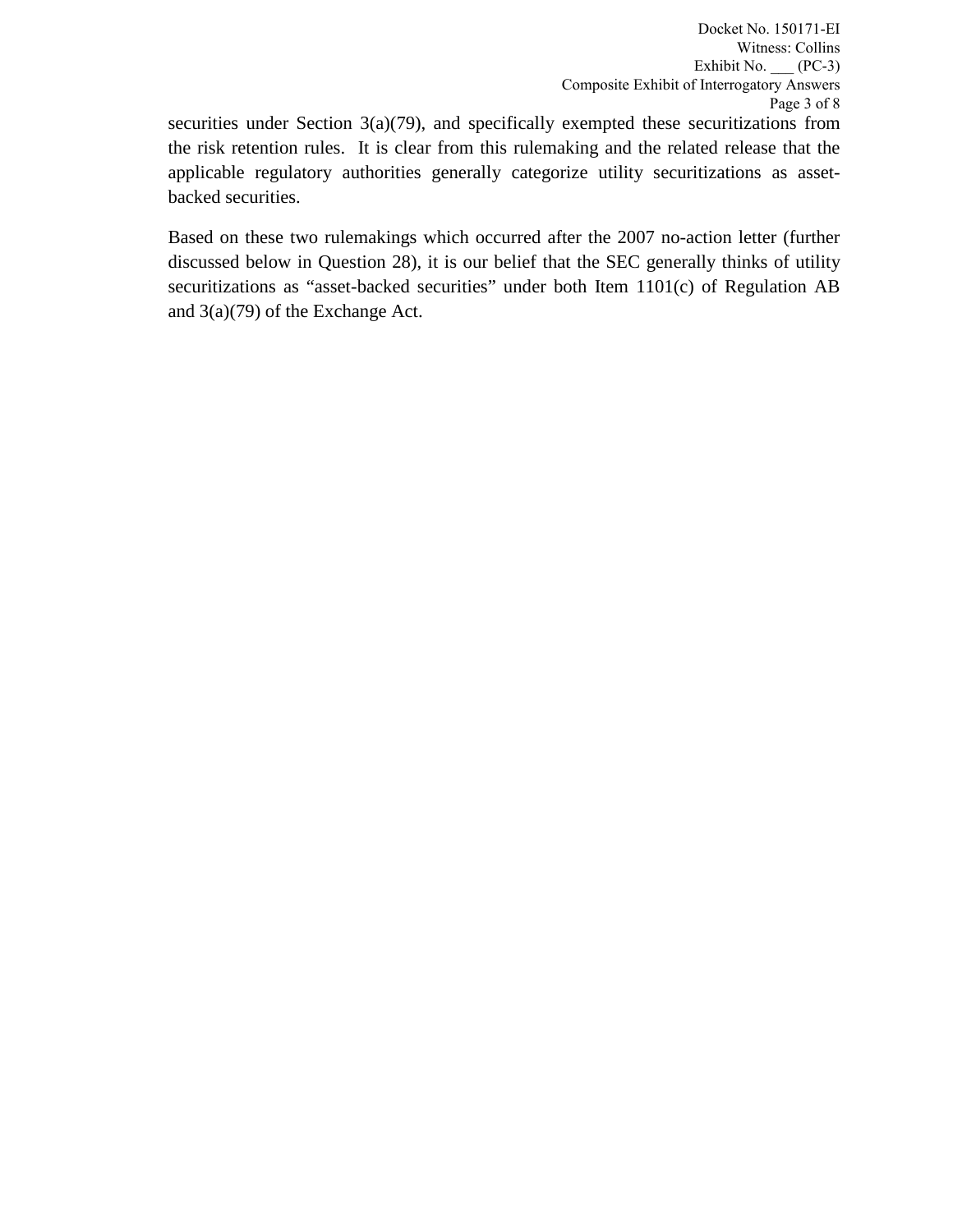securities under Section 3(a)(79), and specifically exempted these securitizations from the risk retention rules. It is clear from this rulemaking and the related release that the applicable regulatory authorities generally categorize utility securitizations as asset-backed securities.

Based on these two rulemakings which occurred after the 2007 no-action letter (further discussed below in Question 28), it is our belief that the SEC generally thinks of utility securitizations as "asset-backed securities" under both Item 1101(c) of Regulation AB and 3(a)(79) of the Exchange Act.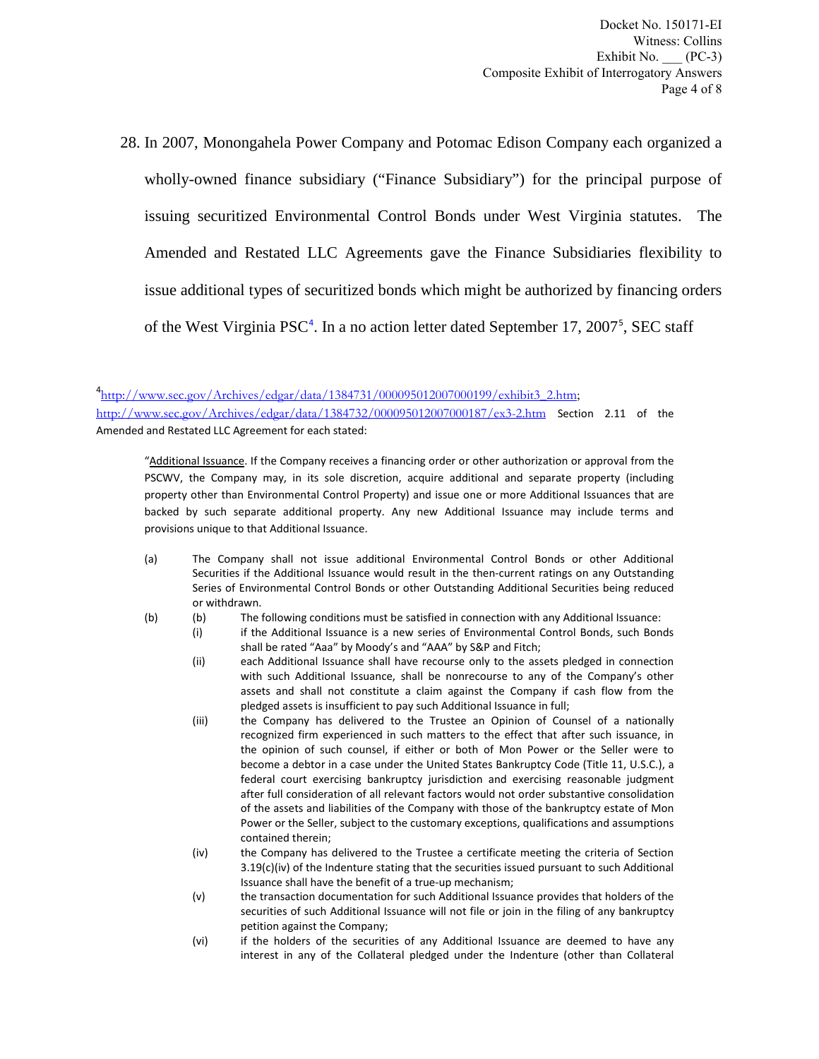28. In 2007, Monongahela Power Company and Potomac Edison Company each organized a wholly-owned finance subsidiary ("Finance Subsidiary") for the principal purpose of issuing securitized Environmental Control Bonds under West Virginia statutes. The Amended and Restated LLC Agreements gave the Finance Subsidiaries flexibility to issue additional types of securitized bonds which might be authorized by financing orders of the West Virginia PSC[4]. In a no action letter dated September 17, 2007[5], SEC staff

---

[4] http://www.sec.gov/Archives/edgar/data/1384731/000095012007000199/exhibit3_2.htm; http://www.sec.gov/Archives/edgar/data/1384732/000095012007000187/ex3-2.htm Section 2.11 of the Amended and Restated LLC Agreement for each stated:

> "Additional Issuance. If the Company receives a financing order or other authorization or approval from the PSCWV, the Company may, in its sole discretion, acquire additional and separate property (including property other than Environmental Control Property) and issue one or more Additional Issuances that are backed by such separate additional property. Any new Additional Issuance may include terms and provisions unique to that Additional Issuance.
>
> (a) The Company shall not issue additional Environmental Control Bonds or other Additional Securities if the Additional Issuance would result in the then-current ratings on any Outstanding Series of Environmental Control Bonds or other Outstanding Additional Securities being reduced or withdrawn.
>
> (b) (b) The following conditions must be satisfied in connection with any Additional Issuance:
>
> (i) if the Additional Issuance is a new series of Environmental Control Bonds, such Bonds shall be rated "Aaa" by Moody's and "AAA" by S&P and Fitch;
>
> (ii) each Additional Issuance shall have recourse only to the assets pledged in connection with such Additional Issuance, shall be nonrecourse to any of the Company's other assets and shall not constitute a claim against the Company if cash flow from the pledged assets is insufficient to pay such Additional Issuance in full;
>
> (iii) the Company has delivered to the Trustee an Opinion of Counsel of a nationally recognized firm experienced in such matters to the effect that after such issuance, in the opinion of such counsel, if either or both of Mon Power or the Seller were to become a debtor in a case under the United States Bankruptcy Code (Title 11, U.S.C.), a federal court exercising bankruptcy jurisdiction and exercising reasonable judgment after full consideration of all relevant factors would not order substantive consolidation of the assets and liabilities of the Company with those of the bankruptcy estate of Mon Power or the Seller, subject to the customary exceptions, qualifications and assumptions contained therein;
>
> (iv) the Company has delivered to the Trustee a certificate meeting the criteria of Section 3.19(c)(iv) of the Indenture stating that the securities issued pursuant to such Additional Issuance shall have the benefit of a true-up mechanism;
>
> (v) the transaction documentation for such Additional Issuance provides that holders of the securities of such Additional Issuance will not file or join in the filing of any bankruptcy petition against the Company;
>
> (vi) if the holders of the securities of any Additional Issuance are deemed to have any interest in any of the Collateral pledged under the Indenture (other than Collateral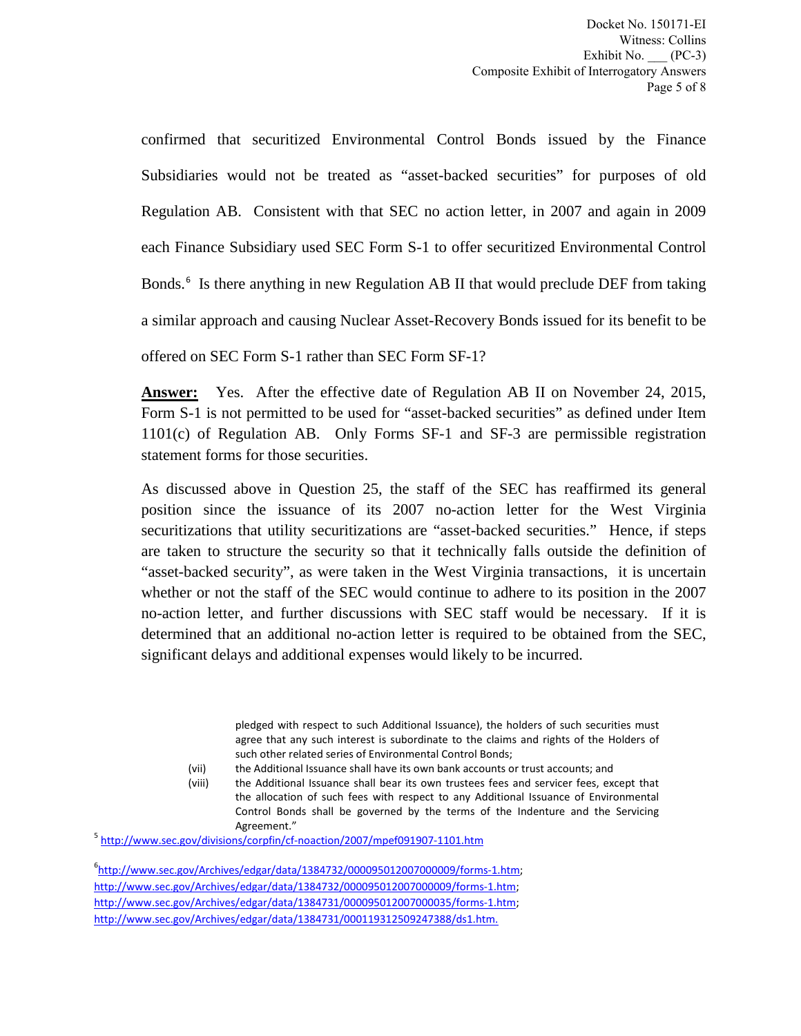confirmed that securitized Environmental Control Bonds issued by the Finance Subsidiaries would not be treated as "asset-backed securities" for purposes of old Regulation AB. Consistent with that SEC no action letter, in 2007 and again in 2009 each Finance Subsidiary used SEC Form S-1 to offer securitized Environmental Control Bonds.[6] Is there anything in new Regulation AB II that would preclude DEF from taking a similar approach and causing Nuclear Asset-Recovery Bonds issued for its benefit to be offered on SEC Form S-1 rather than SEC Form SF-1?

**Answer:** Yes. After the effective date of Regulation AB II on November 24, 2015, Form S-1 is not permitted to be used for "asset-backed securities" as defined under Item 1101(c) of Regulation AB. Only Forms SF-1 and SF-3 are permissible registration statement forms for those securities.

As discussed above in Question 25, the staff of the SEC has reaffirmed its general position since the issuance of its 2007 no-action letter for the West Virginia securitizations that utility securitizations are "asset-backed securities." Hence, if steps are taken to structure the security so that it technically falls outside the definition of "asset-backed security", as were taken in the West Virginia transactions, it is uncertain whether or not the staff of the SEC would continue to adhere to its position in the 2007 no-action letter, and further discussions with SEC staff would be necessary. If it is determined that an additional no-action letter is required to be obtained from the SEC, significant delays and additional expenses would likely to be incurred.

pledged with respect to such Additional Issuance), the holders of such securities must agree that any such interest is subordinate to the claims and rights of the Holders of such other related series of Environmental Control Bonds;

(vii) the Additional Issuance shall have its own bank accounts or trust accounts; and

(viii) the Additional Issuance shall bear its own trustees fees and servicer fees, except that the allocation of such fees with respect to any Additional Issuance of Environmental Control Bonds shall be governed by the terms of the Indenture and the Servicing Agreement."

[5] http://www.sec.gov/divisions/corpfin/cf-noaction/2007/mpef091907-1101.htm

[6] http://www.sec.gov/Archives/edgar/data/1384732/000095012007000009/forms-1.htm; http://www.sec.gov/Archives/edgar/data/1384732/000095012007000009/forms-1.htm; http://www.sec.gov/Archives/edgar/data/1384731/000095012007000035/forms-1.htm; http://www.sec.gov/Archives/edgar/data/1384731/000119312509247388/ds1.htm.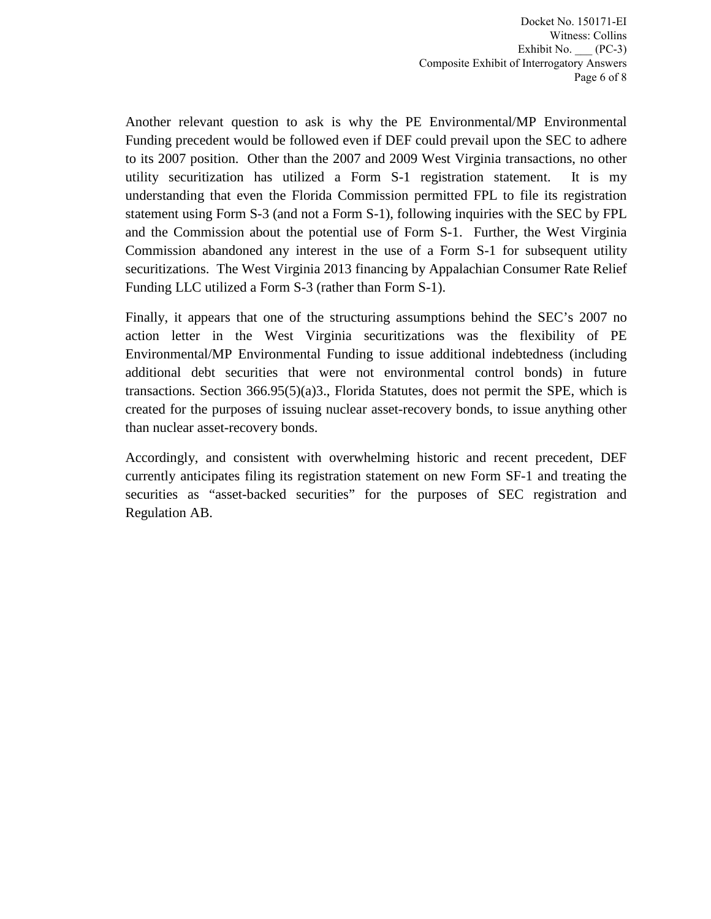Another relevant question to ask is why the PE Environmental/MP Environmental Funding precedent would be followed even if DEF could prevail upon the SEC to adhere to its 2007 position. Other than the 2007 and 2009 West Virginia transactions, no other utility securitization has utilized a Form S-1 registration statement. It is my understanding that even the Florida Commission permitted FPL to file its registration statement using Form S-3 (and not a Form S-1), following inquiries with the SEC by FPL and the Commission about the potential use of Form S-1. Further, the West Virginia Commission abandoned any interest in the use of a Form S-1 for subsequent utility securitizations. The West Virginia 2013 financing by Appalachian Consumer Rate Relief Funding LLC utilized a Form S-3 (rather than Form S-1).

Finally, it appears that one of the structuring assumptions behind the SEC's 2007 no action letter in the West Virginia securitizations was the flexibility of PE Environmental/MP Environmental Funding to issue additional indebtedness (including additional debt securities that were not environmental control bonds) in future transactions. Section 366.95(5)(a)3., Florida Statutes, does not permit the SPE, which is created for the purposes of issuing nuclear asset-recovery bonds, to issue anything other than nuclear asset-recovery bonds.

Accordingly, and consistent with overwhelming historic and recent precedent, DEF currently anticipates filing its registration statement on new Form SF-1 and treating the securities as "asset-backed securities" for the purposes of SEC registration and Regulation AB.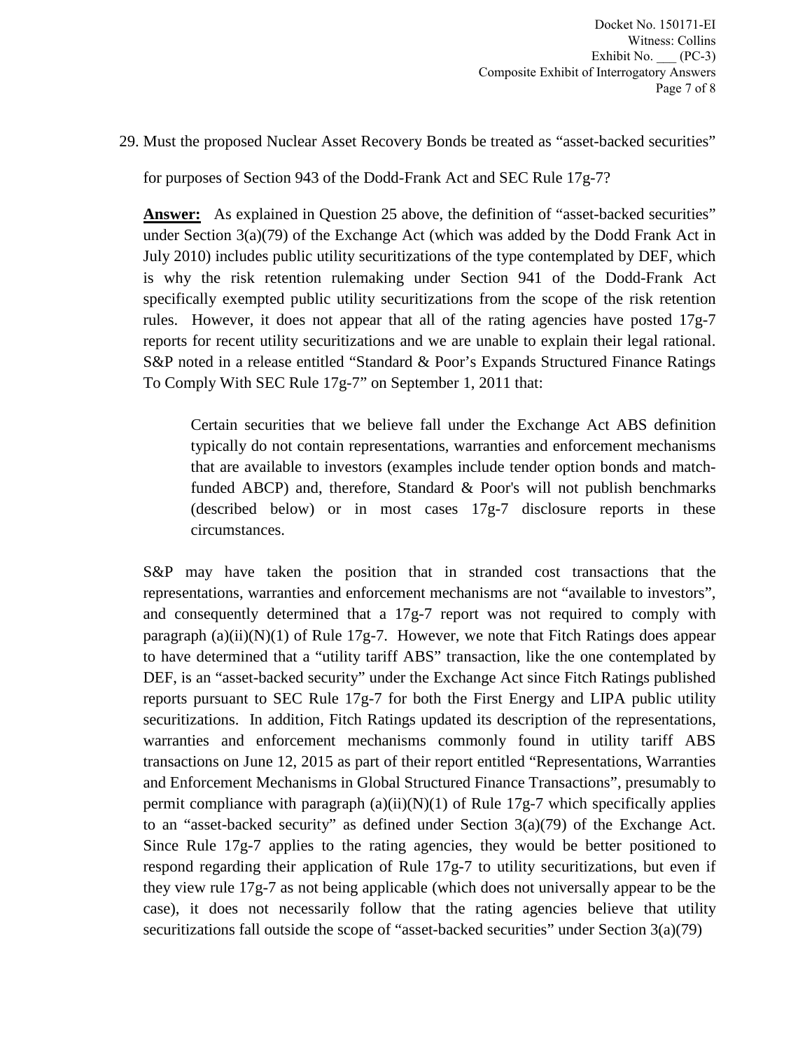29. Must the proposed Nuclear Asset Recovery Bonds be treated as "asset-backed securities" for purposes of Section 943 of the Dodd-Frank Act and SEC Rule 17g-7?

**Answer:** As explained in Question 25 above, the definition of "asset-backed securities" under Section 3(a)(79) of the Exchange Act (which was added by the Dodd Frank Act in July 2010) includes public utility securitizations of the type contemplated by DEF, which is why the risk retention rulemaking under Section 941 of the Dodd-Frank Act specifically exempted public utility securitizations from the scope of the risk retention rules. However, it does not appear that all of the rating agencies have posted 17g-7 reports for recent utility securitizations and we are unable to explain their legal rational. S&P noted in a release entitled "Standard & Poor's Expands Structured Finance Ratings To Comply With SEC Rule 17g-7" on September 1, 2011 that:

> Certain securities that we believe fall under the Exchange Act ABS definition typically do not contain representations, warranties and enforcement mechanisms that are available to investors (examples include tender option bonds and match-funded ABCP) and, therefore, Standard & Poor's will not publish benchmarks (described below) or in most cases 17g-7 disclosure reports in these circumstances.

S&P may have taken the position that in stranded cost transactions that the representations, warranties and enforcement mechanisms are not "available to investors", and consequently determined that a 17g-7 report was not required to comply with paragraph (a)(ii)(N)(1) of Rule 17g-7. However, we note that Fitch Ratings does appear to have determined that a "utility tariff ABS" transaction, like the one contemplated by DEF, is an "asset-backed security" under the Exchange Act since Fitch Ratings published reports pursuant to SEC Rule 17g-7 for both the First Energy and LIPA public utility securitizations. In addition, Fitch Ratings updated its description of the representations, warranties and enforcement mechanisms commonly found in utility tariff ABS transactions on June 12, 2015 as part of their report entitled "Representations, Warranties and Enforcement Mechanisms in Global Structured Finance Transactions", presumably to permit compliance with paragraph (a)(ii)(N)(1) of Rule 17g-7 which specifically applies to an "asset-backed security" as defined under Section 3(a)(79) of the Exchange Act. Since Rule 17g-7 applies to the rating agencies, they would be better positioned to respond regarding their application of Rule 17g-7 to utility securitizations, but even if they view rule 17g-7 as not being applicable (which does not universally appear to be the case), it does not necessarily follow that the rating agencies believe that utility securitizations fall outside the scope of "asset-backed securities" under Section 3(a)(79)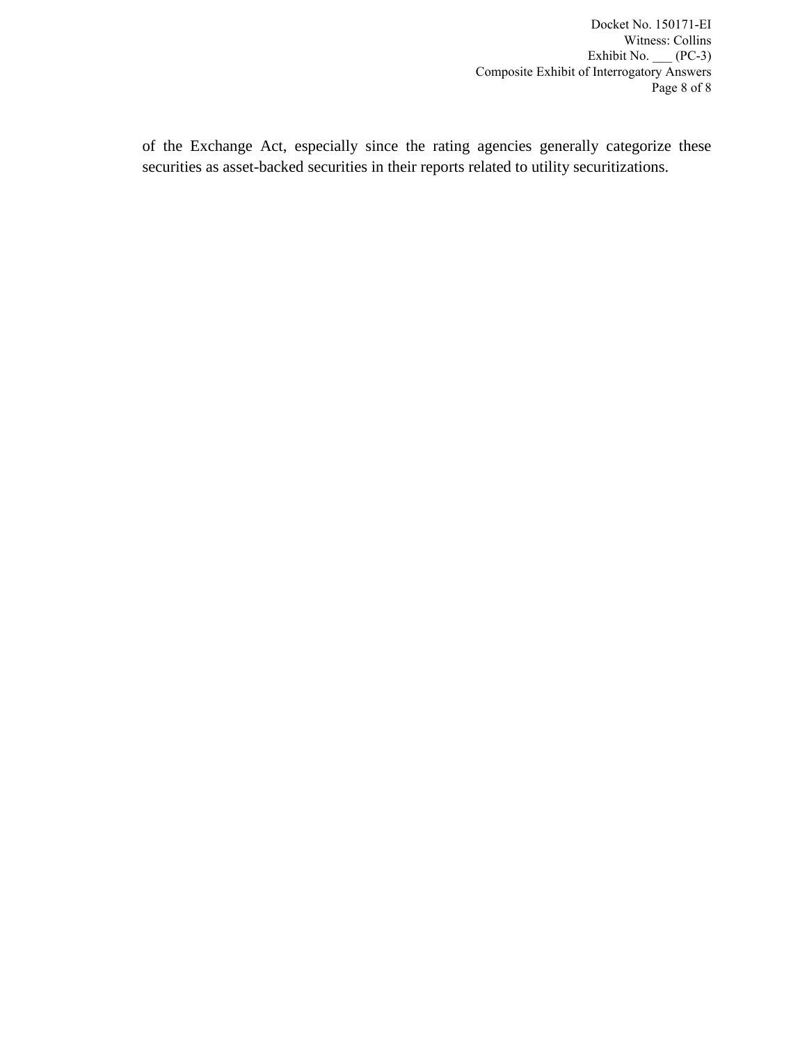of the Exchange Act, especially since the rating agencies generally categorize these securities as asset-backed securities in their reports related to utility securitizations.